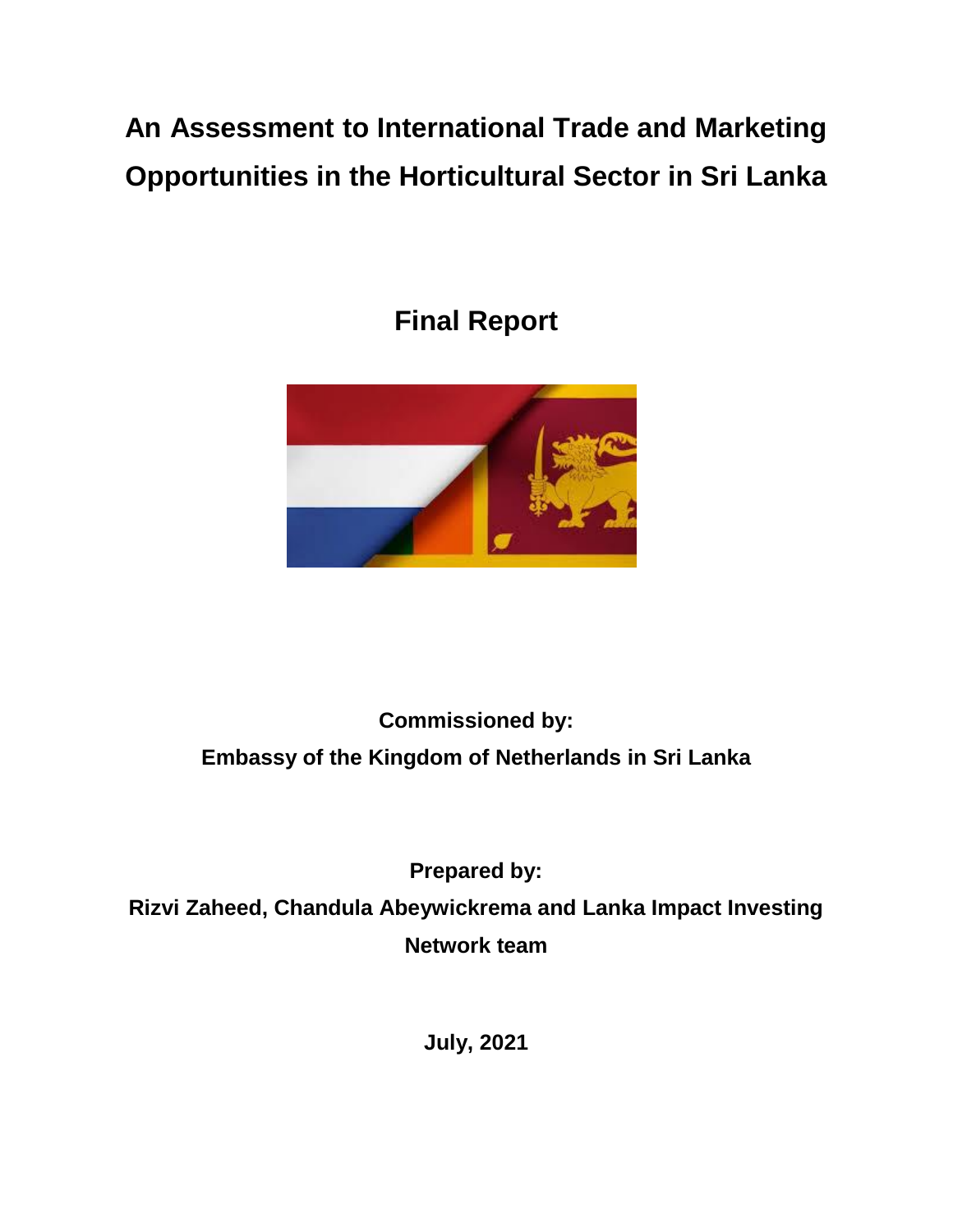# An Assessment to International Trade and Marketing Opportunities in the Horticultural Sector in Sri Lanka

## Final Report

**Commissioned by:**

**Embassy of the Kingdom of Netherlands in Sri Lanka**

**Prepared by:**

**Rizvi Zaheed, Chandula Abeywickrema and Lanka Impact Investing Network team**

**July, 2021**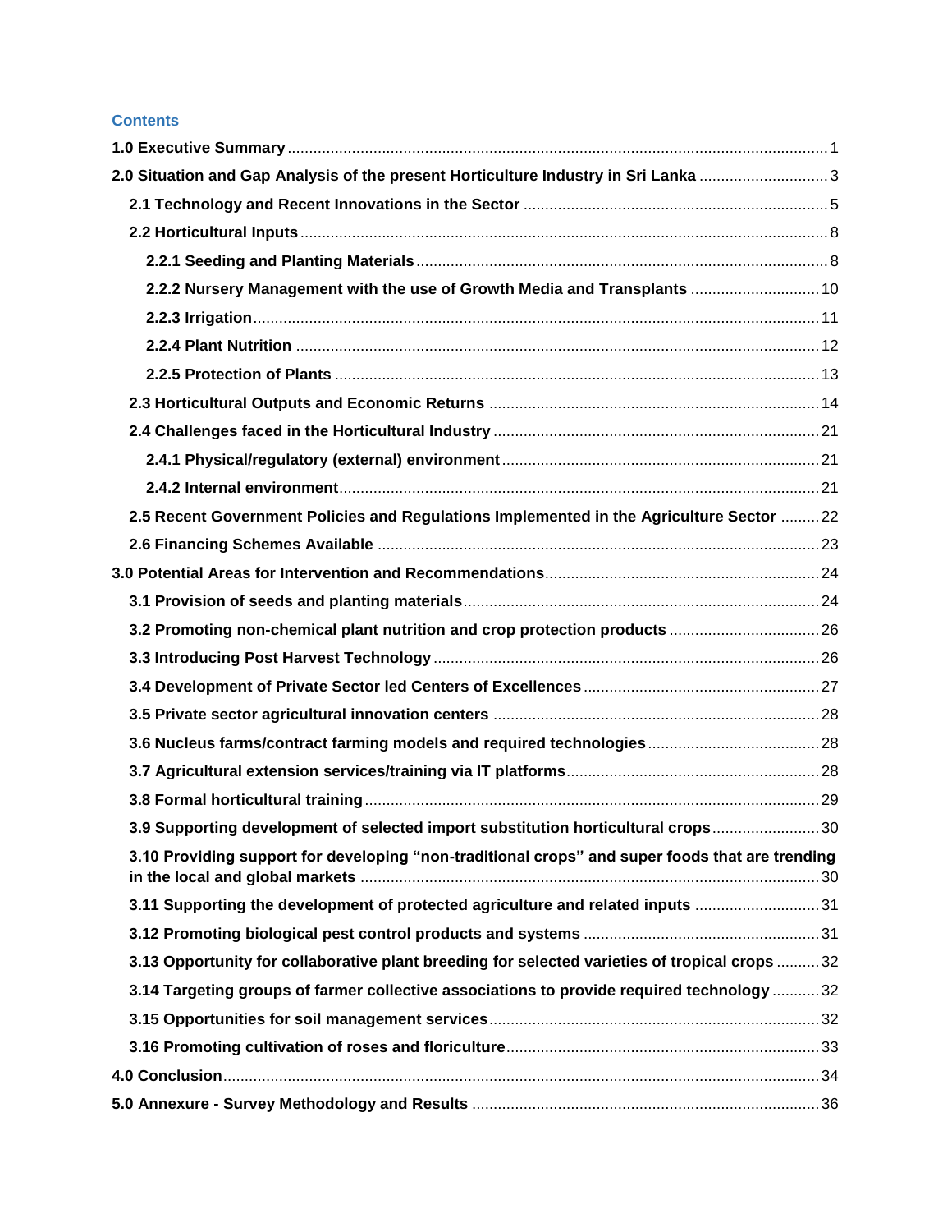## Contents

**1.0 Executive Summary** ..... 1

**2.0 Situation and Gap Analysis of the present Horticulture Industry in Sri Lanka** ..... 3

- **2.1 Technology and Recent Innovations in the Sector** ..... 5
- **2.2 Horticultural Inputs** ..... 8
  - **2.2.1 Seeding and Planting Materials** ..... 8
  - **2.2.2 Nursery Management with the use of Growth Media and Transplants** ..... 10
  - **2.2.3 Irrigation** ..... 11
  - **2.2.4 Plant Nutrition** ..... 12
  - **2.2.5 Protection of Plants** ..... 13
- **2.3 Horticultural Outputs and Economic Returns** ..... 14
- **2.4 Challenges faced in the Horticultural Industry** ..... 21
  - **2.4.1 Physical/regulatory (external) environment** ..... 21
  - **2.4.2 Internal environment** ..... 21
- **2.5 Recent Government Policies and Regulations Implemented in the Agriculture Sector** ..... 22
- **2.6 Financing Schemes Available** ..... 23

**3.0 Potential Areas for Intervention and Recommendations** ..... 24

- **3.1 Provision of seeds and planting materials** ..... 24
- **3.2 Promoting non-chemical plant nutrition and crop protection products** ..... 26
- **3.3 Introducing Post Harvest Technology** ..... 26
- **3.4 Development of Private Sector led Centers of Excellences** ..... 27
- **3.5 Private sector agricultural innovation centers** ..... 28
- **3.6 Nucleus farms/contract farming models and required technologies** ..... 28
- **3.7 Agricultural extension services/training via IT platforms** ..... 28
- **3.8 Formal horticultural training** ..... 29
- **3.9 Supporting development of selected import substitution horticultural crops** ..... 30
- **3.10 Providing support for developing "non-traditional crops" and super foods that are trending in the local and global markets** ..... 30
- **3.11 Supporting the development of protected agriculture and related inputs** ..... 31
- **3.12 Promoting biological pest control products and systems** ..... 31
- **3.13 Opportunity for collaborative plant breeding for selected varieties of tropical crops** ..... 32
- **3.14 Targeting groups of farmer collective associations to provide required technology** ..... 32
- **3.15 Opportunities for soil management services** ..... 32
- **3.16 Promoting cultivation of roses and floriculture** ..... 33

**4.0 Conclusion** ..... 34

**5.0 Annexure - Survey Methodology and Results** ..... 36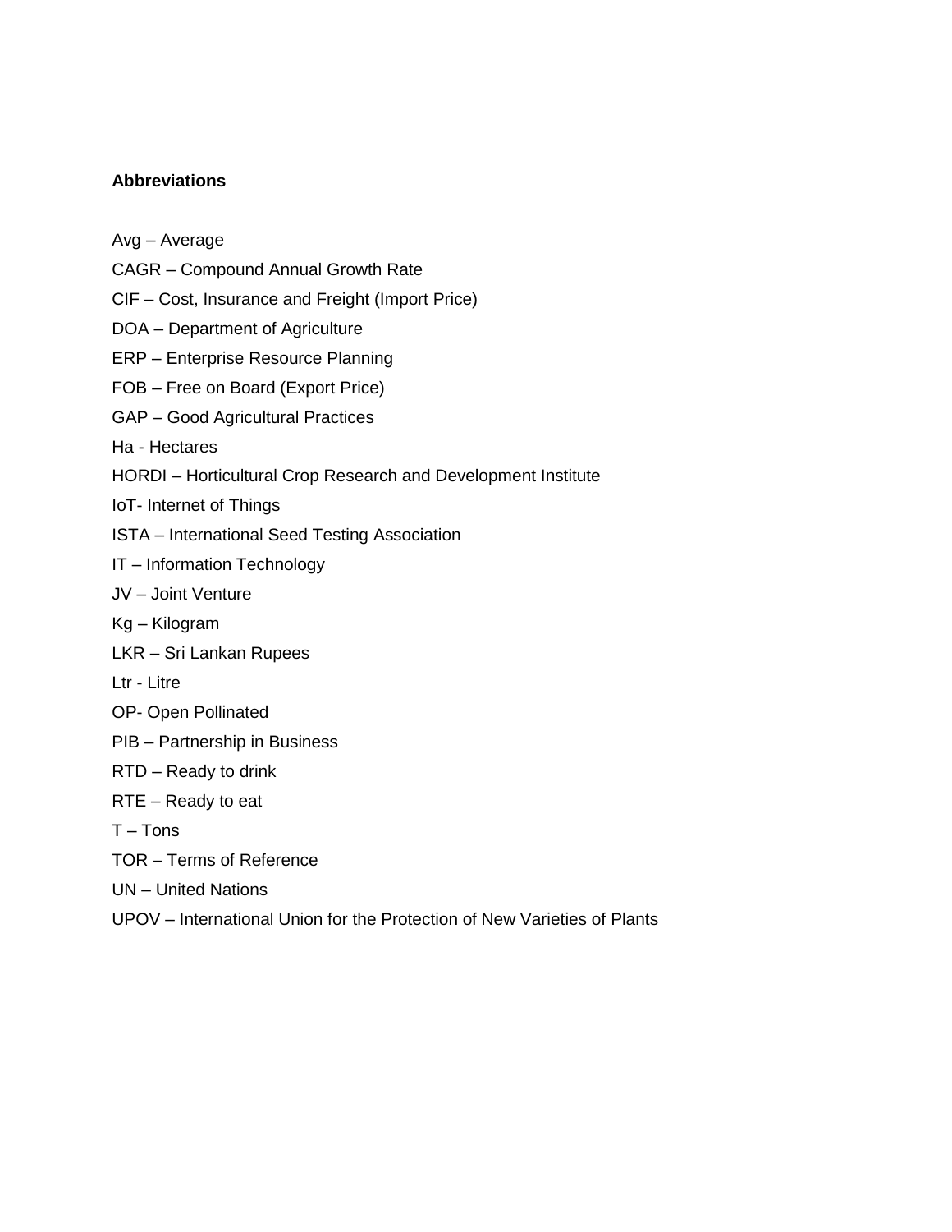**Abbreviations**

Avg – Average

CAGR – Compound Annual Growth Rate

CIF – Cost, Insurance and Freight (Import Price)

DOA – Department of Agriculture

ERP – Enterprise Resource Planning

FOB – Free on Board (Export Price)

GAP – Good Agricultural Practices

Ha - Hectares

HORDI – Horticultural Crop Research and Development Institute

IoT- Internet of Things

ISTA – International Seed Testing Association

IT – Information Technology

JV – Joint Venture

Kg – Kilogram

LKR – Sri Lankan Rupees

Ltr - Litre

OP- Open Pollinated

PIB – Partnership in Business

RTD – Ready to drink

RTE – Ready to eat

T – Tons

TOR – Terms of Reference

UN – United Nations

UPOV – International Union for the Protection of New Varieties of Plants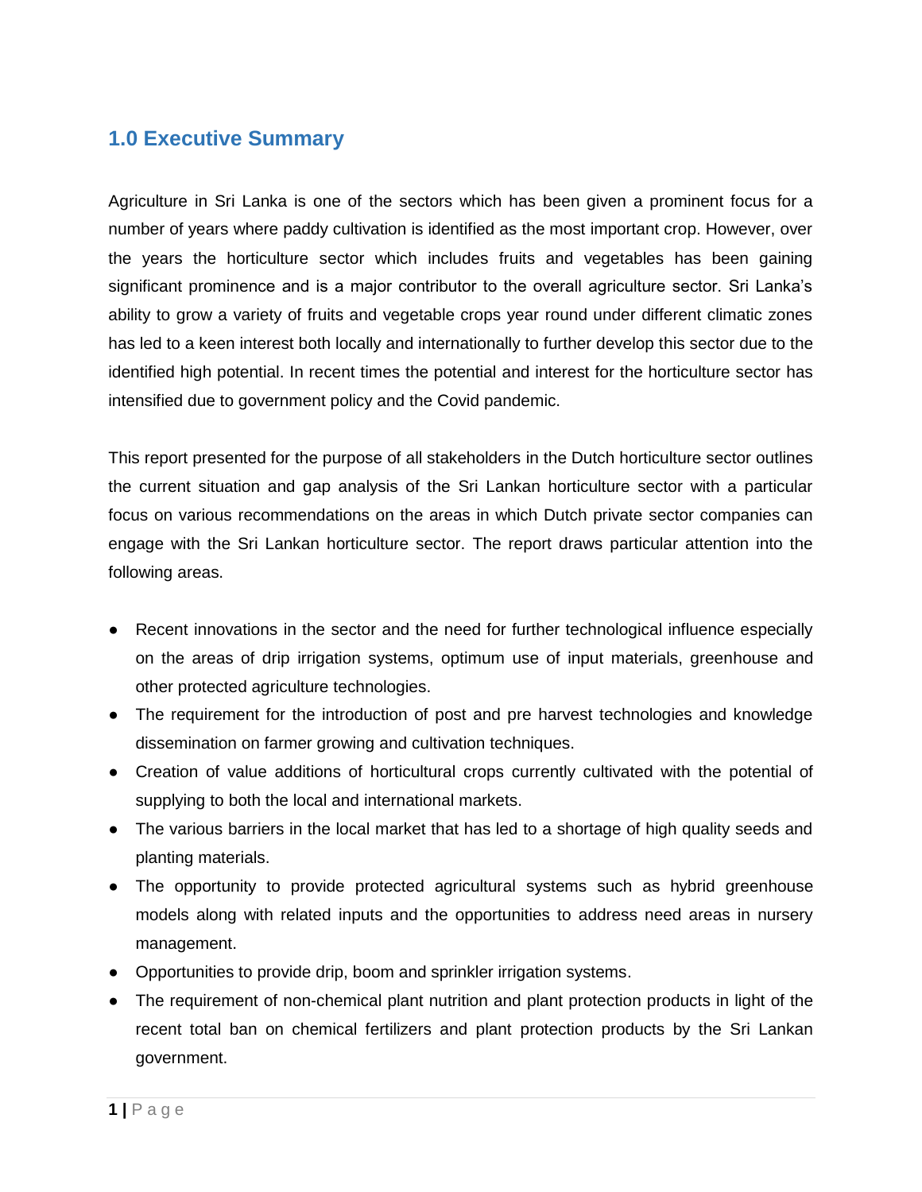## 1.0 Executive Summary

Agriculture in Sri Lanka is one of the sectors which has been given a prominent focus for a number of years where paddy cultivation is identified as the most important crop. However, over the years the horticulture sector which includes fruits and vegetables has been gaining significant prominence and is a major contributor to the overall agriculture sector. Sri Lanka's ability to grow a variety of fruits and vegetable crops year round under different climatic zones has led to a keen interest both locally and internationally to further develop this sector due to the identified high potential. In recent times the potential and interest for the horticulture sector has intensified due to government policy and the Covid pandemic.

This report presented for the purpose of all stakeholders in the Dutch horticulture sector outlines the current situation and gap analysis of the Sri Lankan horticulture sector with a particular focus on various recommendations on the areas in which Dutch private sector companies can engage with the Sri Lankan horticulture sector. The report draws particular attention into the following areas.

- Recent innovations in the sector and the need for further technological influence especially on the areas of drip irrigation systems, optimum use of input materials, greenhouse and other protected agriculture technologies.
- The requirement for the introduction of post and pre harvest technologies and knowledge dissemination on farmer growing and cultivation techniques.
- Creation of value additions of horticultural crops currently cultivated with the potential of supplying to both the local and international markets.
- The various barriers in the local market that has led to a shortage of high quality seeds and planting materials.
- The opportunity to provide protected agricultural systems such as hybrid greenhouse models along with related inputs and the opportunities to address need areas in nursery management.
- Opportunities to provide drip, boom and sprinkler irrigation systems.
- The requirement of non-chemical plant nutrition and plant protection products in light of the recent total ban on chemical fertilizers and plant protection products by the Sri Lankan government.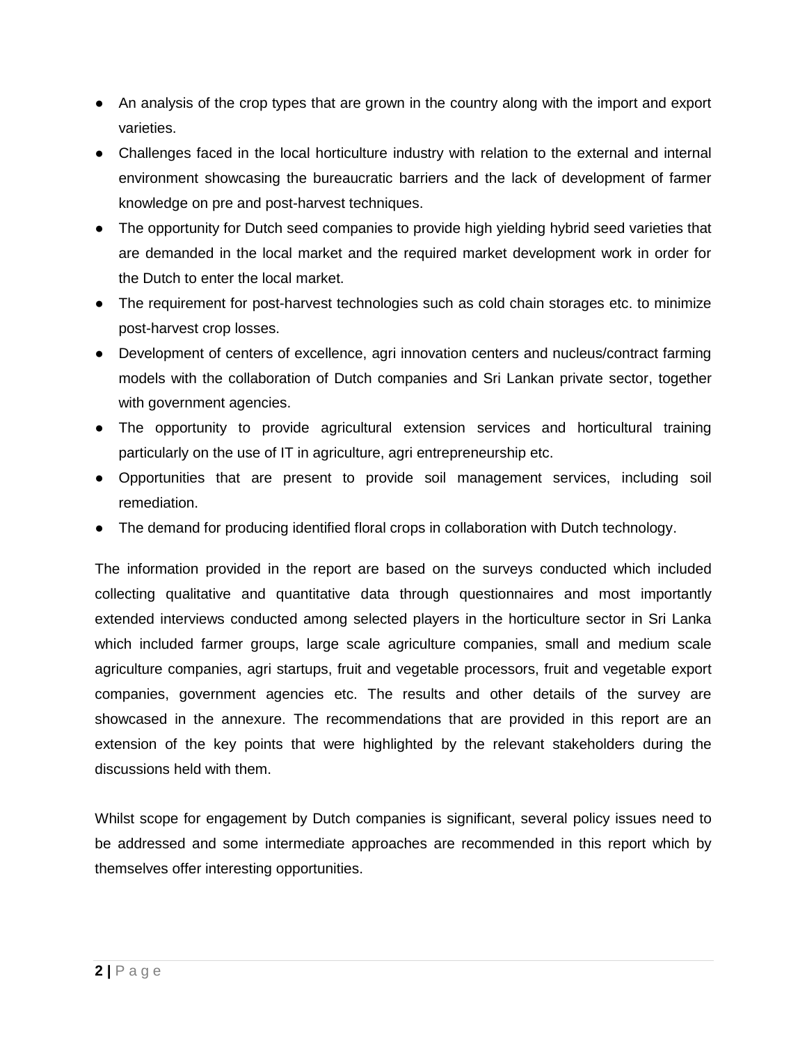- An analysis of the crop types that are grown in the country along with the import and export varieties.
- Challenges faced in the local horticulture industry with relation to the external and internal environment showcasing the bureaucratic barriers and the lack of development of farmer knowledge on pre and post-harvest techniques.
- The opportunity for Dutch seed companies to provide high yielding hybrid seed varieties that are demanded in the local market and the required market development work in order for the Dutch to enter the local market.
- The requirement for post-harvest technologies such as cold chain storages etc. to minimize post-harvest crop losses.
- Development of centers of excellence, agri innovation centers and nucleus/contract farming models with the collaboration of Dutch companies and Sri Lankan private sector, together with government agencies.
- The opportunity to provide agricultural extension services and horticultural training particularly on the use of IT in agriculture, agri entrepreneurship etc.
- Opportunities that are present to provide soil management services, including soil remediation.
- The demand for producing identified floral crops in collaboration with Dutch technology.

The information provided in the report are based on the surveys conducted which included collecting qualitative and quantitative data through questionnaires and most importantly extended interviews conducted among selected players in the horticulture sector in Sri Lanka which included farmer groups, large scale agriculture companies, small and medium scale agriculture companies, agri startups, fruit and vegetable processors, fruit and vegetable export companies, government agencies etc. The results and other details of the survey are showcased in the annexure. The recommendations that are provided in this report are an extension of the key points that were highlighted by the relevant stakeholders during the discussions held with them.

Whilst scope for engagement by Dutch companies is significant, several policy issues need to be addressed and some intermediate approaches are recommended in this report which by themselves offer interesting opportunities.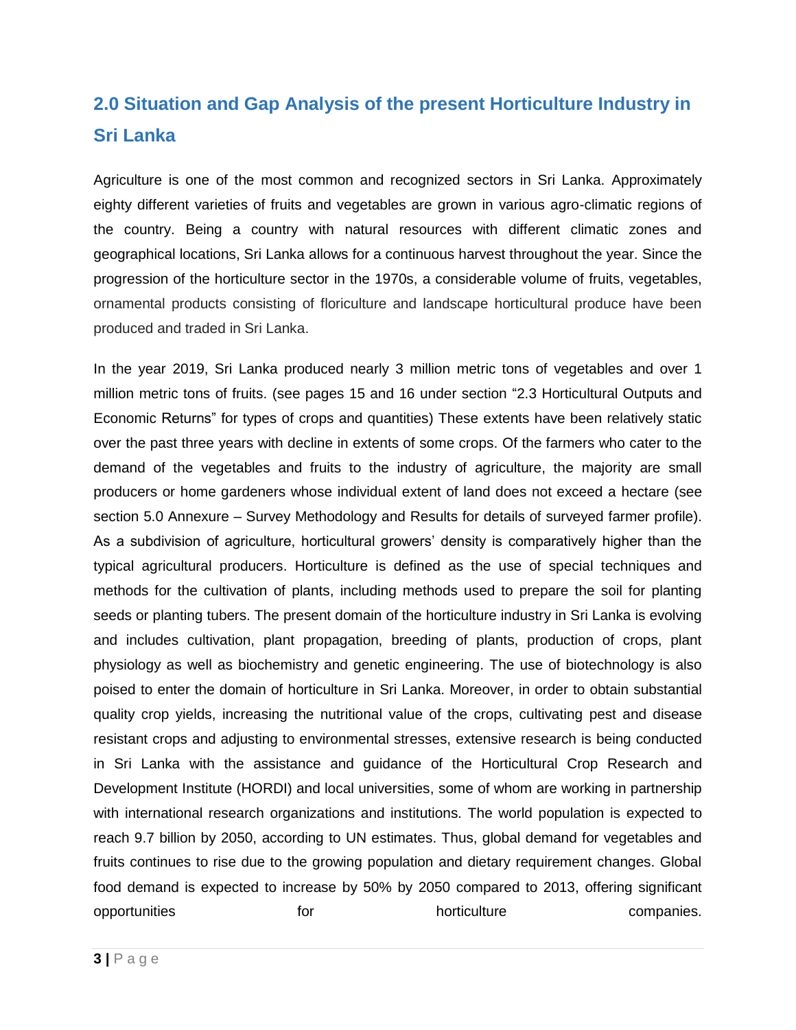## 2.0 Situation and Gap Analysis of the present Horticulture Industry in Sri Lanka

Agriculture is one of the most common and recognized sectors in Sri Lanka. Approximately eighty different varieties of fruits and vegetables are grown in various agro-climatic regions of the country. Being a country with natural resources with different climatic zones and geographical locations, Sri Lanka allows for a continuous harvest throughout the year. Since the progression of the horticulture sector in the 1970s, a considerable volume of fruits, vegetables, ornamental products consisting of floriculture and landscape horticultural produce have been produced and traded in Sri Lanka.

In the year 2019, Sri Lanka produced nearly 3 million metric tons of vegetables and over 1 million metric tons of fruits. (see pages 15 and 16 under section "2.3 Horticultural Outputs and Economic Returns" for types of crops and quantities) These extents have been relatively static over the past three years with decline in extents of some crops. Of the farmers who cater to the demand of the vegetables and fruits to the industry of agriculture, the majority are small producers or home gardeners whose individual extent of land does not exceed a hectare (see section 5.0 Annexure – Survey Methodology and Results for details of surveyed farmer profile). As a subdivision of agriculture, horticultural growers' density is comparatively higher than the typical agricultural producers. Horticulture is defined as the use of special techniques and methods for the cultivation of plants, including methods used to prepare the soil for planting seeds or planting tubers. The present domain of the horticulture industry in Sri Lanka is evolving and includes cultivation, plant propagation, breeding of plants, production of crops, plant physiology as well as biochemistry and genetic engineering. The use of biotechnology is also poised to enter the domain of horticulture in Sri Lanka. Moreover, in order to obtain substantial quality crop yields, increasing the nutritional value of the crops, cultivating pest and disease resistant crops and adjusting to environmental stresses, extensive research is being conducted in Sri Lanka with the assistance and guidance of the Horticultural Crop Research and Development Institute (HORDI) and local universities, some of whom are working in partnership with international research organizations and institutions. The world population is expected to reach 9.7 billion by 2050, according to UN estimates. Thus, global demand for vegetables and fruits continues to rise due to the growing population and dietary requirement changes. Global food demand is expected to increase by 50% by 2050 compared to 2013, offering significant opportunities for horticulture companies.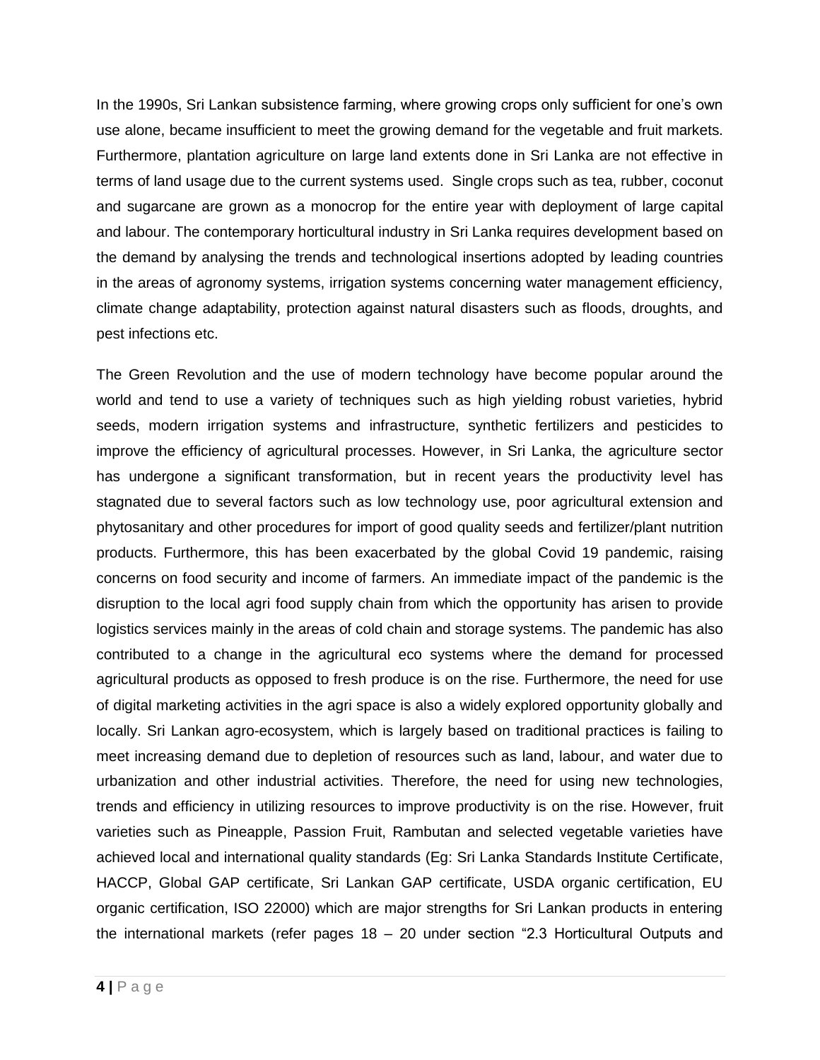In the 1990s, Sri Lankan subsistence farming, where growing crops only sufficient for one's own use alone, became insufficient to meet the growing demand for the vegetable and fruit markets. Furthermore, plantation agriculture on large land extents done in Sri Lanka are not effective in terms of land usage due to the current systems used. Single crops such as tea, rubber, coconut and sugarcane are grown as a monocrop for the entire year with deployment of large capital and labour. The contemporary horticultural industry in Sri Lanka requires development based on the demand by analysing the trends and technological insertions adopted by leading countries in the areas of agronomy systems, irrigation systems concerning water management efficiency, climate change adaptability, protection against natural disasters such as floods, droughts, and pest infections etc.

The Green Revolution and the use of modern technology have become popular around the world and tend to use a variety of techniques such as high yielding robust varieties, hybrid seeds, modern irrigation systems and infrastructure, synthetic fertilizers and pesticides to improve the efficiency of agricultural processes. However, in Sri Lanka, the agriculture sector has undergone a significant transformation, but in recent years the productivity level has stagnated due to several factors such as low technology use, poor agricultural extension and phytosanitary and other procedures for import of good quality seeds and fertilizer/plant nutrition products. Furthermore, this has been exacerbated by the global Covid 19 pandemic, raising concerns on food security and income of farmers. An immediate impact of the pandemic is the disruption to the local agri food supply chain from which the opportunity has arisen to provide logistics services mainly in the areas of cold chain and storage systems. The pandemic has also contributed to a change in the agricultural eco systems where the demand for processed agricultural products as opposed to fresh produce is on the rise. Furthermore, the need for use of digital marketing activities in the agri space is also a widely explored opportunity globally and locally. Sri Lankan agro-ecosystem, which is largely based on traditional practices is failing to meet increasing demand due to depletion of resources such as land, labour, and water due to urbanization and other industrial activities. Therefore, the need for using new technologies, trends and efficiency in utilizing resources to improve productivity is on the rise. However, fruit varieties such as Pineapple, Passion Fruit, Rambutan and selected vegetable varieties have achieved local and international quality standards (Eg: Sri Lanka Standards Institute Certificate, HACCP, Global GAP certificate, Sri Lankan GAP certificate, USDA organic certification, EU organic certification, ISO 22000) which are major strengths for Sri Lankan products in entering the international markets (refer pages 18 – 20 under section "2.3 Horticultural Outputs and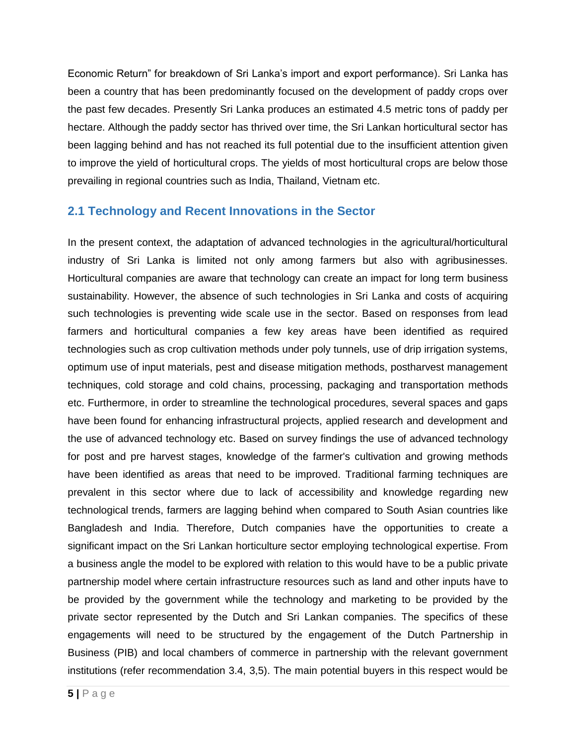Economic Return" for breakdown of Sri Lanka's import and export performance). Sri Lanka has been a country that has been predominantly focused on the development of paddy crops over the past few decades. Presently Sri Lanka produces an estimated 4.5 metric tons of paddy per hectare. Although the paddy sector has thrived over time, the Sri Lankan horticultural sector has been lagging behind and has not reached its full potential due to the insufficient attention given to improve the yield of horticultural crops. The yields of most horticultural crops are below those prevailing in regional countries such as India, Thailand, Vietnam etc.

## 2.1 Technology and Recent Innovations in the Sector

In the present context, the adaptation of advanced technologies in the agricultural/horticultural industry of Sri Lanka is limited not only among farmers but also with agribusinesses. Horticultural companies are aware that technology can create an impact for long term business sustainability. However, the absence of such technologies in Sri Lanka and costs of acquiring such technologies is preventing wide scale use in the sector. Based on responses from lead farmers and horticultural companies a few key areas have been identified as required technologies such as crop cultivation methods under poly tunnels, use of drip irrigation systems, optimum use of input materials, pest and disease mitigation methods, postharvest management techniques, cold storage and cold chains, processing, packaging and transportation methods etc. Furthermore, in order to streamline the technological procedures, several spaces and gaps have been found for enhancing infrastructural projects, applied research and development and the use of advanced technology etc. Based on survey findings the use of advanced technology for post and pre harvest stages, knowledge of the farmer's cultivation and growing methods have been identified as areas that need to be improved. Traditional farming techniques are prevalent in this sector where due to lack of accessibility and knowledge regarding new technological trends, farmers are lagging behind when compared to South Asian countries like Bangladesh and India. Therefore, Dutch companies have the opportunities to create a significant impact on the Sri Lankan horticulture sector employing technological expertise. From a business angle the model to be explored with relation to this would have to be a public private partnership model where certain infrastructure resources such as land and other inputs have to be provided by the government while the technology and marketing to be provided by the private sector represented by the Dutch and Sri Lankan companies. The specifics of these engagements will need to be structured by the engagement of the Dutch Partnership in Business (PIB) and local chambers of commerce in partnership with the relevant government institutions (refer recommendation 3.4, 3,5). The main potential buyers in this respect would be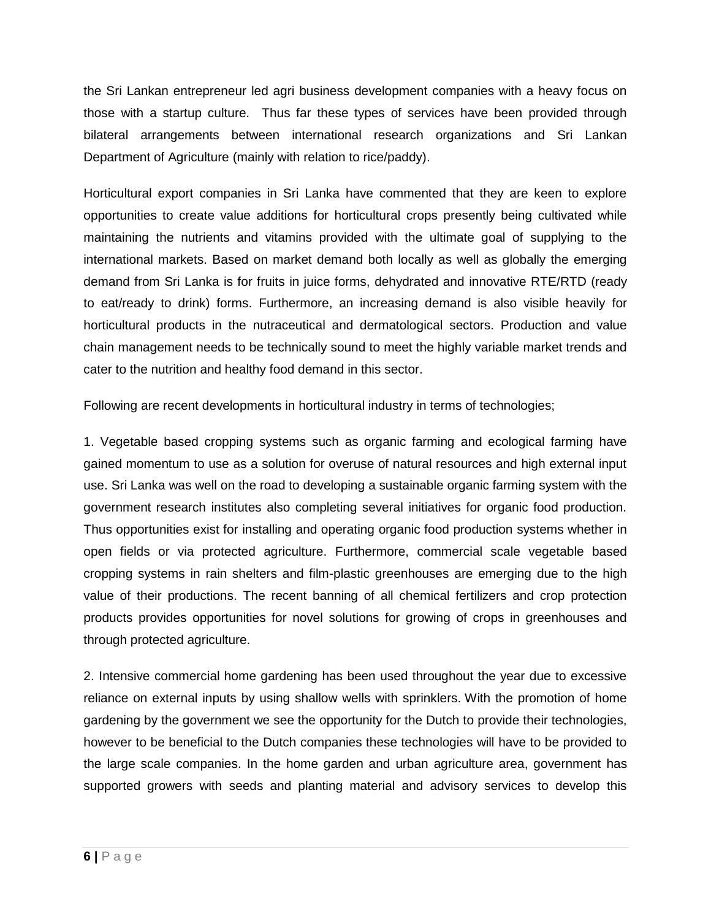the Sri Lankan entrepreneur led agri business development companies with a heavy focus on those with a startup culture. Thus far these types of services have been provided through bilateral arrangements between international research organizations and Sri Lankan Department of Agriculture (mainly with relation to rice/paddy).

Horticultural export companies in Sri Lanka have commented that they are keen to explore opportunities to create value additions for horticultural crops presently being cultivated while maintaining the nutrients and vitamins provided with the ultimate goal of supplying to the international markets. Based on market demand both locally as well as globally the emerging demand from Sri Lanka is for fruits in juice forms, dehydrated and innovative RTE/RTD (ready to eat/ready to drink) forms. Furthermore, an increasing demand is also visible heavily for horticultural products in the nutraceutical and dermatological sectors. Production and value chain management needs to be technically sound to meet the highly variable market trends and cater to the nutrition and healthy food demand in this sector.

Following are recent developments in horticultural industry in terms of technologies;

1. Vegetable based cropping systems such as organic farming and ecological farming have gained momentum to use as a solution for overuse of natural resources and high external input use. Sri Lanka was well on the road to developing a sustainable organic farming system with the government research institutes also completing several initiatives for organic food production. Thus opportunities exist for installing and operating organic food production systems whether in open fields or via protected agriculture. Furthermore, commercial scale vegetable based cropping systems in rain shelters and film-plastic greenhouses are emerging due to the high value of their productions. The recent banning of all chemical fertilizers and crop protection products provides opportunities for novel solutions for growing of crops in greenhouses and through protected agriculture.

2. Intensive commercial home gardening has been used throughout the year due to excessive reliance on external inputs by using shallow wells with sprinklers. With the promotion of home gardening by the government we see the opportunity for the Dutch to provide their technologies, however to be beneficial to the Dutch companies these technologies will have to be provided to the large scale companies. In the home garden and urban agriculture area, government has supported growers with seeds and planting material and advisory services to develop this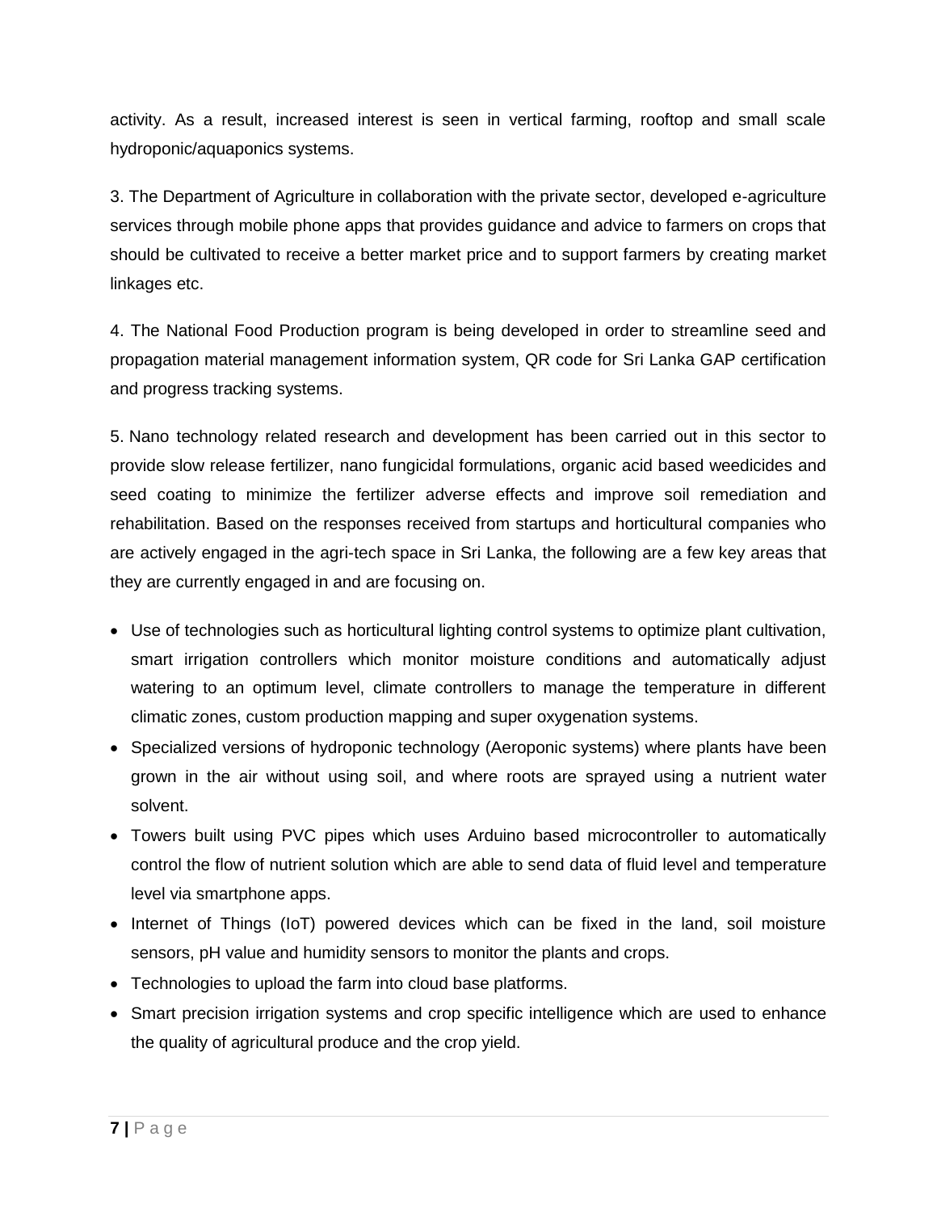activity. As a result, increased interest is seen in vertical farming, rooftop and small scale hydroponic/aquaponics systems.

3. The Department of Agriculture in collaboration with the private sector, developed e-agriculture services through mobile phone apps that provides guidance and advice to farmers on crops that should be cultivated to receive a better market price and to support farmers by creating market linkages etc.

4. The National Food Production program is being developed in order to streamline seed and propagation material management information system, QR code for Sri Lanka GAP certification and progress tracking systems.

5. Nano technology related research and development has been carried out in this sector to provide slow release fertilizer, nano fungicidal formulations, organic acid based weedicides and seed coating to minimize the fertilizer adverse effects and improve soil remediation and rehabilitation. Based on the responses received from startups and horticultural companies who are actively engaged in the agri-tech space in Sri Lanka, the following are a few key areas that they are currently engaged in and are focusing on.

- Use of technologies such as horticultural lighting control systems to optimize plant cultivation, smart irrigation controllers which monitor moisture conditions and automatically adjust watering to an optimum level, climate controllers to manage the temperature in different climatic zones, custom production mapping and super oxygenation systems.
- Specialized versions of hydroponic technology (Aeroponic systems) where plants have been grown in the air without using soil, and where roots are sprayed using a nutrient water solvent.
- Towers built using PVC pipes which uses Arduino based microcontroller to automatically control the flow of nutrient solution which are able to send data of fluid level and temperature level via smartphone apps.
- Internet of Things (IoT) powered devices which can be fixed in the land, soil moisture sensors, pH value and humidity sensors to monitor the plants and crops.
- Technologies to upload the farm into cloud base platforms.
- Smart precision irrigation systems and crop specific intelligence which are used to enhance the quality of agricultural produce and the crop yield.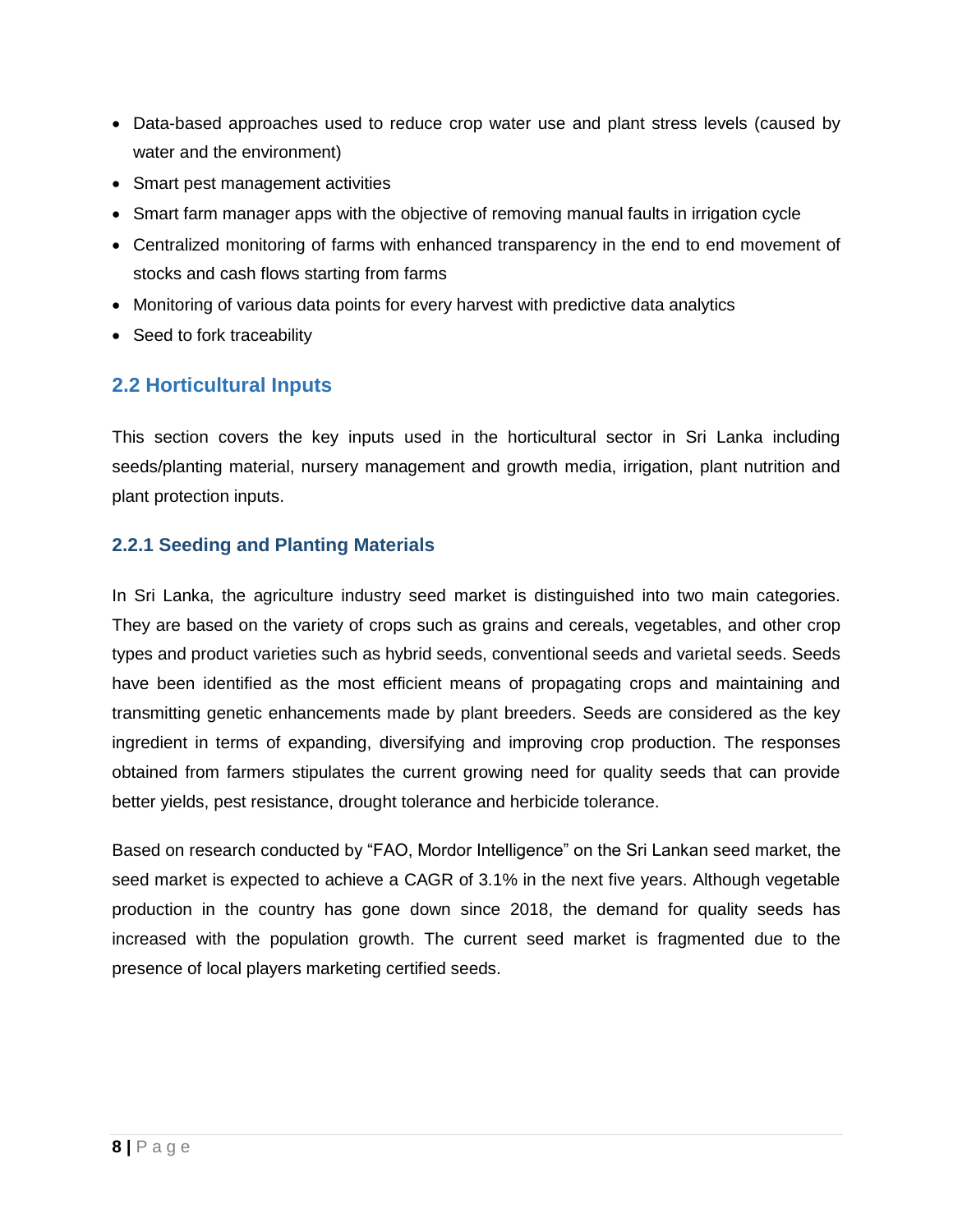- Data-based approaches used to reduce crop water use and plant stress levels (caused by water and the environment)
- Smart pest management activities
- Smart farm manager apps with the objective of removing manual faults in irrigation cycle
- Centralized monitoring of farms with enhanced transparency in the end to end movement of stocks and cash flows starting from farms
- Monitoring of various data points for every harvest with predictive data analytics
- Seed to fork traceability

## 2.2 Horticultural Inputs

This section covers the key inputs used in the horticultural sector in Sri Lanka including seeds/planting material, nursery management and growth media, irrigation, plant nutrition and plant protection inputs.

### 2.2.1 Seeding and Planting Materials

In Sri Lanka, the agriculture industry seed market is distinguished into two main categories. They are based on the variety of crops such as grains and cereals, vegetables, and other crop types and product varieties such as hybrid seeds, conventional seeds and varietal seeds. Seeds have been identified as the most efficient means of propagating crops and maintaining and transmitting genetic enhancements made by plant breeders. Seeds are considered as the key ingredient in terms of expanding, diversifying and improving crop production. The responses obtained from farmers stipulates the current growing need for quality seeds that can provide better yields, pest resistance, drought tolerance and herbicide tolerance.

Based on research conducted by "FAO, Mordor Intelligence" on the Sri Lankan seed market, the seed market is expected to achieve a CAGR of 3.1% in the next five years. Although vegetable production in the country has gone down since 2018, the demand for quality seeds has increased with the population growth. The current seed market is fragmented due to the presence of local players marketing certified seeds.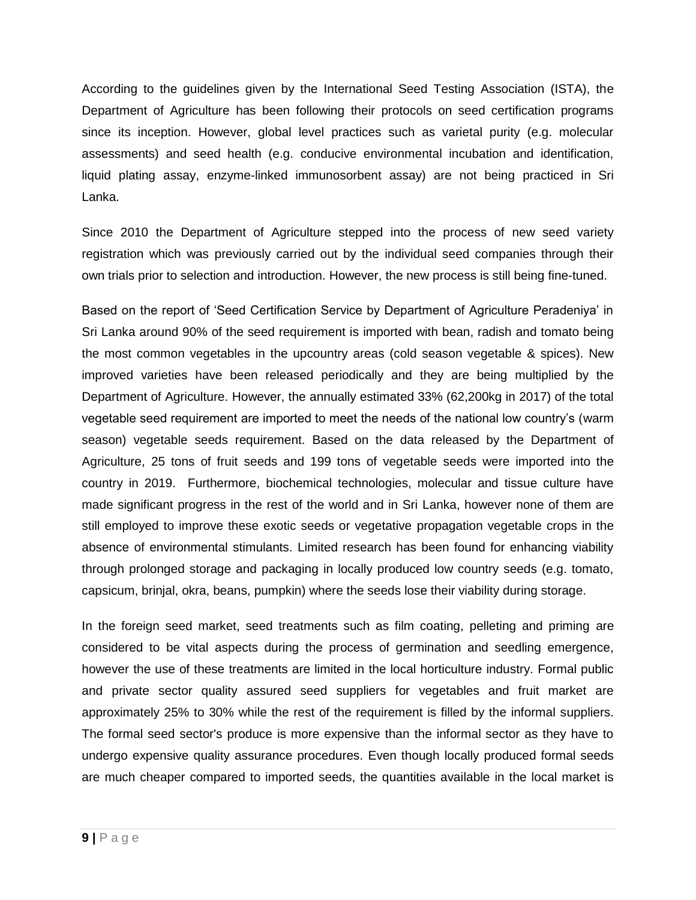According to the guidelines given by the International Seed Testing Association (ISTA), the Department of Agriculture has been following their protocols on seed certification programs since its inception. However, global level practices such as varietal purity (e.g. molecular assessments) and seed health (e.g. conducive environmental incubation and identification, liquid plating assay, enzyme-linked immunosorbent assay) are not being practiced in Sri Lanka.

Since 2010 the Department of Agriculture stepped into the process of new seed variety registration which was previously carried out by the individual seed companies through their own trials prior to selection and introduction. However, the new process is still being fine-tuned.

Based on the report of 'Seed Certification Service by Department of Agriculture Peradeniya' in Sri Lanka around 90% of the seed requirement is imported with bean, radish and tomato being the most common vegetables in the upcountry areas (cold season vegetable & spices). New improved varieties have been released periodically and they are being multiplied by the Department of Agriculture. However, the annually estimated 33% (62,200kg in 2017) of the total vegetable seed requirement are imported to meet the needs of the national low country's (warm season) vegetable seeds requirement. Based on the data released by the Department of Agriculture, 25 tons of fruit seeds and 199 tons of vegetable seeds were imported into the country in 2019. Furthermore, biochemical technologies, molecular and tissue culture have made significant progress in the rest of the world and in Sri Lanka, however none of them are still employed to improve these exotic seeds or vegetative propagation vegetable crops in the absence of environmental stimulants. Limited research has been found for enhancing viability through prolonged storage and packaging in locally produced low country seeds (e.g. tomato, capsicum, brinjal, okra, beans, pumpkin) where the seeds lose their viability during storage.

In the foreign seed market, seed treatments such as film coating, pelleting and priming are considered to be vital aspects during the process of germination and seedling emergence, however the use of these treatments are limited in the local horticulture industry. Formal public and private sector quality assured seed suppliers for vegetables and fruit market are approximately 25% to 30% while the rest of the requirement is filled by the informal suppliers. The formal seed sector's produce is more expensive than the informal sector as they have to undergo expensive quality assurance procedures. Even though locally produced formal seeds are much cheaper compared to imported seeds, the quantities available in the local market is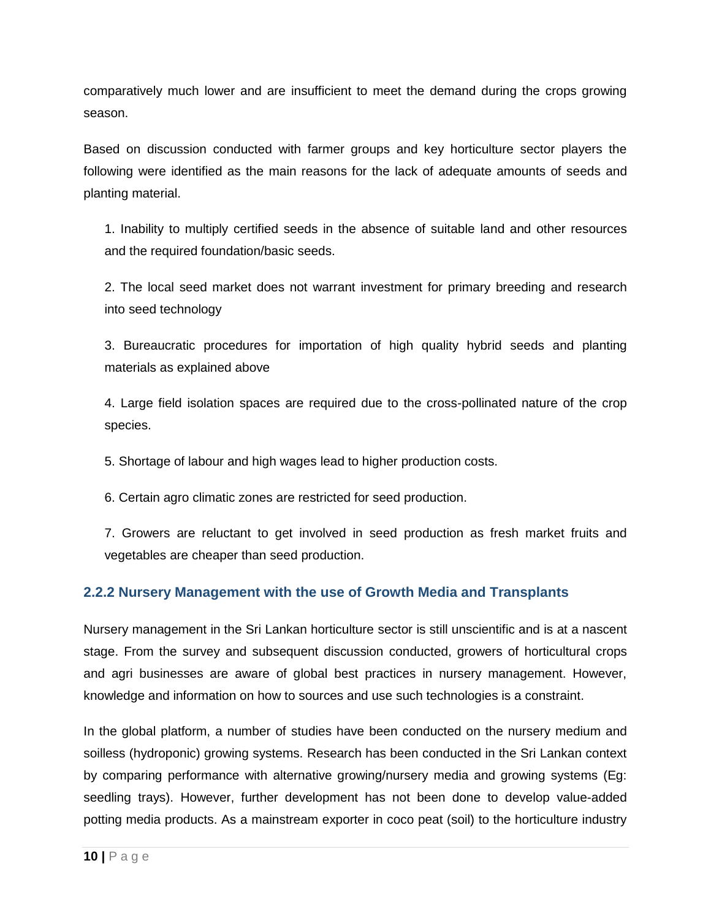comparatively much lower and are insufficient to meet the demand during the crops growing season.

Based on discussion conducted with farmer groups and key horticulture sector players the following were identified as the main reasons for the lack of adequate amounts of seeds and planting material.

1. Inability to multiply certified seeds in the absence of suitable land and other resources and the required foundation/basic seeds.

2. The local seed market does not warrant investment for primary breeding and research into seed technology

3. Bureaucratic procedures for importation of high quality hybrid seeds and planting materials as explained above

4. Large field isolation spaces are required due to the cross-pollinated nature of the crop species.

5. Shortage of labour and high wages lead to higher production costs.

6. Certain agro climatic zones are restricted for seed production.

7. Growers are reluctant to get involved in seed production as fresh market fruits and vegetables are cheaper than seed production.

### 2.2.2 Nursery Management with the use of Growth Media and Transplants

Nursery management in the Sri Lankan horticulture sector is still unscientific and is at a nascent stage. From the survey and subsequent discussion conducted, growers of horticultural crops and agri businesses are aware of global best practices in nursery management. However, knowledge and information on how to sources and use such technologies is a constraint.

In the global platform, a number of studies have been conducted on the nursery medium and soilless (hydroponic) growing systems. Research has been conducted in the Sri Lankan context by comparing performance with alternative growing/nursery media and growing systems (Eg: seedling trays). However, further development has not been done to develop value-added potting media products. As a mainstream exporter in coco peat (soil) to the horticulture industry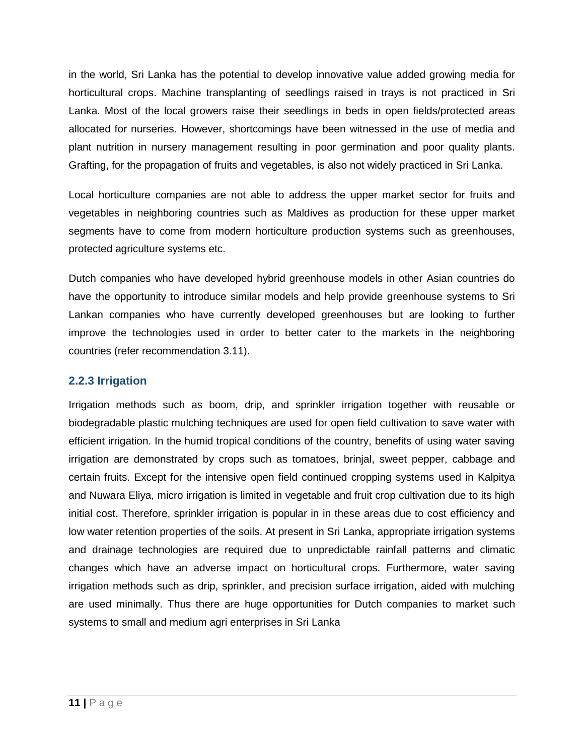in the world, Sri Lanka has the potential to develop innovative value added growing media for horticultural crops. Machine transplanting of seedlings raised in trays is not practiced in Sri Lanka. Most of the local growers raise their seedlings in beds in open fields/protected areas allocated for nurseries. However, shortcomings have been witnessed in the use of media and plant nutrition in nursery management resulting in poor germination and poor quality plants. Grafting, for the propagation of fruits and vegetables, is also not widely practiced in Sri Lanka.

Local horticulture companies are not able to address the upper market sector for fruits and vegetables in neighboring countries such as Maldives as production for these upper market segments have to come from modern horticulture production systems such as greenhouses, protected agriculture systems etc.

Dutch companies who have developed hybrid greenhouse models in other Asian countries do have the opportunity to introduce similar models and help provide greenhouse systems to Sri Lankan companies who have currently developed greenhouses but are looking to further improve the technologies used in order to better cater to the markets in the neighboring countries (refer recommendation 3.11).

### 2.2.3 Irrigation

Irrigation methods such as boom, drip, and sprinkler irrigation together with reusable or biodegradable plastic mulching techniques are used for open field cultivation to save water with efficient irrigation. In the humid tropical conditions of the country, benefits of using water saving irrigation are demonstrated by crops such as tomatoes, brinjal, sweet pepper, cabbage and certain fruits. Except for the intensive open field continued cropping systems used in Kalpitya and Nuwara Eliya, micro irrigation is limited in vegetable and fruit crop cultivation due to its high initial cost. Therefore, sprinkler irrigation is popular in in these areas due to cost efficiency and low water retention properties of the soils. At present in Sri Lanka, appropriate irrigation systems and drainage technologies are required due to unpredictable rainfall patterns and climatic changes which have an adverse impact on horticultural crops. Furthermore, water saving irrigation methods such as drip, sprinkler, and precision surface irrigation, aided with mulching are used minimally. Thus there are huge opportunities for Dutch companies to market such systems to small and medium agri enterprises in Sri Lanka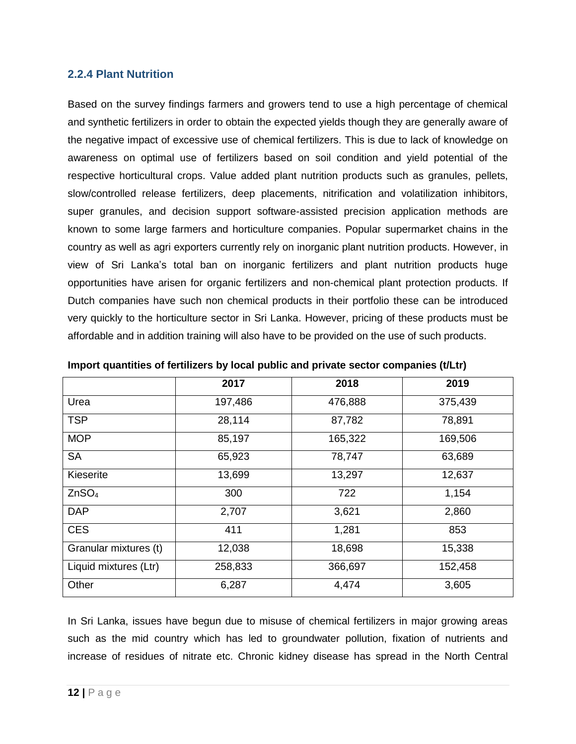### 2.2.4 Plant Nutrition

Based on the survey findings farmers and growers tend to use a high percentage of chemical and synthetic fertilizers in order to obtain the expected yields though they are generally aware of the negative impact of excessive use of chemical fertilizers. This is due to lack of knowledge on awareness on optimal use of fertilizers based on soil condition and yield potential of the respective horticultural crops. Value added plant nutrition products such as granules, pellets, slow/controlled release fertilizers, deep placements, nitrification and volatilization inhibitors, super granules, and decision support software-assisted precision application methods are known to some large farmers and horticulture companies. Popular supermarket chains in the country as well as agri exporters currently rely on inorganic plant nutrition products. However, in view of Sri Lanka's total ban on inorganic fertilizers and plant nutrition products huge opportunities have arisen for organic fertilizers and non-chemical plant protection products. If Dutch companies have such non chemical products in their portfolio these can be introduced very quickly to the horticulture sector in Sri Lanka. However, pricing of these products must be affordable and in addition training will also have to be provided on the use of such products.

**Import quantities of fertilizers by local public and private sector companies (t/Ltr)**

| | 2017 | 2018 | 2019 |
|---|---|---|---|
| Urea | 197,486 | 476,888 | 375,439 |
| TSP | 28,114 | 87,782 | 78,891 |
| MOP | 85,197 | 165,322 | 169,506 |
| SA | 65,923 | 78,747 | 63,689 |
| Kieserite | 13,699 | 13,297 | 12,637 |
| $ZnSO_4$ | 300 | 722 | 1,154 |
| DAP | 2,707 | 3,621 | 2,860 |
| CES | 411 | 1,281 | 853 |
| Granular mixtures (t) | 12,038 | 18,698 | 15,338 |
| Liquid mixtures (Ltr) | 258,833 | 366,697 | 152,458 |
| Other | 6,287 | 4,474 | 3,605 |

In Sri Lanka, issues have begun due to misuse of chemical fertilizers in major growing areas such as the mid country which has led to groundwater pollution, fixation of nutrients and increase of residues of nitrate etc. Chronic kidney disease has spread in the North Central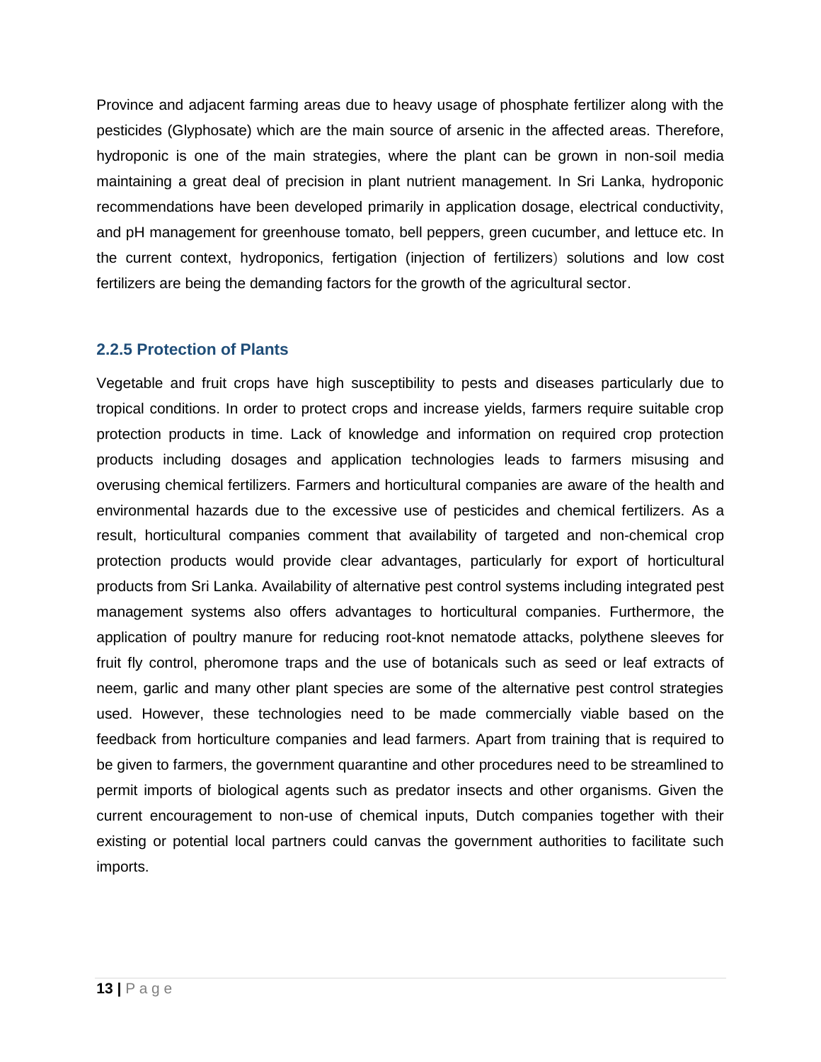Province and adjacent farming areas due to heavy usage of phosphate fertilizer along with the pesticides (Glyphosate) which are the main source of arsenic in the affected areas. Therefore, hydroponic is one of the main strategies, where the plant can be grown in non-soil media maintaining a great deal of precision in plant nutrient management. In Sri Lanka, hydroponic recommendations have been developed primarily in application dosage, electrical conductivity, and pH management for greenhouse tomato, bell peppers, green cucumber, and lettuce etc. In the current context, hydroponics, fertigation (injection of fertilizers) solutions and low cost fertilizers are being the demanding factors for the growth of the agricultural sector.

### 2.2.5 Protection of Plants

Vegetable and fruit crops have high susceptibility to pests and diseases particularly due to tropical conditions. In order to protect crops and increase yields, farmers require suitable crop protection products in time. Lack of knowledge and information on required crop protection products including dosages and application technologies leads to farmers misusing and overusing chemical fertilizers. Farmers and horticultural companies are aware of the health and environmental hazards due to the excessive use of pesticides and chemical fertilizers. As a result, horticultural companies comment that availability of targeted and non-chemical crop protection products would provide clear advantages, particularly for export of horticultural products from Sri Lanka. Availability of alternative pest control systems including integrated pest management systems also offers advantages to horticultural companies. Furthermore, the application of poultry manure for reducing root-knot nematode attacks, polythene sleeves for fruit fly control, pheromone traps and the use of botanicals such as seed or leaf extracts of neem, garlic and many other plant species are some of the alternative pest control strategies used. However, these technologies need to be made commercially viable based on the feedback from horticulture companies and lead farmers. Apart from training that is required to be given to farmers, the government quarantine and other procedures need to be streamlined to permit imports of biological agents such as predator insects and other organisms. Given the current encouragement to non-use of chemical inputs, Dutch companies together with their existing or potential local partners could canvas the government authorities to facilitate such imports.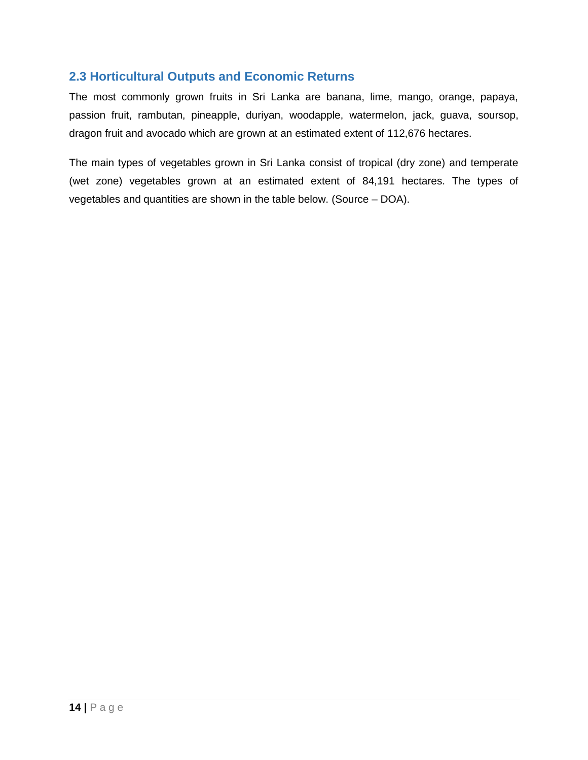## 2.3 Horticultural Outputs and Economic Returns

The most commonly grown fruits in Sri Lanka are banana, lime, mango, orange, papaya, passion fruit, rambutan, pineapple, duriyan, woodapple, watermelon, jack, guava, soursop, dragon fruit and avocado which are grown at an estimated extent of 112,676 hectares.

The main types of vegetables grown in Sri Lanka consist of tropical (dry zone) and temperate (wet zone) vegetables grown at an estimated extent of 84,191 hectares. The types of vegetables and quantities are shown in the table below. (Source – DOA).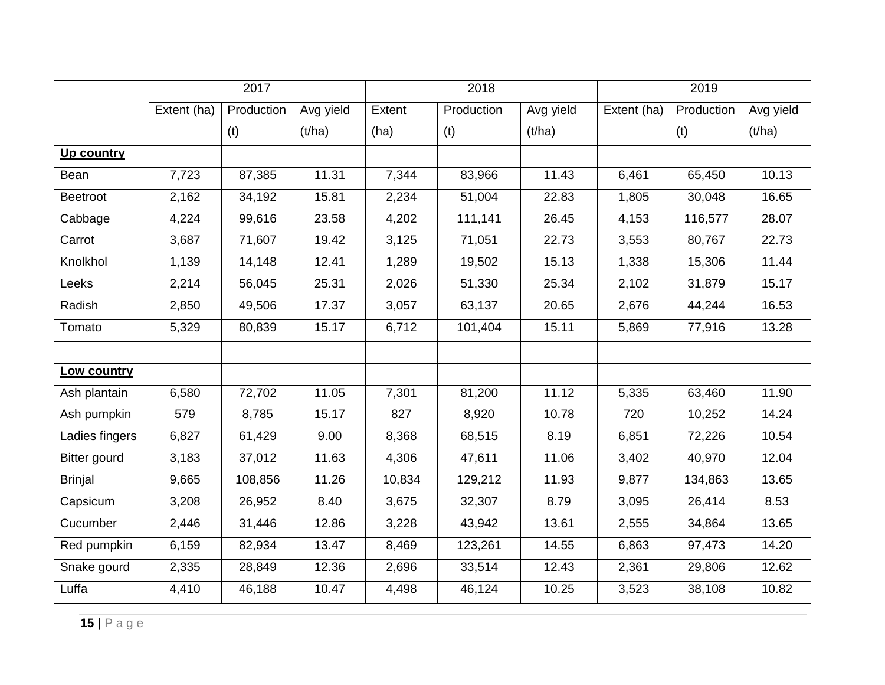| | 2017 | | | 2018 | | | 2019 | | |
|---|---|---|---|---|---|---|---|---|---|
| | Extent (ha) | Production (t) | Avg yield (t/ha) | Extent (ha) | Production (t) | Avg yield (t/ha) | Extent (ha) | Production (t) | Avg yield (t/ha) |
| **Up country** | | | | | | | | | |
| Bean | 7,723 | 87,385 | 11.31 | 7,344 | 83,966 | 11.43 | 6,461 | 65,450 | 10.13 |
| Beetroot | 2,162 | 34,192 | 15.81 | 2,234 | 51,004 | 22.83 | 1,805 | 30,048 | 16.65 |
| Cabbage | 4,224 | 99,616 | 23.58 | 4,202 | 111,141 | 26.45 | 4,153 | 116,577 | 28.07 |
| Carrot | 3,687 | 71,607 | 19.42 | 3,125 | 71,051 | 22.73 | 3,553 | 80,767 | 22.73 |
| Knolkhol | 1,139 | 14,148 | 12.41 | 1,289 | 19,502 | 15.13 | 1,338 | 15,306 | 11.44 |
| Leeks | 2,214 | 56,045 | 25.31 | 2,026 | 51,330 | 25.34 | 2,102 | 31,879 | 15.17 |
| Radish | 2,850 | 49,506 | 17.37 | 3,057 | 63,137 | 20.65 | 2,676 | 44,244 | 16.53 |
| Tomato | 5,329 | 80,839 | 15.17 | 6,712 | 101,404 | 15.11 | 5,869 | 77,916 | 13.28 |
| | | | | | | | | | |
| **Low country** | | | | | | | | | |
| Ash plantain | 6,580 | 72,702 | 11.05 | 7,301 | 81,200 | 11.12 | 5,335 | 63,460 | 11.90 |
| Ash pumpkin | 579 | 8,785 | 15.17 | 827 | 8,920 | 10.78 | 720 | 10,252 | 14.24 |
| Ladies fingers | 6,827 | 61,429 | 9.00 | 8,368 | 68,515 | 8.19 | 6,851 | 72,226 | 10.54 |
| Bitter gourd | 3,183 | 37,012 | 11.63 | 4,306 | 47,611 | 11.06 | 3,402 | 40,970 | 12.04 |
| Brinjal | 9,665 | 108,856 | 11.26 | 10,834 | 129,212 | 11.93 | 9,877 | 134,863 | 13.65 |
| Capsicum | 3,208 | 26,952 | 8.40 | 3,675 | 32,307 | 8.79 | 3,095 | 26,414 | 8.53 |
| Cucumber | 2,446 | 31,446 | 12.86 | 3,228 | 43,942 | 13.61 | 2,555 | 34,864 | 13.65 |
| Red pumpkin | 6,159 | 82,934 | 13.47 | 8,469 | 123,261 | 14.55 | 6,863 | 97,473 | 14.20 |
| Snake gourd | 2,335 | 28,849 | 12.36 | 2,696 | 33,514 | 12.43 | 2,361 | 29,806 | 12.62 |
| Luffa | 4,410 | 46,188 | 10.47 | 4,498 | 46,124 | 10.25 | 3,523 | 38,108 | 10.82 |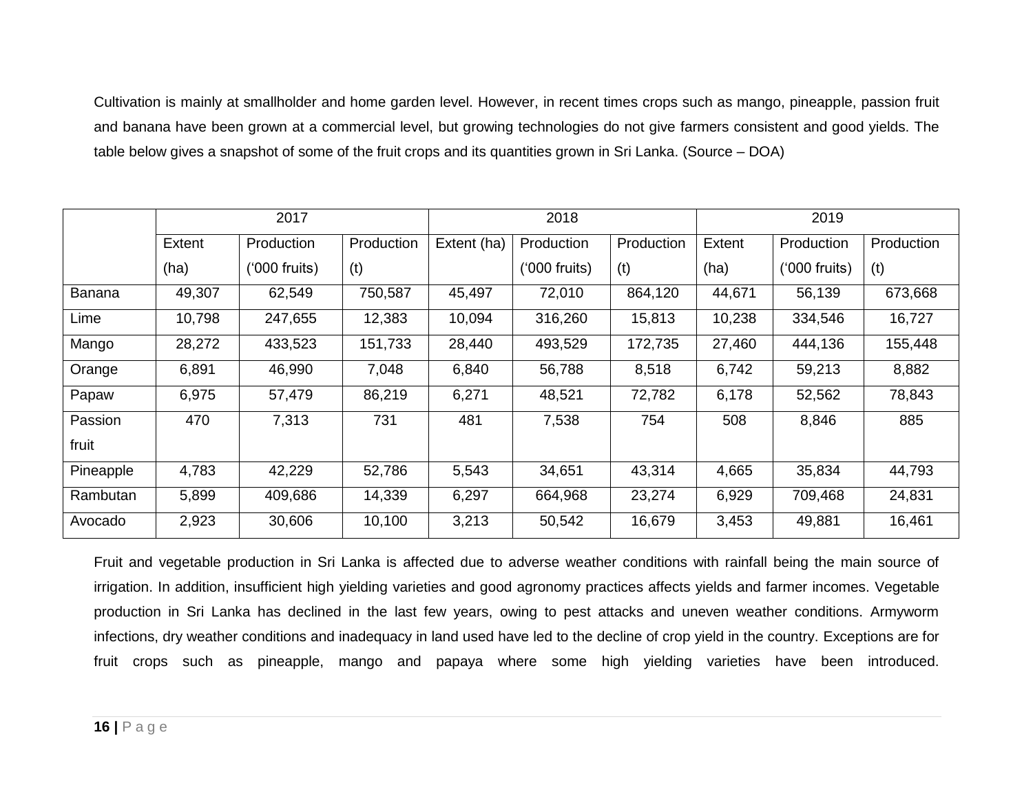Cultivation is mainly at smallholder and home garden level. However, in recent times crops such as mango, pineapple, passion fruit and banana have been grown at a commercial level, but growing technologies do not give farmers consistent and good yields. The table below gives a snapshot of some of the fruit crops and its quantities grown in Sri Lanka. (Source – DOA)

| | 2017 | | | 2018 | | | 2019 | | |
|---|---|---|---|---|---|---|---|---|---|
| | Extent (ha) | Production ('000 fruits) | Production (t) | Extent (ha) | Production ('000 fruits) | Production (t) | Extent (ha) | Production ('000 fruits) | Production (t) |
| Banana | 49,307 | 62,549 | 750,587 | 45,497 | 72,010 | 864,120 | 44,671 | 56,139 | 673,668 |
| Lime | 10,798 | 247,655 | 12,383 | 10,094 | 316,260 | 15,813 | 10,238 | 334,546 | 16,727 |
| Mango | 28,272 | 433,523 | 151,733 | 28,440 | 493,529 | 172,735 | 27,460 | 444,136 | 155,448 |
| Orange | 6,891 | 46,990 | 7,048 | 6,840 | 56,788 | 8,518 | 6,742 | 59,213 | 8,882 |
| Papaw | 6,975 | 57,479 | 86,219 | 6,271 | 48,521 | 72,782 | 6,178 | 52,562 | 78,843 |
| Passion fruit | 470 | 7,313 | 731 | 481 | 7,538 | 754 | 508 | 8,846 | 885 |
| Pineapple | 4,783 | 42,229 | 52,786 | 5,543 | 34,651 | 43,314 | 4,665 | 35,834 | 44,793 |
| Rambutan | 5,899 | 409,686 | 14,339 | 6,297 | 664,968 | 23,274 | 6,929 | 709,468 | 24,831 |
| Avocado | 2,923 | 30,606 | 10,100 | 3,213 | 50,542 | 16,679 | 3,453 | 49,881 | 16,461 |

Fruit and vegetable production in Sri Lanka is affected due to adverse weather conditions with rainfall being the main source of irrigation. In addition, insufficient high yielding varieties and good agronomy practices affects yields and farmer incomes. Vegetable production in Sri Lanka has declined in the last few years, owing to pest attacks and uneven weather conditions. Armyworm infections, dry weather conditions and inadequacy in land used have led to the decline of crop yield in the country. Exceptions are for fruit crops such as pineapple, mango and papaya where some high yielding varieties have been introduced.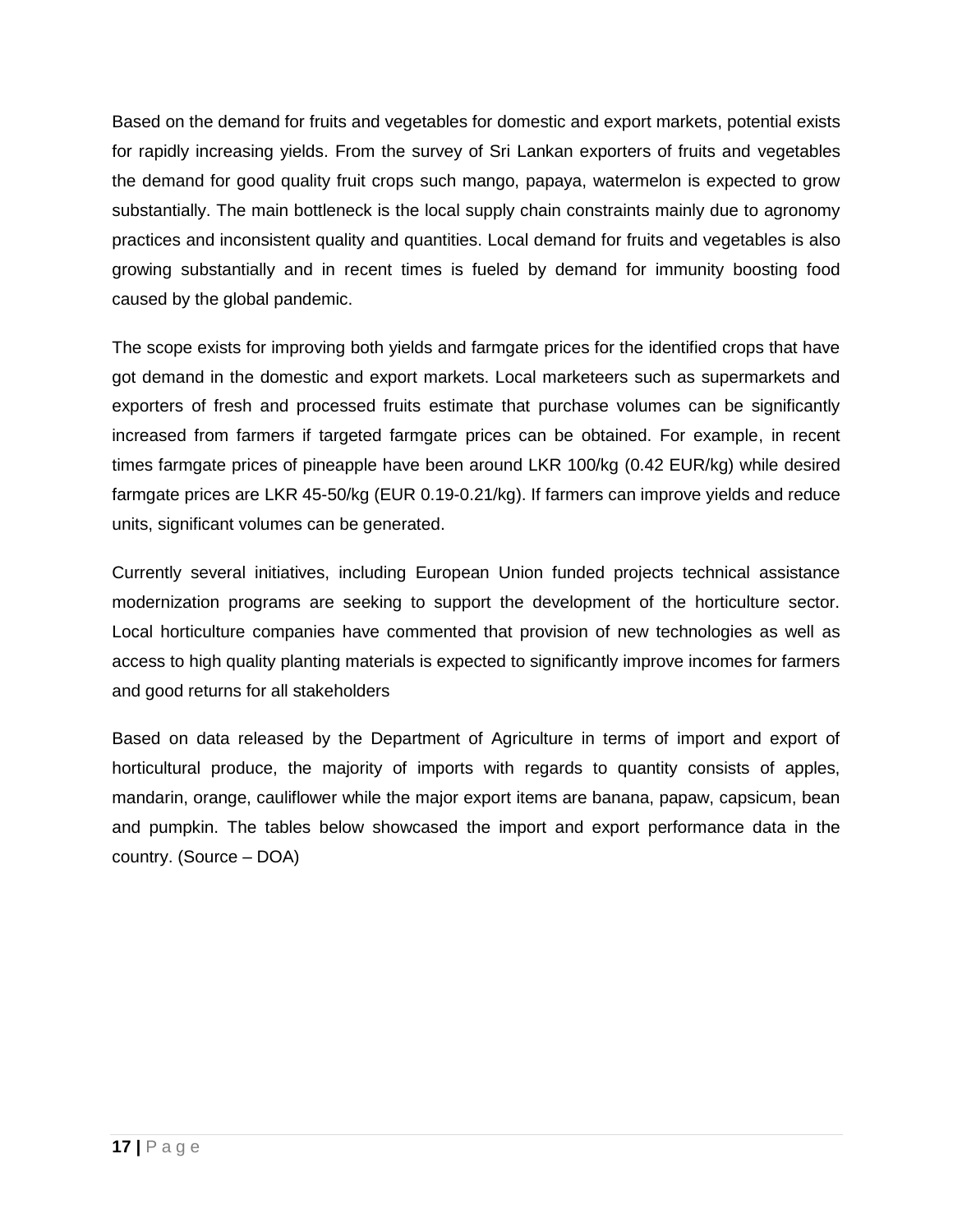Based on the demand for fruits and vegetables for domestic and export markets, potential exists for rapidly increasing yields. From the survey of Sri Lankan exporters of fruits and vegetables the demand for good quality fruit crops such mango, papaya, watermelon is expected to grow substantially. The main bottleneck is the local supply chain constraints mainly due to agronomy practices and inconsistent quality and quantities. Local demand for fruits and vegetables is also growing substantially and in recent times is fueled by demand for immunity boosting food caused by the global pandemic.

The scope exists for improving both yields and farmgate prices for the identified crops that have got demand in the domestic and export markets. Local marketeers such as supermarkets and exporters of fresh and processed fruits estimate that purchase volumes can be significantly increased from farmers if targeted farmgate prices can be obtained. For example, in recent times farmgate prices of pineapple have been around LKR 100/kg (0.42 EUR/kg) while desired farmgate prices are LKR 45-50/kg (EUR 0.19-0.21/kg). If farmers can improve yields and reduce units, significant volumes can be generated.

Currently several initiatives, including European Union funded projects technical assistance modernization programs are seeking to support the development of the horticulture sector. Local horticulture companies have commented that provision of new technologies as well as access to high quality planting materials is expected to significantly improve incomes for farmers and good returns for all stakeholders

Based on data released by the Department of Agriculture in terms of import and export of horticultural produce, the majority of imports with regards to quantity consists of apples, mandarin, orange, cauliflower while the major export items are banana, papaw, capsicum, bean and pumpkin. The tables below showcased the import and export performance data in the country. (Source – DOA)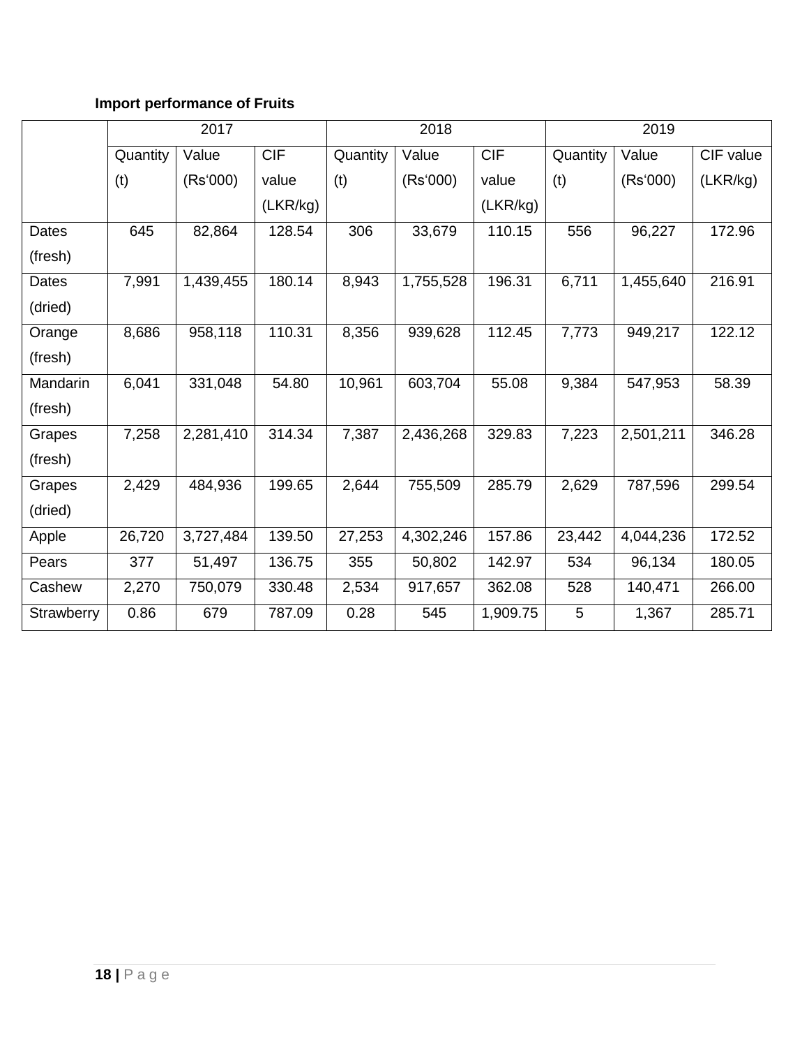**Import performance of Fruits**

| | 2017 | | | 2018 | | | 2019 | | |
|---|---|---|---|---|---|---|---|---|---|
| | Quantity (t) | Value (Rs'000) | CIF value (LKR/kg) | Quantity (t) | Value (Rs'000) | CIF value (LKR/kg) | Quantity (t) | Value (Rs'000) | CIF value (LKR/kg) |
| Dates (fresh) | 645 | 82,864 | 128.54 | 306 | 33,679 | 110.15 | 556 | 96,227 | 172.96 |
| Dates (dried) | 7,991 | 1,439,455 | 180.14 | 8,943 | 1,755,528 | 196.31 | 6,711 | 1,455,640 | 216.91 |
| Orange (fresh) | 8,686 | 958,118 | 110.31 | 8,356 | 939,628 | 112.45 | 7,773 | 949,217 | 122.12 |
| Mandarin (fresh) | 6,041 | 331,048 | 54.80 | 10,961 | 603,704 | 55.08 | 9,384 | 547,953 | 58.39 |
| Grapes (fresh) | 7,258 | 2,281,410 | 314.34 | 7,387 | 2,436,268 | 329.83 | 7,223 | 2,501,211 | 346.28 |
| Grapes (dried) | 2,429 | 484,936 | 199.65 | 2,644 | 755,509 | 285.79 | 2,629 | 787,596 | 299.54 |
| Apple | 26,720 | 3,727,484 | 139.50 | 27,253 | 4,302,246 | 157.86 | 23,442 | 4,044,236 | 172.52 |
| Pears | 377 | 51,497 | 136.75 | 355 | 50,802 | 142.97 | 534 | 96,134 | 180.05 |
| Cashew | 2,270 | 750,079 | 330.48 | 2,534 | 917,657 | 362.08 | 528 | 140,471 | 266.00 |
| Strawberry | 0.86 | 679 | 787.09 | 0.28 | 545 | 1,909.75 | 5 | 1,367 | 285.71 |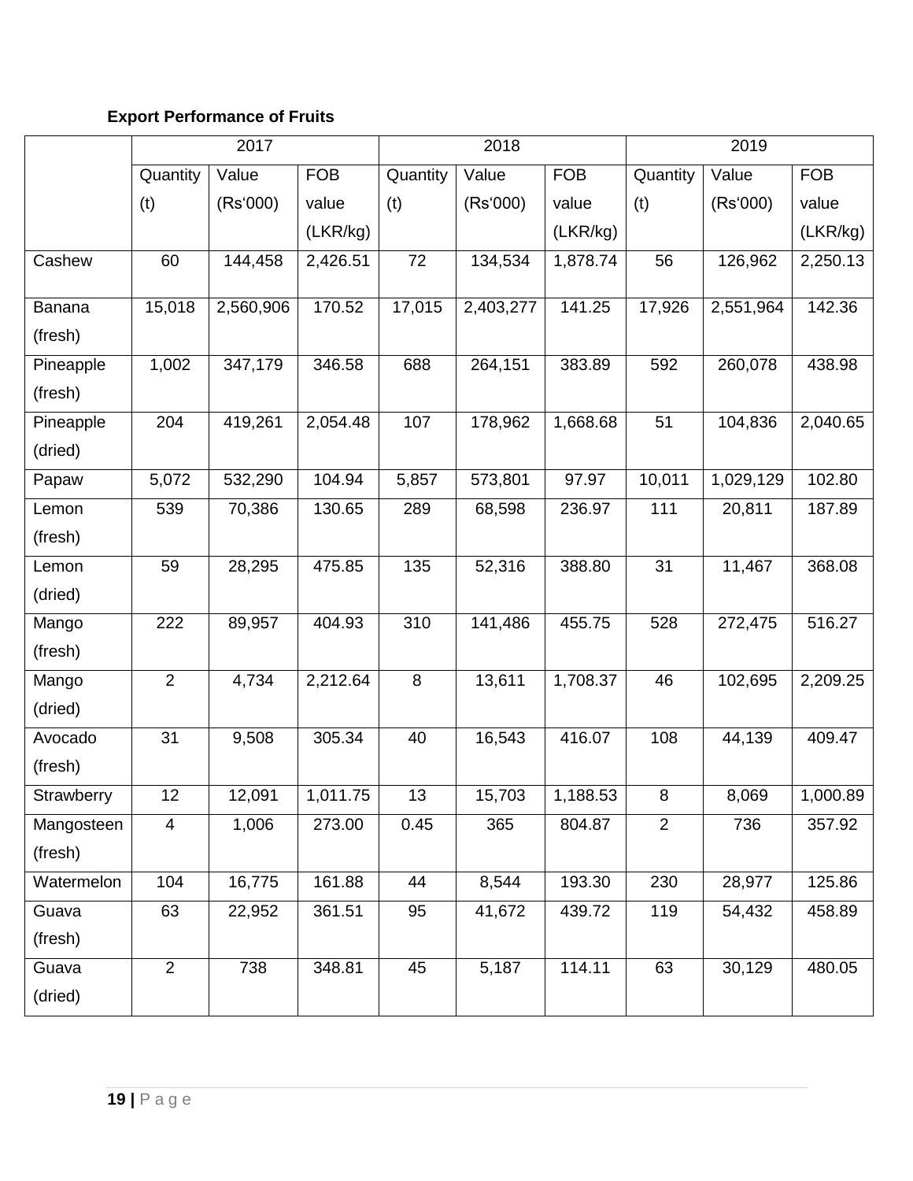**Export Performance of Fruits**

| | 2017 | | | 2018 | | | 2019 | | |
|---|---|---|---|---|---|---|---|---|---|
| | Quantity (t) | Value (Rs'000) | FOB value (LKR/kg) | Quantity (t) | Value (Rs'000) | FOB value (LKR/kg) | Quantity (t) | Value (Rs'000) | FOB value (LKR/kg) |
| Cashew | 60 | 144,458 | 2,426.51 | 72 | 134,534 | 1,878.74 | 56 | 126,962 | 2,250.13 |
| Banana (fresh) | 15,018 | 2,560,906 | 170.52 | 17,015 | 2,403,277 | 141.25 | 17,926 | 2,551,964 | 142.36 |
| Pineapple (fresh) | 1,002 | 347,179 | 346.58 | 688 | 264,151 | 383.89 | 592 | 260,078 | 438.98 |
| Pineapple (dried) | 204 | 419,261 | 2,054.48 | 107 | 178,962 | 1,668.68 | 51 | 104,836 | 2,040.65 |
| Papaw | 5,072 | 532,290 | 104.94 | 5,857 | 573,801 | 97.97 | 10,011 | 1,029,129 | 102.80 |
| Lemon (fresh) | 539 | 70,386 | 130.65 | 289 | 68,598 | 236.97 | 111 | 20,811 | 187.89 |
| Lemon (dried) | 59 | 28,295 | 475.85 | 135 | 52,316 | 388.80 | 31 | 11,467 | 368.08 |
| Mango (fresh) | 222 | 89,957 | 404.93 | 310 | 141,486 | 455.75 | 528 | 272,475 | 516.27 |
| Mango (dried) | 2 | 4,734 | 2,212.64 | 8 | 13,611 | 1,708.37 | 46 | 102,695 | 2,209.25 |
| Avocado (fresh) | 31 | 9,508 | 305.34 | 40 | 16,543 | 416.07 | 108 | 44,139 | 409.47 |
| Strawberry | 12 | 12,091 | 1,011.75 | 13 | 15,703 | 1,188.53 | 8 | 8,069 | 1,000.89 |
| Mangosteen (fresh) | 4 | 1,006 | 273.00 | 0.45 | 365 | 804.87 | 2 | 736 | 357.92 |
| Watermelon | 104 | 16,775 | 161.88 | 44 | 8,544 | 193.30 | 230 | 28,977 | 125.86 |
| Guava (fresh) | 63 | 22,952 | 361.51 | 95 | 41,672 | 439.72 | 119 | 54,432 | 458.89 |
| Guava (dried) | 2 | 738 | 348.81 | 45 | 5,187 | 114.11 | 63 | 30,129 | 480.05 |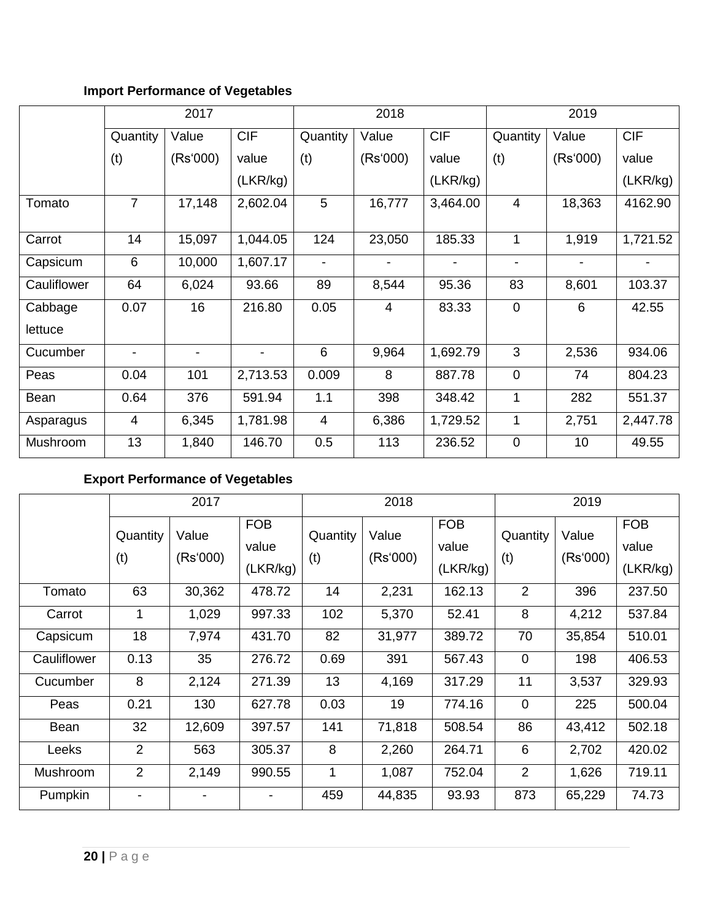**Import Performance of Vegetables**

| | 2017 | | | 2018 | | | 2019 | | |
|---|---|---|---|---|---|---|---|---|---|
| | Quantity (t) | Value (Rs'000) | CIF value (LKR/kg) | Quantity (t) | Value (Rs'000) | CIF value (LKR/kg) | Quantity (t) | Value (Rs'000) | CIF value (LKR/kg) |
| Tomato | 7 | 17,148 | 2,602.04 | 5 | 16,777 | 3,464.00 | 4 | 18,363 | 4162.90 |
| Carrot | 14 | 15,097 | 1,044.05 | 124 | 23,050 | 185.33 | 1 | 1,919 | 1,721.52 |
| Capsicum | 6 | 10,000 | 1,607.17 | - | - | - | - | - | - |
| Cauliflower | 64 | 6,024 | 93.66 | 89 | 8,544 | 95.36 | 83 | 8,601 | 103.37 |
| Cabbage lettuce | 0.07 | 16 | 216.80 | 0.05 | 4 | 83.33 | 0 | 6 | 42.55 |
| Cucumber | - | - | - | 6 | 9,964 | 1,692.79 | 3 | 2,536 | 934.06 |
| Peas | 0.04 | 101 | 2,713.53 | 0.009 | 8 | 887.78 | 0 | 74 | 804.23 |
| Bean | 0.64 | 376 | 591.94 | 1.1 | 398 | 348.42 | 1 | 282 | 551.37 |
| Asparagus | 4 | 6,345 | 1,781.98 | 4 | 6,386 | 1,729.52 | 1 | 2,751 | 2,447.78 |
| Mushroom | 13 | 1,840 | 146.70 | 0.5 | 113 | 236.52 | 0 | 10 | 49.55 |

**Export Performance of Vegetables**

| | 2017 | | | 2018 | | | 2019 | | |
|---|---|---|---|---|---|---|---|---|---|
| | Quantity (t) | Value (Rs'000) | FOB value (LKR/kg) | Quantity (t) | Value (Rs'000) | FOB value (LKR/kg) | Quantity (t) | Value (Rs'000) | FOB value (LKR/kg) |
| Tomato | 63 | 30,362 | 478.72 | 14 | 2,231 | 162.13 | 2 | 396 | 237.50 |
| Carrot | 1 | 1,029 | 997.33 | 102 | 5,370 | 52.41 | 8 | 4,212 | 537.84 |
| Capsicum | 18 | 7,974 | 431.70 | 82 | 31,977 | 389.72 | 70 | 35,854 | 510.01 |
| Cauliflower | 0.13 | 35 | 276.72 | 0.69 | 391 | 567.43 | 0 | 198 | 406.53 |
| Cucumber | 8 | 2,124 | 271.39 | 13 | 4,169 | 317.29 | 11 | 3,537 | 329.93 |
| Peas | 0.21 | 130 | 627.78 | 0.03 | 19 | 774.16 | 0 | 225 | 500.04 |
| Bean | 32 | 12,609 | 397.57 | 141 | 71,818 | 508.54 | 86 | 43,412 | 502.18 |
| Leeks | 2 | 563 | 305.37 | 8 | 2,260 | 264.71 | 6 | 2,702 | 420.02 |
| Mushroom | 2 | 2,149 | 990.55 | 1 | 1,087 | 752.04 | 2 | 1,626 | 719.11 |
| Pumpkin | - | - | - | 459 | 44,835 | 93.93 | 873 | 65,229 | 74.73 |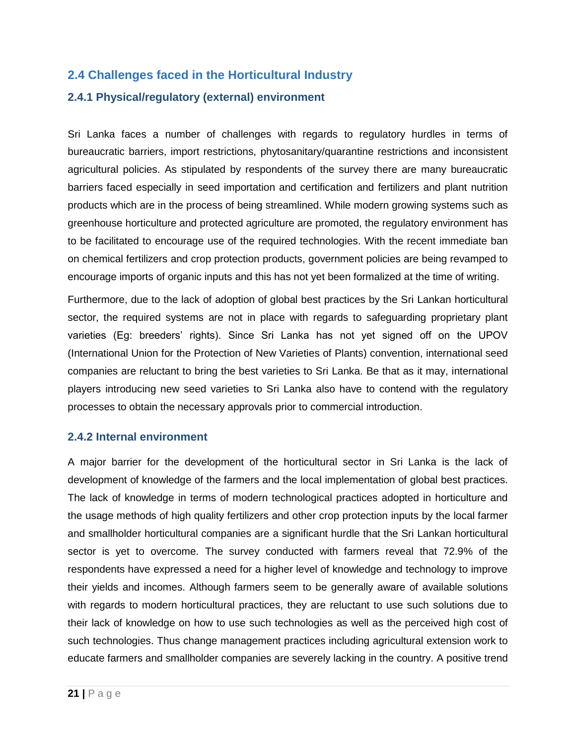## 2.4 Challenges faced in the Horticultural Industry

### 2.4.1 Physical/regulatory (external) environment

Sri Lanka faces a number of challenges with regards to regulatory hurdles in terms of bureaucratic barriers, import restrictions, phytosanitary/quarantine restrictions and inconsistent agricultural policies. As stipulated by respondents of the survey there are many bureaucratic barriers faced especially in seed importation and certification and fertilizers and plant nutrition products which are in the process of being streamlined. While modern growing systems such as greenhouse horticulture and protected agriculture are promoted, the regulatory environment has to be facilitated to encourage use of the required technologies. With the recent immediate ban on chemical fertilizers and crop protection products, government policies are being revamped to encourage imports of organic inputs and this has not yet been formalized at the time of writing.

Furthermore, due to the lack of adoption of global best practices by the Sri Lankan horticultural sector, the required systems are not in place with regards to safeguarding proprietary plant varieties (Eg: breeders' rights). Since Sri Lanka has not yet signed off on the UPOV (International Union for the Protection of New Varieties of Plants) convention, international seed companies are reluctant to bring the best varieties to Sri Lanka. Be that as it may, international players introducing new seed varieties to Sri Lanka also have to contend with the regulatory processes to obtain the necessary approvals prior to commercial introduction.

### 2.4.2 Internal environment

A major barrier for the development of the horticultural sector in Sri Lanka is the lack of development of knowledge of the farmers and the local implementation of global best practices. The lack of knowledge in terms of modern technological practices adopted in horticulture and the usage methods of high quality fertilizers and other crop protection inputs by the local farmer and smallholder horticultural companies are a significant hurdle that the Sri Lankan horticultural sector is yet to overcome. The survey conducted with farmers reveal that 72.9% of the respondents have expressed a need for a higher level of knowledge and technology to improve their yields and incomes. Although farmers seem to be generally aware of available solutions with regards to modern horticultural practices, they are reluctant to use such solutions due to their lack of knowledge on how to use such technologies as well as the perceived high cost of such technologies. Thus change management practices including agricultural extension work to educate farmers and smallholder companies are severely lacking in the country. A positive trend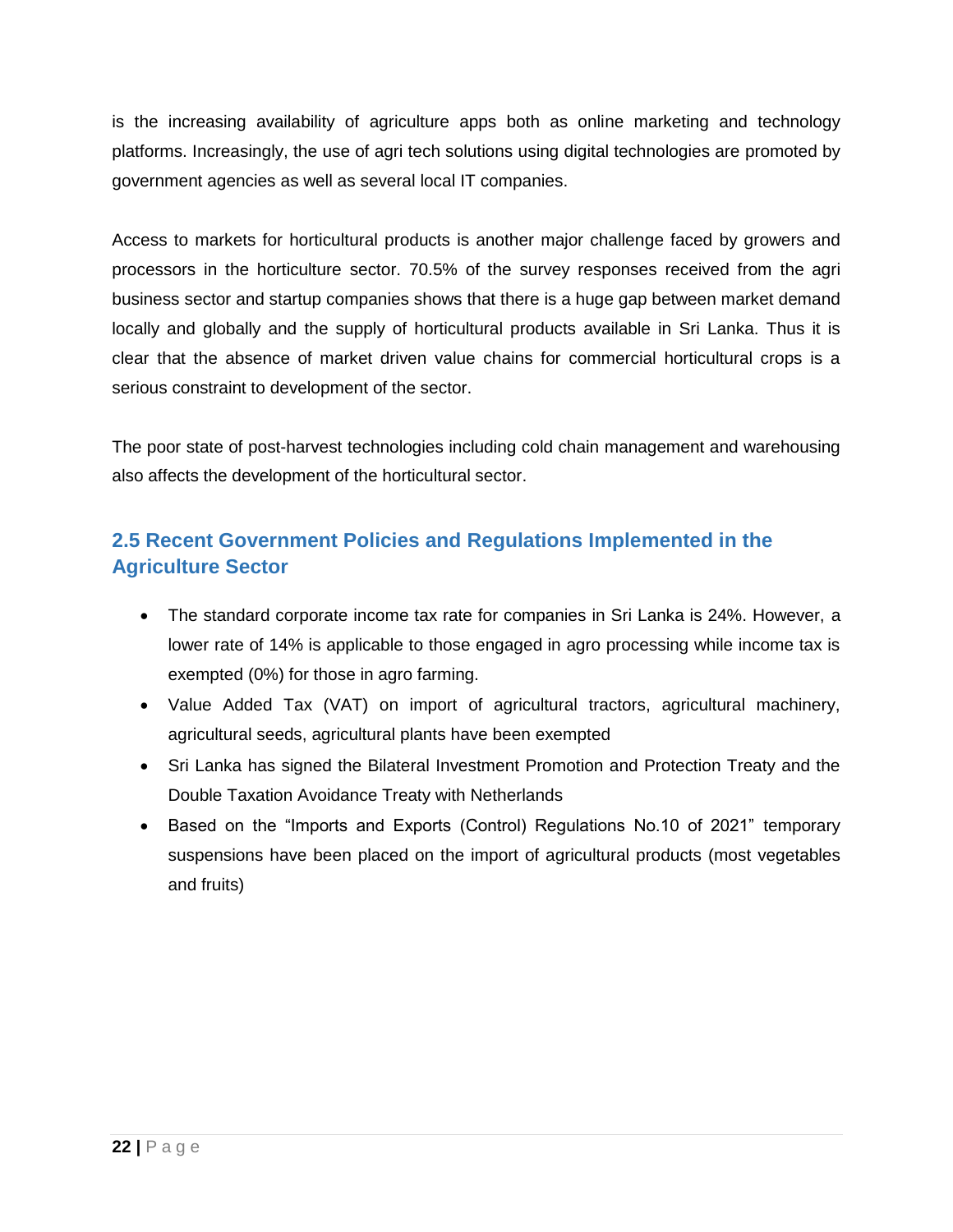is the increasing availability of agriculture apps both as online marketing and technology platforms. Increasingly, the use of agri tech solutions using digital technologies are promoted by government agencies as well as several local IT companies.

Access to markets for horticultural products is another major challenge faced by growers and processors in the horticulture sector. 70.5% of the survey responses received from the agri business sector and startup companies shows that there is a huge gap between market demand locally and globally and the supply of horticultural products available in Sri Lanka. Thus it is clear that the absence of market driven value chains for commercial horticultural crops is a serious constraint to development of the sector.

The poor state of post-harvest technologies including cold chain management and warehousing also affects the development of the horticultural sector.

## 2.5 Recent Government Policies and Regulations Implemented in the Agriculture Sector

- The standard corporate income tax rate for companies in Sri Lanka is 24%. However, a lower rate of 14% is applicable to those engaged in agro processing while income tax is exempted (0%) for those in agro farming.
- Value Added Tax (VAT) on import of agricultural tractors, agricultural machinery, agricultural seeds, agricultural plants have been exempted
- Sri Lanka has signed the Bilateral Investment Promotion and Protection Treaty and the Double Taxation Avoidance Treaty with Netherlands
- Based on the "Imports and Exports (Control) Regulations No.10 of 2021" temporary suspensions have been placed on the import of agricultural products (most vegetables and fruits)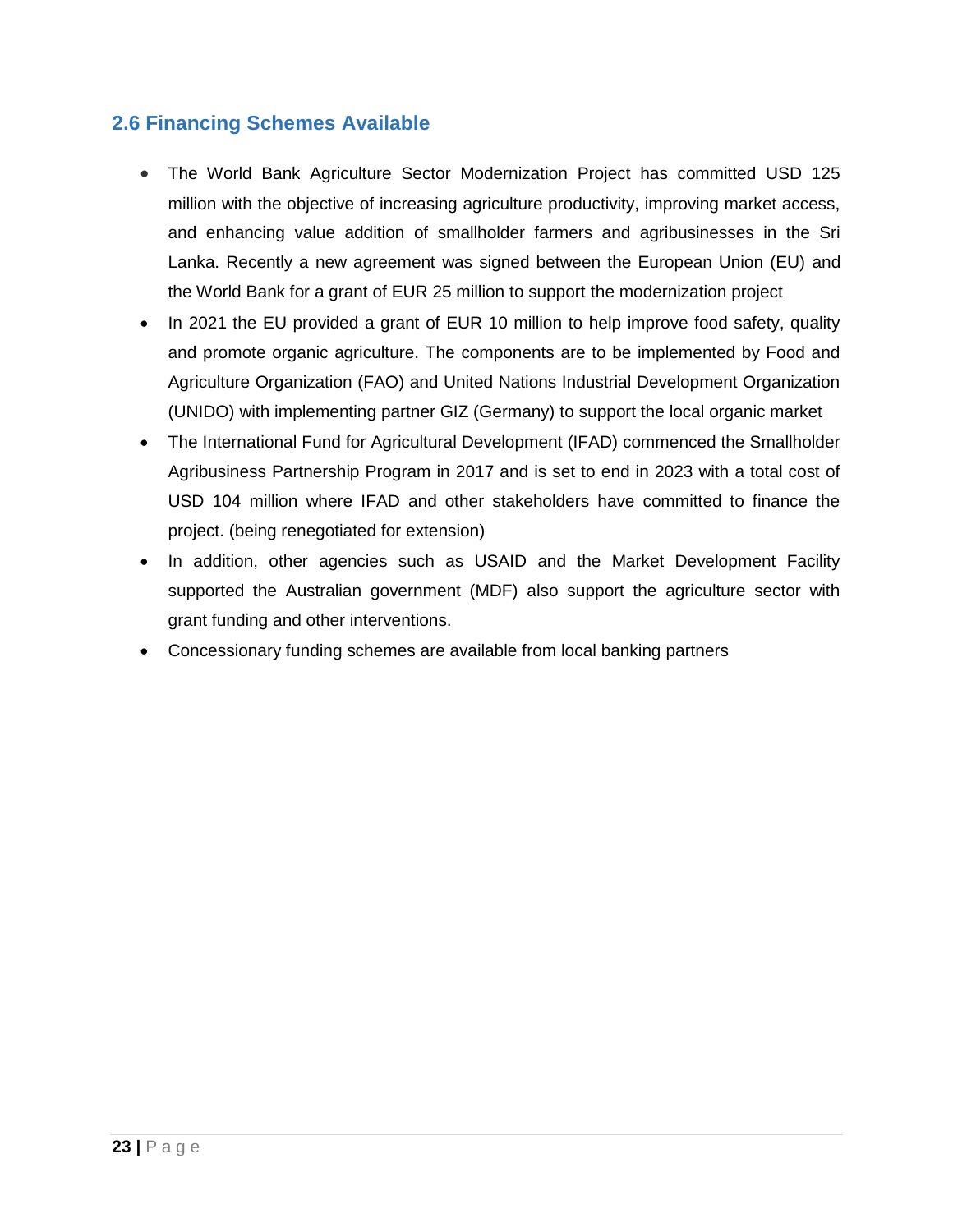## 2.6 Financing Schemes Available

- The World Bank Agriculture Sector Modernization Project has committed USD 125 million with the objective of increasing agriculture productivity, improving market access, and enhancing value addition of smallholder farmers and agribusinesses in the Sri Lanka. Recently a new agreement was signed between the European Union (EU) and the World Bank for a grant of EUR 25 million to support the modernization project
- In 2021 the EU provided a grant of EUR 10 million to help improve food safety, quality and promote organic agriculture. The components are to be implemented by Food and Agriculture Organization (FAO) and United Nations Industrial Development Organization (UNIDO) with implementing partner GIZ (Germany) to support the local organic market
- The International Fund for Agricultural Development (IFAD) commenced the Smallholder Agribusiness Partnership Program in 2017 and is set to end in 2023 with a total cost of USD 104 million where IFAD and other stakeholders have committed to finance the project. (being renegotiated for extension)
- In addition, other agencies such as USAID and the Market Development Facility supported the Australian government (MDF) also support the agriculture sector with grant funding and other interventions.
- Concessionary funding schemes are available from local banking partners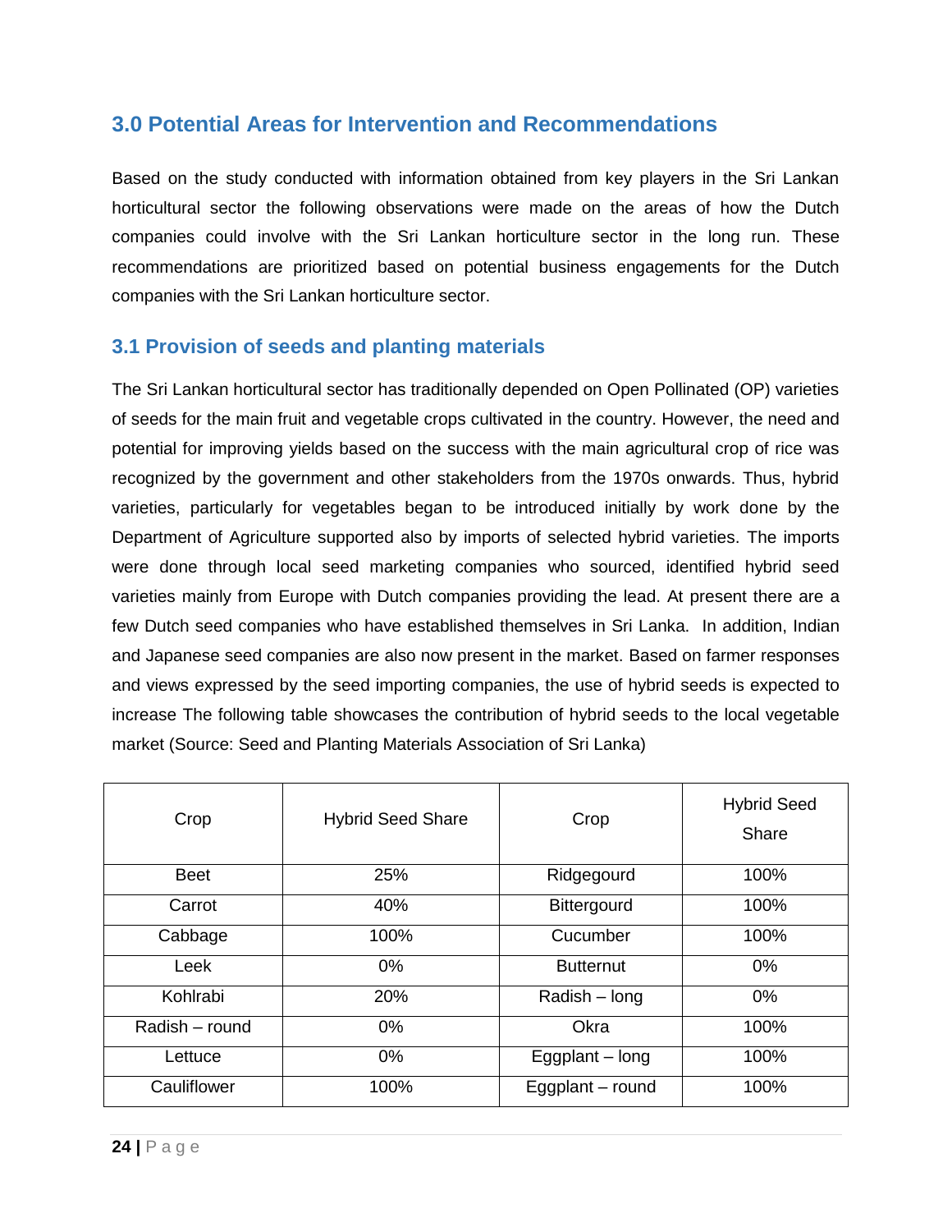## 3.0 Potential Areas for Intervention and Recommendations

Based on the study conducted with information obtained from key players in the Sri Lankan horticultural sector the following observations were made on the areas of how the Dutch companies could involve with the Sri Lankan horticulture sector in the long run. These recommendations are prioritized based on potential business engagements for the Dutch companies with the Sri Lankan horticulture sector.

### 3.1 Provision of seeds and planting materials

The Sri Lankan horticultural sector has traditionally depended on Open Pollinated (OP) varieties of seeds for the main fruit and vegetable crops cultivated in the country. However, the need and potential for improving yields based on the success with the main agricultural crop of rice was recognized by the government and other stakeholders from the 1970s onwards. Thus, hybrid varieties, particularly for vegetables began to be introduced initially by work done by the Department of Agriculture supported also by imports of selected hybrid varieties. The imports were done through local seed marketing companies who sourced, identified hybrid seed varieties mainly from Europe with Dutch companies providing the lead. At present there are a few Dutch seed companies who have established themselves in Sri Lanka. In addition, Indian and Japanese seed companies are also now present in the market. Based on farmer responses and views expressed by the seed importing companies, the use of hybrid seeds is expected to increase The following table showcases the contribution of hybrid seeds to the local vegetable market (Source: Seed and Planting Materials Association of Sri Lanka)

| Crop | Hybrid Seed Share | Crop | Hybrid Seed Share |
|---|---|---|---|
| Beet | 25% | Ridgegourd | 100% |
| Carrot | 40% | Bittergourd | 100% |
| Cabbage | 100% | Cucumber | 100% |
| Leek | 0% | Butternut | 0% |
| Kohlrabi | 20% | Radish – long | 0% |
| Radish – round | 0% | Okra | 100% |
| Lettuce | 0% | Eggplant – long | 100% |
| Cauliflower | 100% | Eggplant – round | 100% |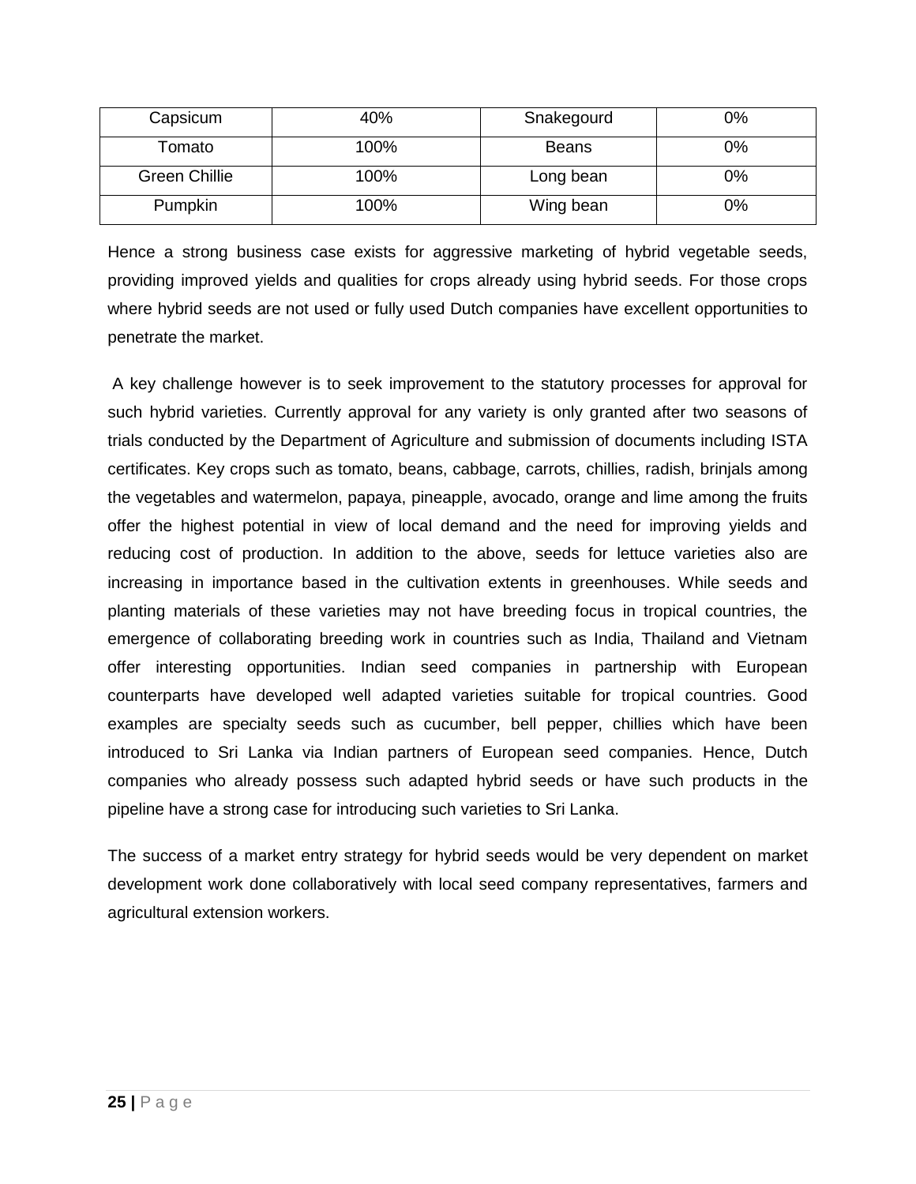| Capsicum | 40% | Snakegourd | 0% |
|---|---|---|---|
| Tomato | 100% | Beans | 0% |
| Green Chillie | 100% | Long bean | 0% |
| Pumpkin | 100% | Wing bean | 0% |

Hence a strong business case exists for aggressive marketing of hybrid vegetable seeds, providing improved yields and qualities for crops already using hybrid seeds. For those crops where hybrid seeds are not used or fully used Dutch companies have excellent opportunities to penetrate the market.

A key challenge however is to seek improvement to the statutory processes for approval for such hybrid varieties. Currently approval for any variety is only granted after two seasons of trials conducted by the Department of Agriculture and submission of documents including ISTA certificates. Key crops such as tomato, beans, cabbage, carrots, chillies, radish, brinjals among the vegetables and watermelon, papaya, pineapple, avocado, orange and lime among the fruits offer the highest potential in view of local demand and the need for improving yields and reducing cost of production. In addition to the above, seeds for lettuce varieties also are increasing in importance based in the cultivation extents in greenhouses. While seeds and planting materials of these varieties may not have breeding focus in tropical countries, the emergence of collaborating breeding work in countries such as India, Thailand and Vietnam offer interesting opportunities. Indian seed companies in partnership with European counterparts have developed well adapted varieties suitable for tropical countries. Good examples are specialty seeds such as cucumber, bell pepper, chillies which have been introduced to Sri Lanka via Indian partners of European seed companies. Hence, Dutch companies who already possess such adapted hybrid seeds or have such products in the pipeline have a strong case for introducing such varieties to Sri Lanka.

The success of a market entry strategy for hybrid seeds would be very dependent on market development work done collaboratively with local seed company representatives, farmers and agricultural extension workers.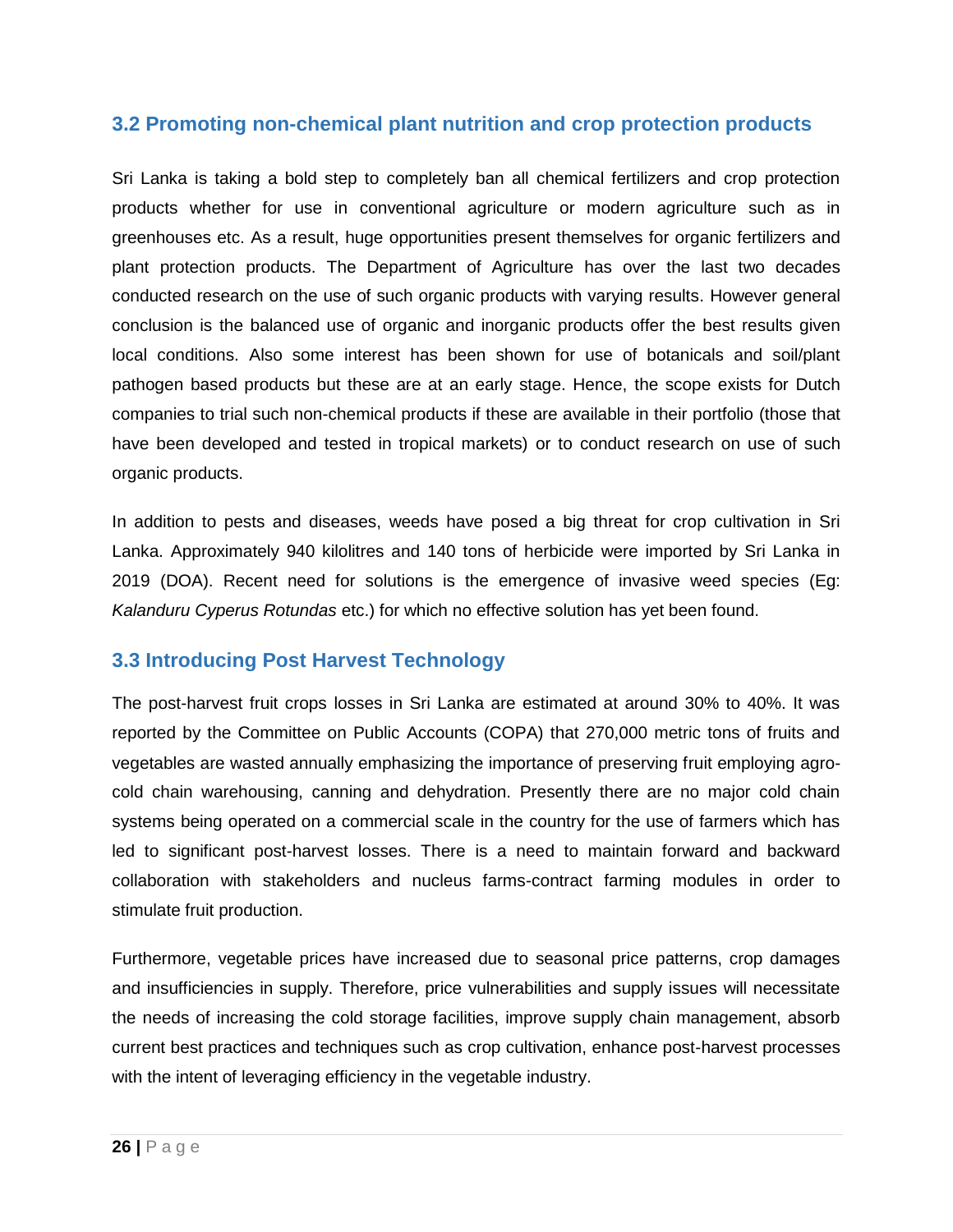## 3.2 Promoting non-chemical plant nutrition and crop protection products

Sri Lanka is taking a bold step to completely ban all chemical fertilizers and crop protection products whether for use in conventional agriculture or modern agriculture such as in greenhouses etc. As a result, huge opportunities present themselves for organic fertilizers and plant protection products. The Department of Agriculture has over the last two decades conducted research on the use of such organic products with varying results. However general conclusion is the balanced use of organic and inorganic products offer the best results given local conditions. Also some interest has been shown for use of botanicals and soil/plant pathogen based products but these are at an early stage. Hence, the scope exists for Dutch companies to trial such non-chemical products if these are available in their portfolio (those that have been developed and tested in tropical markets) or to conduct research on use of such organic products.

In addition to pests and diseases, weeds have posed a big threat for crop cultivation in Sri Lanka. Approximately 940 kilolitres and 140 tons of herbicide were imported by Sri Lanka in 2019 (DOA). Recent need for solutions is the emergence of invasive weed species (Eg: *Kalanduru Cyperus Rotundas* etc.) for which no effective solution has yet been found.

## 3.3 Introducing Post Harvest Technology

The post-harvest fruit crops losses in Sri Lanka are estimated at around 30% to 40%. It was reported by the Committee on Public Accounts (COPA) that 270,000 metric tons of fruits and vegetables are wasted annually emphasizing the importance of preserving fruit employing agro-cold chain warehousing, canning and dehydration. Presently there are no major cold chain systems being operated on a commercial scale in the country for the use of farmers which has led to significant post-harvest losses. There is a need to maintain forward and backward collaboration with stakeholders and nucleus farms-contract farming modules in order to stimulate fruit production.

Furthermore, vegetable prices have increased due to seasonal price patterns, crop damages and insufficiencies in supply. Therefore, price vulnerabilities and supply issues will necessitate the needs of increasing the cold storage facilities, improve supply chain management, absorb current best practices and techniques such as crop cultivation, enhance post-harvest processes with the intent of leveraging efficiency in the vegetable industry.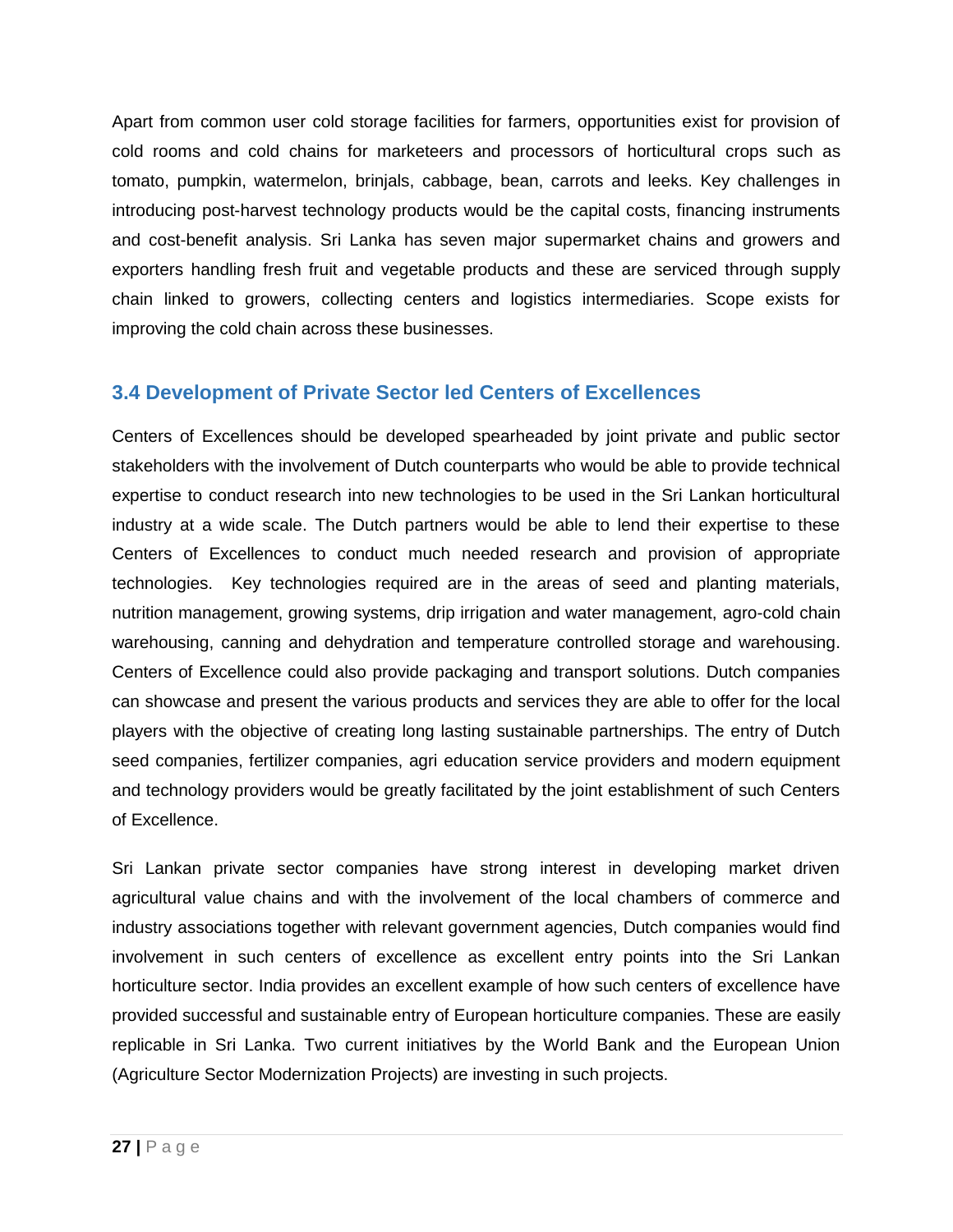Apart from common user cold storage facilities for farmers, opportunities exist for provision of cold rooms and cold chains for marketeers and processors of horticultural crops such as tomato, pumpkin, watermelon, brinjals, cabbage, bean, carrots and leeks. Key challenges in introducing post-harvest technology products would be the capital costs, financing instruments and cost-benefit analysis. Sri Lanka has seven major supermarket chains and growers and exporters handling fresh fruit and vegetable products and these are serviced through supply chain linked to growers, collecting centers and logistics intermediaries. Scope exists for improving the cold chain across these businesses.

### 3.4 Development of Private Sector led Centers of Excellences

Centers of Excellences should be developed spearheaded by joint private and public sector stakeholders with the involvement of Dutch counterparts who would be able to provide technical expertise to conduct research into new technologies to be used in the Sri Lankan horticultural industry at a wide scale. The Dutch partners would be able to lend their expertise to these Centers of Excellences to conduct much needed research and provision of appropriate technologies. Key technologies required are in the areas of seed and planting materials, nutrition management, growing systems, drip irrigation and water management, agro-cold chain warehousing, canning and dehydration and temperature controlled storage and warehousing. Centers of Excellence could also provide packaging and transport solutions. Dutch companies can showcase and present the various products and services they are able to offer for the local players with the objective of creating long lasting sustainable partnerships. The entry of Dutch seed companies, fertilizer companies, agri education service providers and modern equipment and technology providers would be greatly facilitated by the joint establishment of such Centers of Excellence.

Sri Lankan private sector companies have strong interest in developing market driven agricultural value chains and with the involvement of the local chambers of commerce and industry associations together with relevant government agencies, Dutch companies would find involvement in such centers of excellence as excellent entry points into the Sri Lankan horticulture sector. India provides an excellent example of how such centers of excellence have provided successful and sustainable entry of European horticulture companies. These are easily replicable in Sri Lanka. Two current initiatives by the World Bank and the European Union (Agriculture Sector Modernization Projects) are investing in such projects.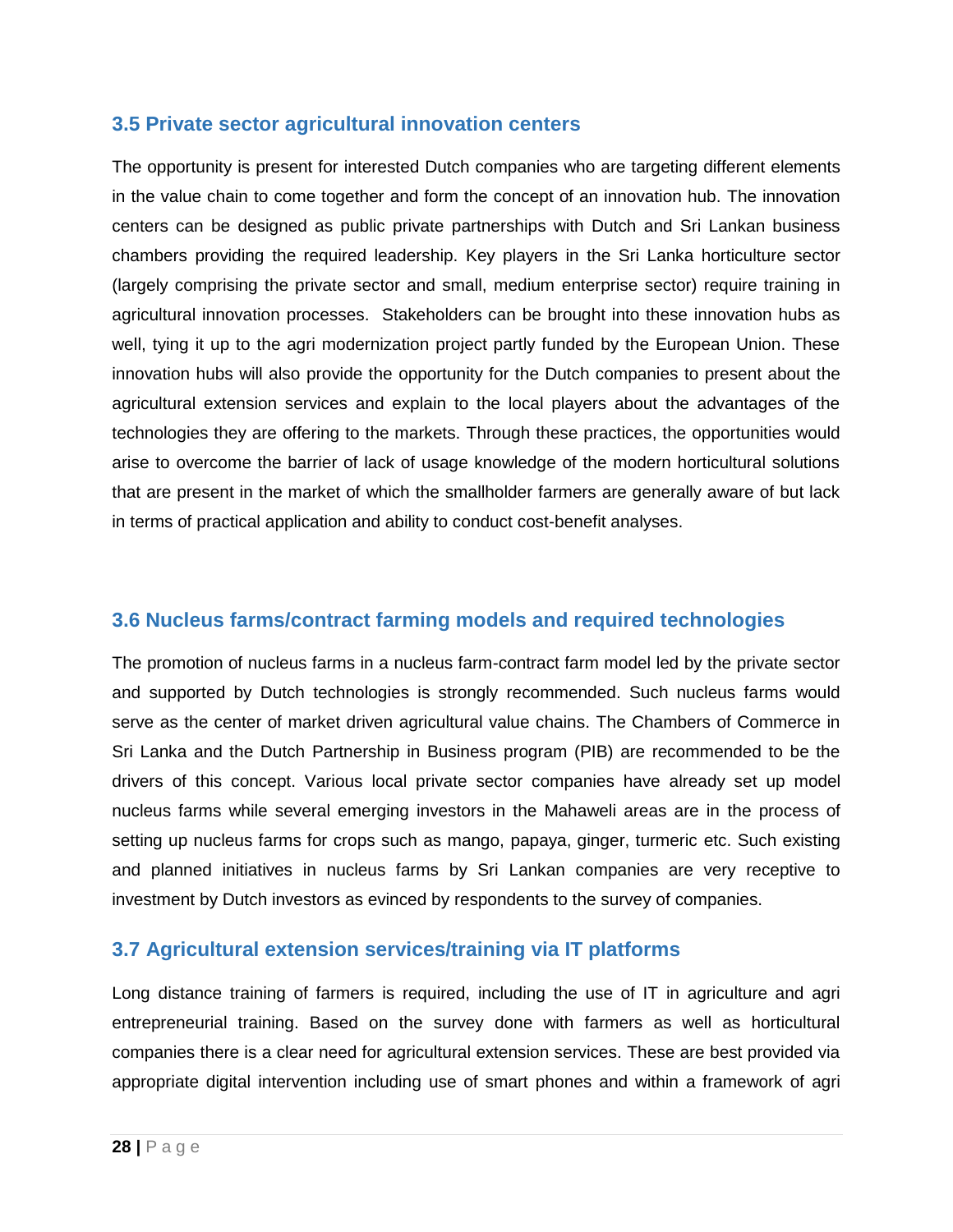## 3.5 Private sector agricultural innovation centers

The opportunity is present for interested Dutch companies who are targeting different elements in the value chain to come together and form the concept of an innovation hub. The innovation centers can be designed as public private partnerships with Dutch and Sri Lankan business chambers providing the required leadership. Key players in the Sri Lanka horticulture sector (largely comprising the private sector and small, medium enterprise sector) require training in agricultural innovation processes. Stakeholders can be brought into these innovation hubs as well, tying it up to the agri modernization project partly funded by the European Union. These innovation hubs will also provide the opportunity for the Dutch companies to present about the agricultural extension services and explain to the local players about the advantages of the technologies they are offering to the markets. Through these practices, the opportunities would arise to overcome the barrier of lack of usage knowledge of the modern horticultural solutions that are present in the market of which the smallholder farmers are generally aware of but lack in terms of practical application and ability to conduct cost-benefit analyses.

## 3.6 Nucleus farms/contract farming models and required technologies

The promotion of nucleus farms in a nucleus farm-contract farm model led by the private sector and supported by Dutch technologies is strongly recommended. Such nucleus farms would serve as the center of market driven agricultural value chains. The Chambers of Commerce in Sri Lanka and the Dutch Partnership in Business program (PIB) are recommended to be the drivers of this concept. Various local private sector companies have already set up model nucleus farms while several emerging investors in the Mahaweli areas are in the process of setting up nucleus farms for crops such as mango, papaya, ginger, turmeric etc. Such existing and planned initiatives in nucleus farms by Sri Lankan companies are very receptive to investment by Dutch investors as evinced by respondents to the survey of companies.

## 3.7 Agricultural extension services/training via IT platforms

Long distance training of farmers is required, including the use of IT in agriculture and agri entrepreneurial training. Based on the survey done with farmers as well as horticultural companies there is a clear need for agricultural extension services. These are best provided via appropriate digital intervention including use of smart phones and within a framework of agri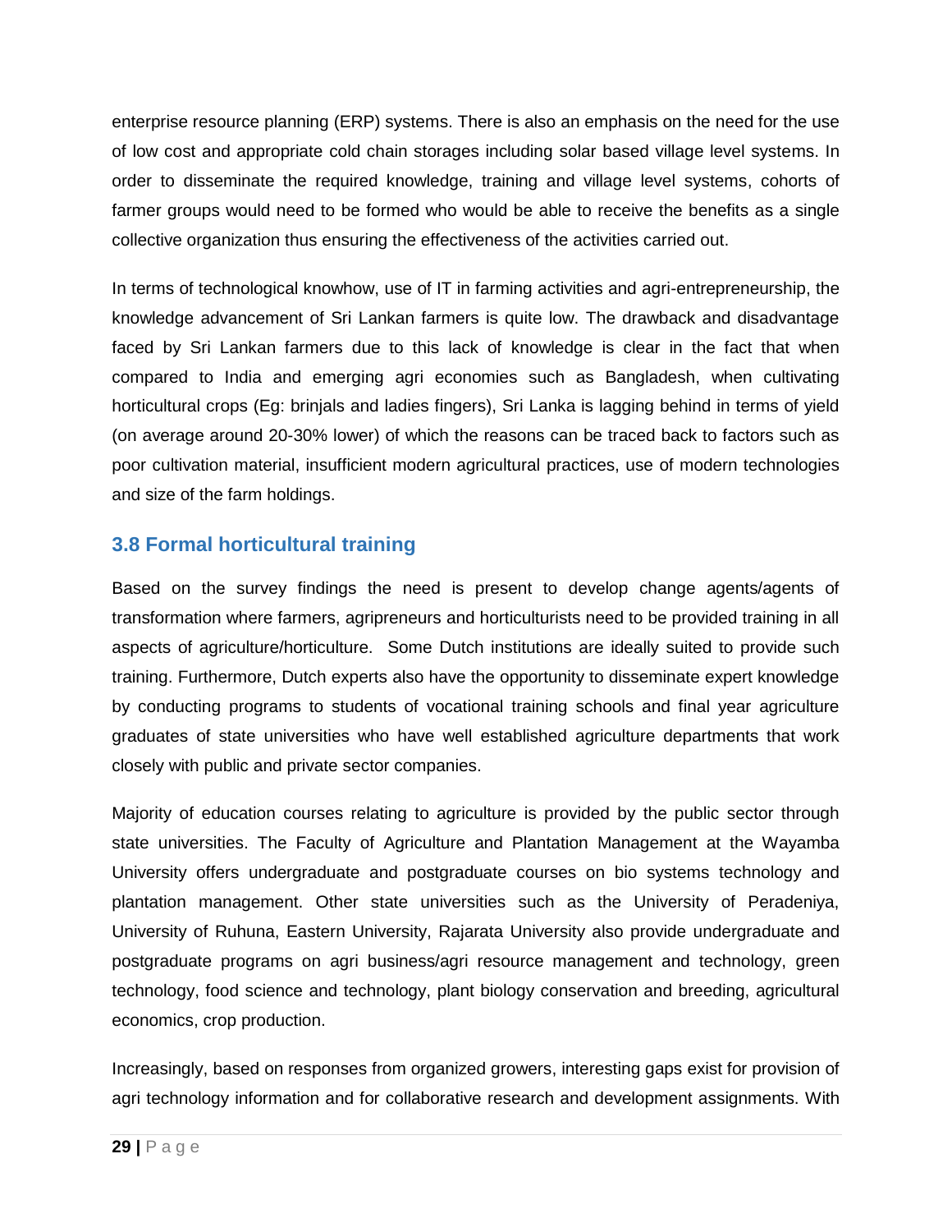enterprise resource planning (ERP) systems. There is also an emphasis on the need for the use of low cost and appropriate cold chain storages including solar based village level systems. In order to disseminate the required knowledge, training and village level systems, cohorts of farmer groups would need to be formed who would be able to receive the benefits as a single collective organization thus ensuring the effectiveness of the activities carried out.

In terms of technological knowhow, use of IT in farming activities and agri-entrepreneurship, the knowledge advancement of Sri Lankan farmers is quite low. The drawback and disadvantage faced by Sri Lankan farmers due to this lack of knowledge is clear in the fact that when compared to India and emerging agri economies such as Bangladesh, when cultivating horticultural crops (Eg: brinjals and ladies fingers), Sri Lanka is lagging behind in terms of yield (on average around 20-30% lower) of which the reasons can be traced back to factors such as poor cultivation material, insufficient modern agricultural practices, use of modern technologies and size of the farm holdings.

### 3.8 Formal horticultural training

Based on the survey findings the need is present to develop change agents/agents of transformation where farmers, agripreneurs and horticulturists need to be provided training in all aspects of agriculture/horticulture. Some Dutch institutions are ideally suited to provide such training. Furthermore, Dutch experts also have the opportunity to disseminate expert knowledge by conducting programs to students of vocational training schools and final year agriculture graduates of state universities who have well established agriculture departments that work closely with public and private sector companies.

Majority of education courses relating to agriculture is provided by the public sector through state universities. The Faculty of Agriculture and Plantation Management at the Wayamba University offers undergraduate and postgraduate courses on bio systems technology and plantation management. Other state universities such as the University of Peradeniya, University of Ruhuna, Eastern University, Rajarata University also provide undergraduate and postgraduate programs on agri business/agri resource management and technology, green technology, food science and technology, plant biology conservation and breeding, agricultural economics, crop production.

Increasingly, based on responses from organized growers, interesting gaps exist for provision of agri technology information and for collaborative research and development assignments. With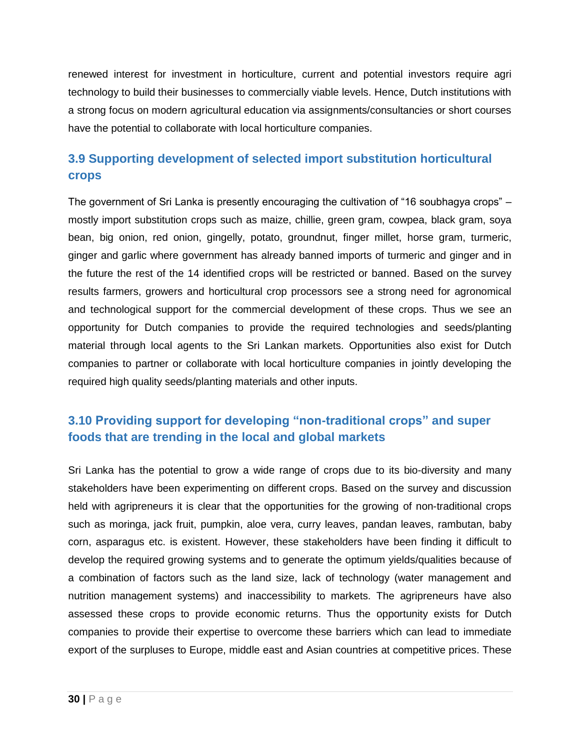renewed interest for investment in horticulture, current and potential investors require agri technology to build their businesses to commercially viable levels. Hence, Dutch institutions with a strong focus on modern agricultural education via assignments/consultancies or short courses have the potential to collaborate with local horticulture companies.

## 3.9 Supporting development of selected import substitution horticultural crops

The government of Sri Lanka is presently encouraging the cultivation of "16 soubhagya crops" – mostly import substitution crops such as maize, chillie, green gram, cowpea, black gram, soya bean, big onion, red onion, gingelly, potato, groundnut, finger millet, horse gram, turmeric, ginger and garlic where government has already banned imports of turmeric and ginger and in the future the rest of the 14 identified crops will be restricted or banned. Based on the survey results farmers, growers and horticultural crop processors see a strong need for agronomical and technological support for the commercial development of these crops. Thus we see an opportunity for Dutch companies to provide the required technologies and seeds/planting material through local agents to the Sri Lankan markets. Opportunities also exist for Dutch companies to partner or collaborate with local horticulture companies in jointly developing the required high quality seeds/planting materials and other inputs.

## 3.10 Providing support for developing "non-traditional crops" and super foods that are trending in the local and global markets

Sri Lanka has the potential to grow a wide range of crops due to its bio-diversity and many stakeholders have been experimenting on different crops. Based on the survey and discussion held with agripreneurs it is clear that the opportunities for the growing of non-traditional crops such as moringa, jack fruit, pumpkin, aloe vera, curry leaves, pandan leaves, rambutan, baby corn, asparagus etc. is existent. However, these stakeholders have been finding it difficult to develop the required growing systems and to generate the optimum yields/qualities because of a combination of factors such as the land size, lack of technology (water management and nutrition management systems) and inaccessibility to markets. The agripreneurs have also assessed these crops to provide economic returns. Thus the opportunity exists for Dutch companies to provide their expertise to overcome these barriers which can lead to immediate export of the surpluses to Europe, middle east and Asian countries at competitive prices. These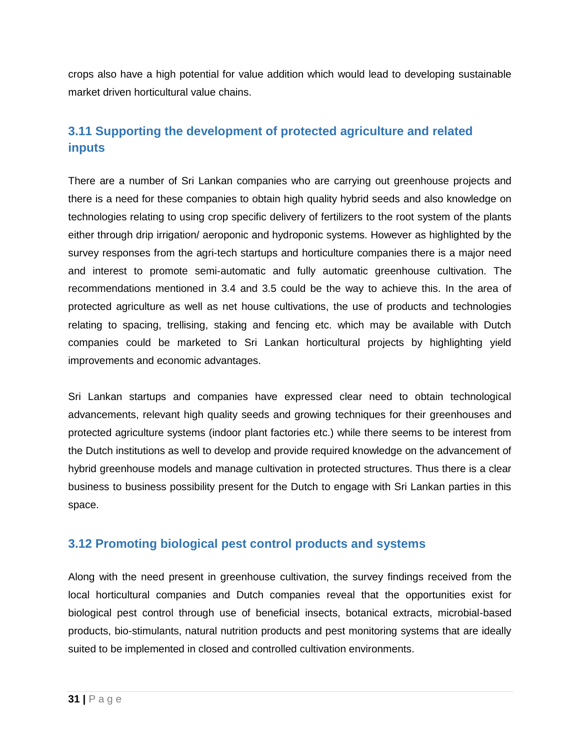crops also have a high potential for value addition which would lead to developing sustainable market driven horticultural value chains.

## 3.11 Supporting the development of protected agriculture and related inputs

There are a number of Sri Lankan companies who are carrying out greenhouse projects and there is a need for these companies to obtain high quality hybrid seeds and also knowledge on technologies relating to using crop specific delivery of fertilizers to the root system of the plants either through drip irrigation/ aeroponic and hydroponic systems. However as highlighted by the survey responses from the agri-tech startups and horticulture companies there is a major need and interest to promote semi-automatic and fully automatic greenhouse cultivation. The recommendations mentioned in 3.4 and 3.5 could be the way to achieve this. In the area of protected agriculture as well as net house cultivations, the use of products and technologies relating to spacing, trellising, staking and fencing etc. which may be available with Dutch companies could be marketed to Sri Lankan horticultural projects by highlighting yield improvements and economic advantages.

Sri Lankan startups and companies have expressed clear need to obtain technological advancements, relevant high quality seeds and growing techniques for their greenhouses and protected agriculture systems (indoor plant factories etc.) while there seems to be interest from the Dutch institutions as well to develop and provide required knowledge on the advancement of hybrid greenhouse models and manage cultivation in protected structures. Thus there is a clear business to business possibility present for the Dutch to engage with Sri Lankan parties in this space.

## 3.12 Promoting biological pest control products and systems

Along with the need present in greenhouse cultivation, the survey findings received from the local horticultural companies and Dutch companies reveal that the opportunities exist for biological pest control through use of beneficial insects, botanical extracts, microbial-based products, bio-stimulants, natural nutrition products and pest monitoring systems that are ideally suited to be implemented in closed and controlled cultivation environments.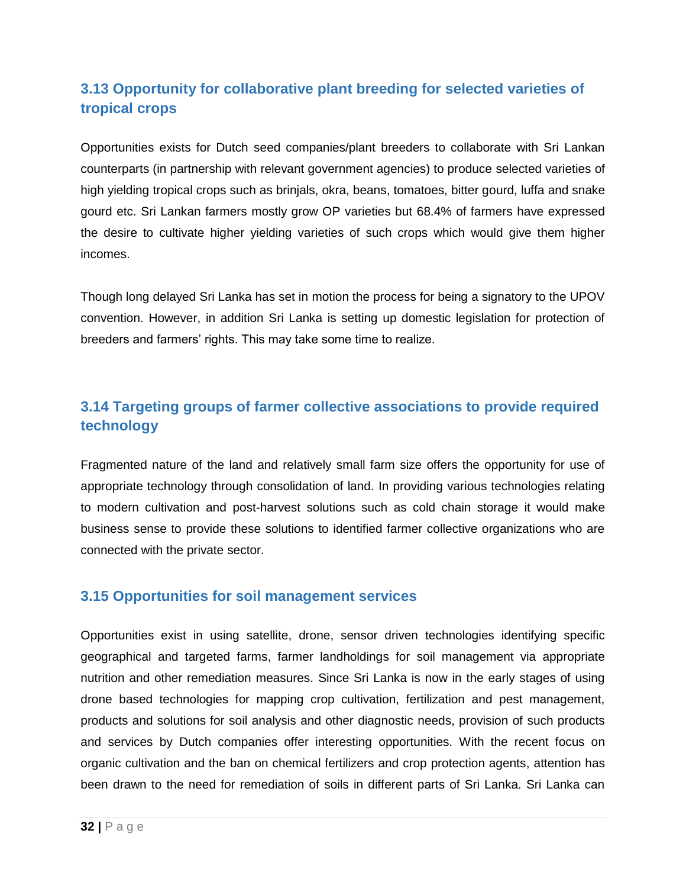### 3.13 Opportunity for collaborative plant breeding for selected varieties of tropical crops

Opportunities exists for Dutch seed companies/plant breeders to collaborate with Sri Lankan counterparts (in partnership with relevant government agencies) to produce selected varieties of high yielding tropical crops such as brinjals, okra, beans, tomatoes, bitter gourd, luffa and snake gourd etc. Sri Lankan farmers mostly grow OP varieties but 68.4% of farmers have expressed the desire to cultivate higher yielding varieties of such crops which would give them higher incomes.

Though long delayed Sri Lanka has set in motion the process for being a signatory to the UPOV convention. However, in addition Sri Lanka is setting up domestic legislation for protection of breeders and farmers' rights. This may take some time to realize.

### 3.14 Targeting groups of farmer collective associations to provide required technology

Fragmented nature of the land and relatively small farm size offers the opportunity for use of appropriate technology through consolidation of land. In providing various technologies relating to modern cultivation and post-harvest solutions such as cold chain storage it would make business sense to provide these solutions to identified farmer collective organizations who are connected with the private sector.

### 3.15 Opportunities for soil management services

Opportunities exist in using satellite, drone, sensor driven technologies identifying specific geographical and targeted farms, farmer landholdings for soil management via appropriate nutrition and other remediation measures. Since Sri Lanka is now in the early stages of using drone based technologies for mapping crop cultivation, fertilization and pest management, products and solutions for soil analysis and other diagnostic needs, provision of such products and services by Dutch companies offer interesting opportunities. With the recent focus on organic cultivation and the ban on chemical fertilizers and crop protection agents, attention has been drawn to the need for remediation of soils in different parts of Sri Lanka. Sri Lanka can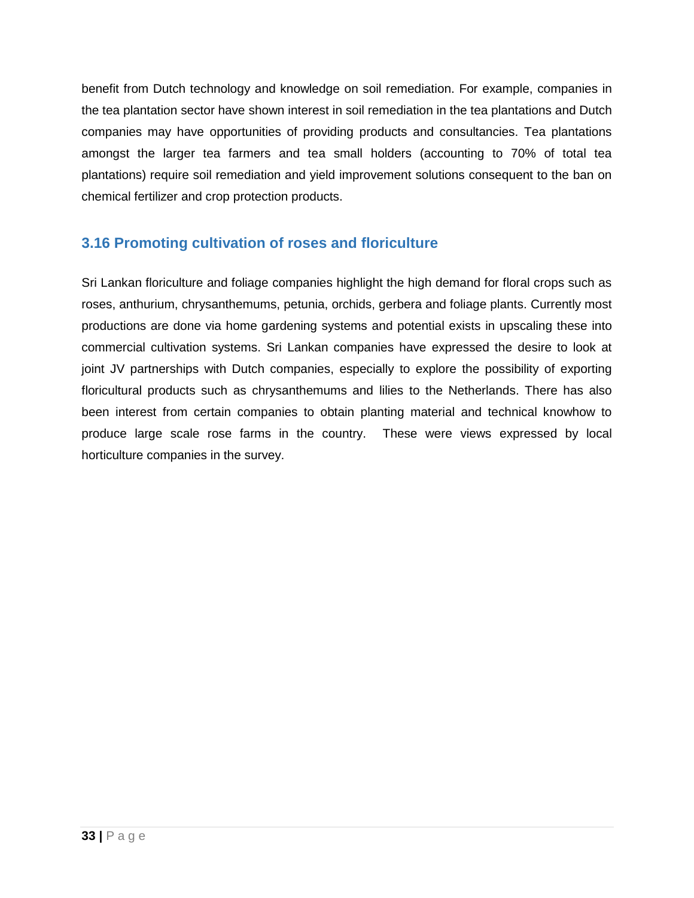benefit from Dutch technology and knowledge on soil remediation. For example, companies in the tea plantation sector have shown interest in soil remediation in the tea plantations and Dutch companies may have opportunities of providing products and consultancies. Tea plantations amongst the larger tea farmers and tea small holders (accounting to 70% of total tea plantations) require soil remediation and yield improvement solutions consequent to the ban on chemical fertilizer and crop protection products.

## 3.16 Promoting cultivation of roses and floriculture

Sri Lankan floriculture and foliage companies highlight the high demand for floral crops such as roses, anthurium, chrysanthemums, petunia, orchids, gerbera and foliage plants. Currently most productions are done via home gardening systems and potential exists in upscaling these into commercial cultivation systems. Sri Lankan companies have expressed the desire to look at joint JV partnerships with Dutch companies, especially to explore the possibility of exporting floricultural products such as chrysanthemums and lilies to the Netherlands. There has also been interest from certain companies to obtain planting material and technical knowhow to produce large scale rose farms in the country. These were views expressed by local horticulture companies in the survey.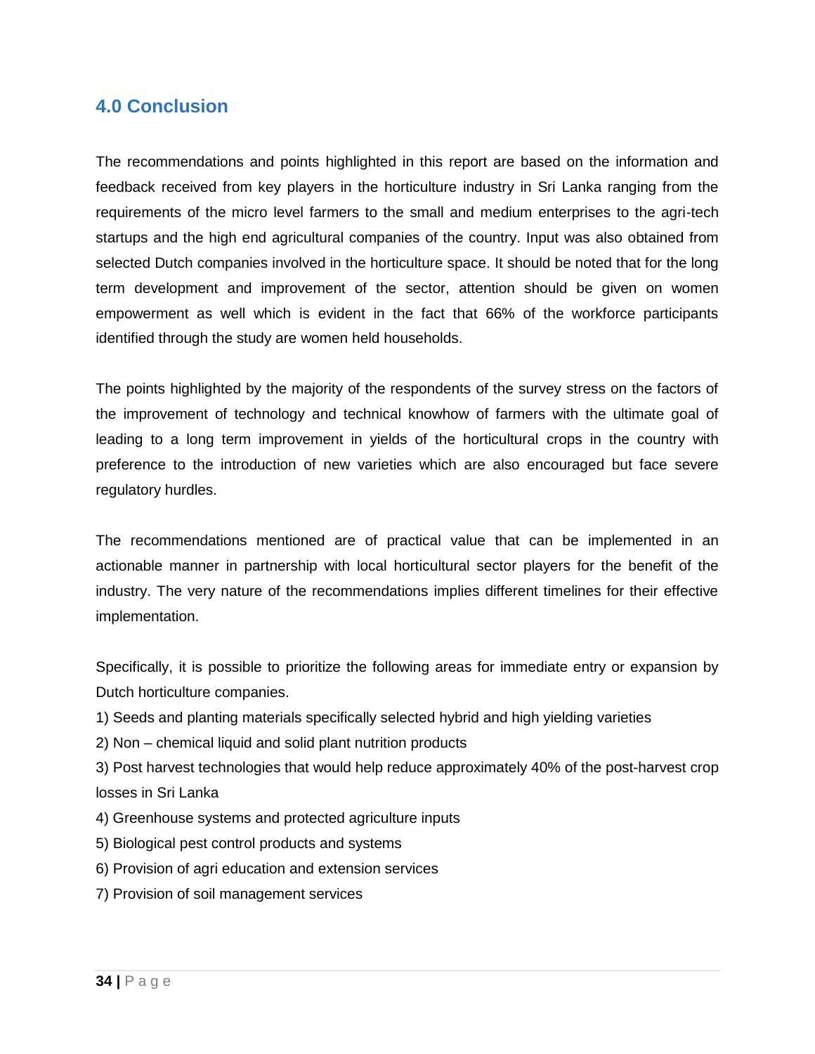## 4.0 Conclusion

The recommendations and points highlighted in this report are based on the information and feedback received from key players in the horticulture industry in Sri Lanka ranging from the requirements of the micro level farmers to the small and medium enterprises to the agri-tech startups and the high end agricultural companies of the country. Input was also obtained from selected Dutch companies involved in the horticulture space. It should be noted that for the long term development and improvement of the sector, attention should be given on women empowerment as well which is evident in the fact that 66% of the workforce participants identified through the study are women held households.

The points highlighted by the majority of the respondents of the survey stress on the factors of the improvement of technology and technical knowhow of farmers with the ultimate goal of leading to a long term improvement in yields of the horticultural crops in the country with preference to the introduction of new varieties which are also encouraged but face severe regulatory hurdles.

The recommendations mentioned are of practical value that can be implemented in an actionable manner in partnership with local horticultural sector players for the benefit of the industry. The very nature of the recommendations implies different timelines for their effective implementation.

Specifically, it is possible to prioritize the following areas for immediate entry or expansion by Dutch horticulture companies.

1) Seeds and planting materials specifically selected hybrid and high yielding varieties
2) Non – chemical liquid and solid plant nutrition products
3) Post harvest technologies that would help reduce approximately 40% of the post-harvest crop losses in Sri Lanka
4) Greenhouse systems and protected agriculture inputs
5) Biological pest control products and systems
6) Provision of agri education and extension services
7) Provision of soil management services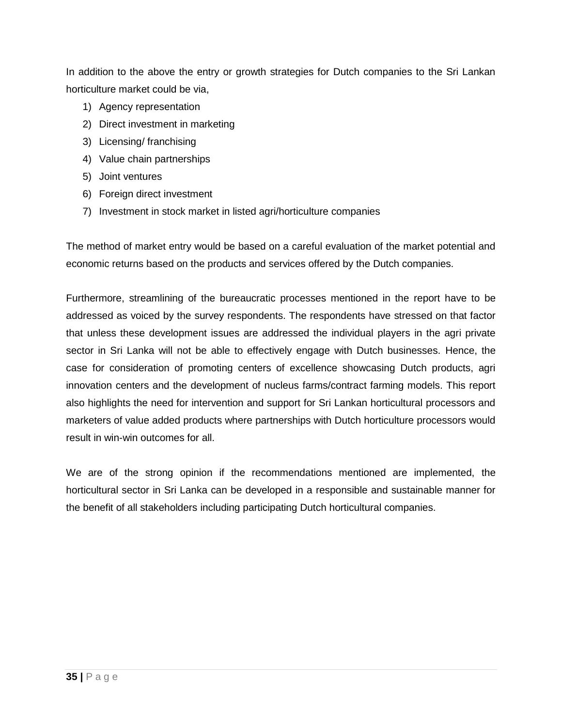In addition to the above the entry or growth strategies for Dutch companies to the Sri Lankan horticulture market could be via,

1) Agency representation
2) Direct investment in marketing
3) Licensing/ franchising
4) Value chain partnerships
5) Joint ventures
6) Foreign direct investment
7) Investment in stock market in listed agri/horticulture companies

The method of market entry would be based on a careful evaluation of the market potential and economic returns based on the products and services offered by the Dutch companies.

Furthermore, streamlining of the bureaucratic processes mentioned in the report have to be addressed as voiced by the survey respondents. The respondents have stressed on that factor that unless these development issues are addressed the individual players in the agri private sector in Sri Lanka will not be able to effectively engage with Dutch businesses. Hence, the case for consideration of promoting centers of excellence showcasing Dutch products, agri innovation centers and the development of nucleus farms/contract farming models. This report also highlights the need for intervention and support for Sri Lankan horticultural processors and marketers of value added products where partnerships with Dutch horticulture processors would result in win-win outcomes for all.

We are of the strong opinion if the recommendations mentioned are implemented, the horticultural sector in Sri Lanka can be developed in a responsible and sustainable manner for the benefit of all stakeholders including participating Dutch horticultural companies.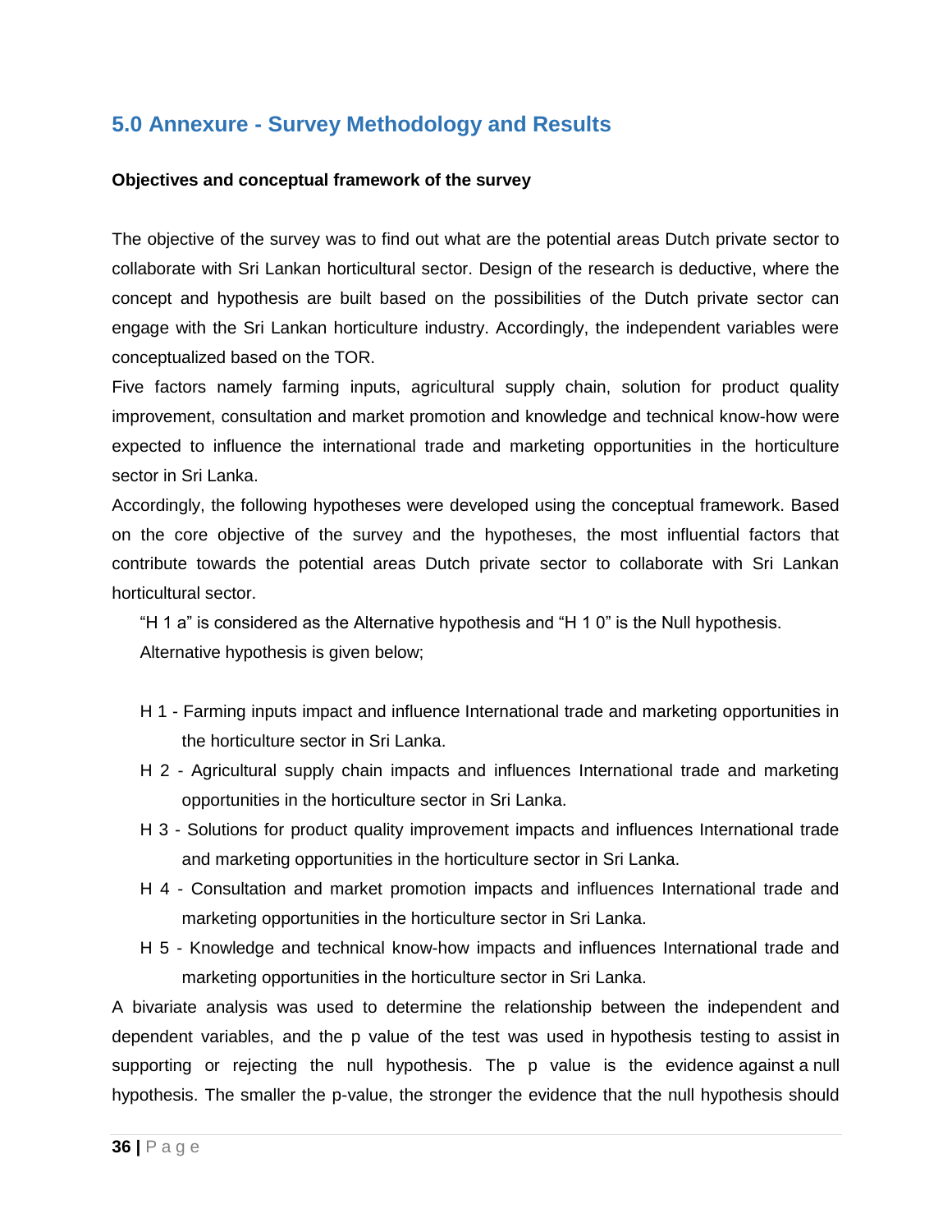## 5.0 Annexure - Survey Methodology and Results

**Objectives and conceptual framework of the survey**

The objective of the survey was to find out what are the potential areas Dutch private sector to collaborate with Sri Lankan horticultural sector. Design of the research is deductive, where the concept and hypothesis are built based on the possibilities of the Dutch private sector can engage with the Sri Lankan horticulture industry. Accordingly, the independent variables were conceptualized based on the TOR.

Five factors namely farming inputs, agricultural supply chain, solution for product quality improvement, consultation and market promotion and knowledge and technical know-how were expected to influence the international trade and marketing opportunities in the horticulture sector in Sri Lanka.

Accordingly, the following hypotheses were developed using the conceptual framework. Based on the core objective of the survey and the hypotheses, the most influential factors that contribute towards the potential areas Dutch private sector to collaborate with Sri Lankan horticultural sector.

"H 1 a" is considered as the Alternative hypothesis and "H 1 0" is the Null hypothesis. Alternative hypothesis is given below;

- H 1 - Farming inputs impact and influence International trade and marketing opportunities in the horticulture sector in Sri Lanka.
- H 2 - Agricultural supply chain impacts and influences International trade and marketing opportunities in the horticulture sector in Sri Lanka.
- H 3 - Solutions for product quality improvement impacts and influences International trade and marketing opportunities in the horticulture sector in Sri Lanka.
- H 4 - Consultation and market promotion impacts and influences International trade and marketing opportunities in the horticulture sector in Sri Lanka.
- H 5 - Knowledge and technical know-how impacts and influences International trade and marketing opportunities in the horticulture sector in Sri Lanka.

A bivariate analysis was used to determine the relationship between the independent and dependent variables, and the p value of the test was used in hypothesis testing to assist in supporting or rejecting the null hypothesis. The p value is the evidence against a null hypothesis. The smaller the p-value, the stronger the evidence that the null hypothesis should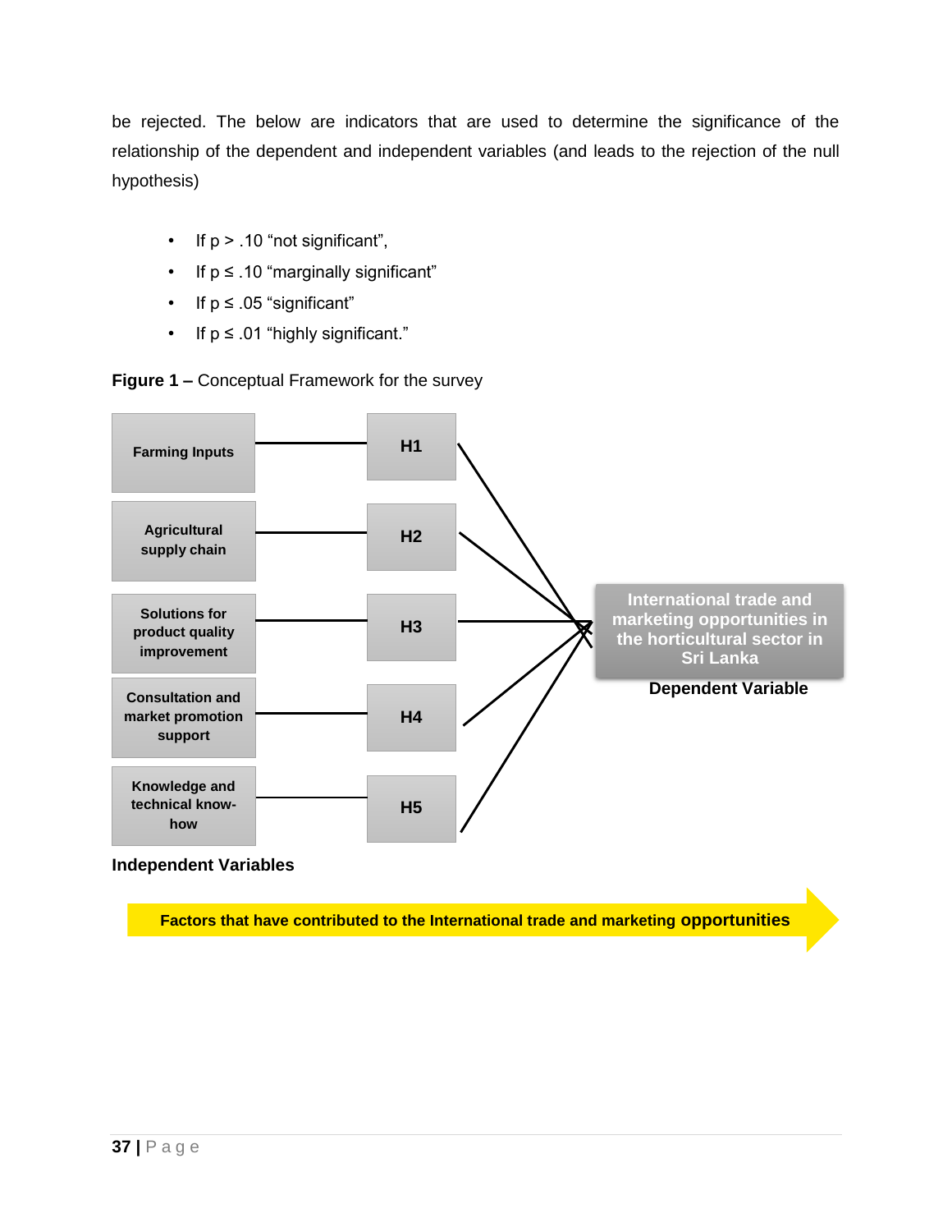be rejected. The below are indicators that are used to determine the significance of the relationship of the dependent and independent variables (and leads to the rejection of the null hypothesis)

- If $p > .10$ "not significant",
- If $p \leq .10$ "marginally significant"
- If $p \leq .05$ "significant"
- If $p \leq .01$ "highly significant."

**Figure 1 –** Conceptual Framework for the survey

Farming Inputs — H1
Agricultural supply chain — H2
Solutions for product quality improvement — H3
Consultation and market promotion support — H4
Knowledge and technical know-how — H5

International trade and marketing opportunities in the horticultural sector in Sri Lanka

**Dependent Variable**

**Independent Variables**

**Factors that have contributed to the International trade and marketing opportunities**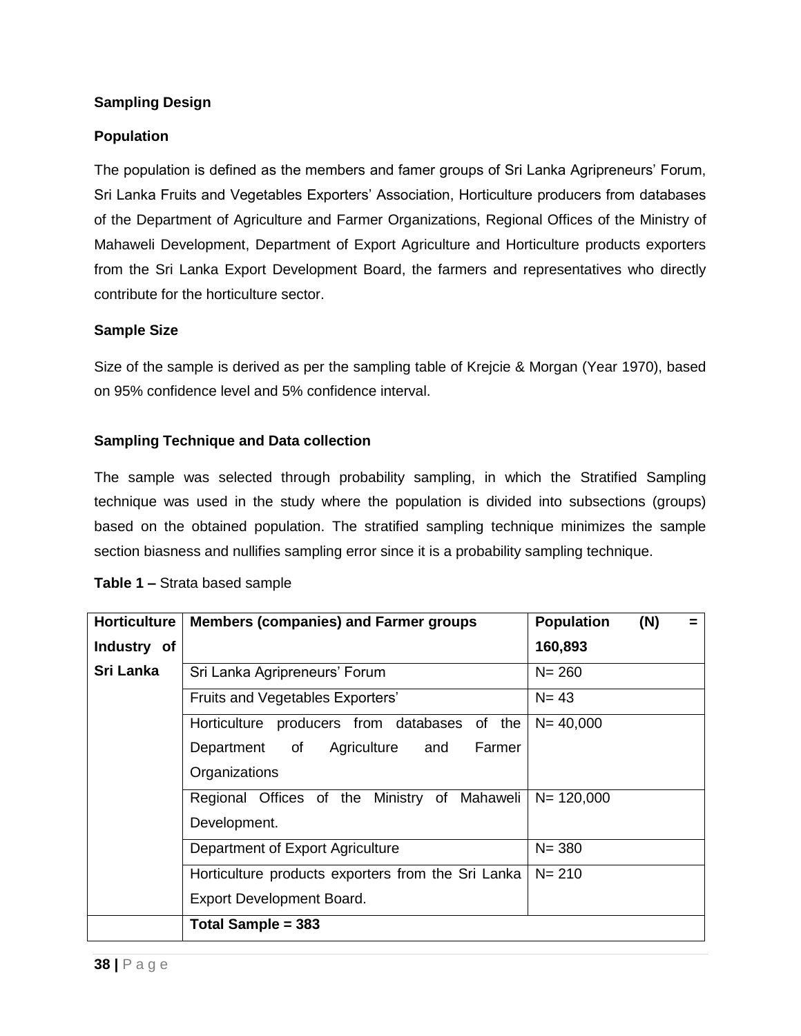**Sampling Design**

**Population**

The population is defined as the members and famer groups of Sri Lanka Agripreneurs' Forum, Sri Lanka Fruits and Vegetables Exporters' Association, Horticulture producers from databases of the Department of Agriculture and Farmer Organizations, Regional Offices of the Ministry of Mahaweli Development, Department of Export Agriculture and Horticulture products exporters from the Sri Lanka Export Development Board, the farmers and representatives who directly contribute for the horticulture sector.

**Sample Size**

Size of the sample is derived as per the sampling table of Krejcie & Morgan (Year 1970), based on 95% confidence level and 5% confidence interval.

**Sampling Technique and Data collection**

The sample was selected through probability sampling, in which the Stratified Sampling technique was used in the study where the population is divided into subsections (groups) based on the obtained population. The stratified sampling technique minimizes the sample section biasness and nullifies sampling error since it is a probability sampling technique.

**Table 1 –** Strata based sample

| **Horticulture Industry of Sri Lanka** | **Members (companies) and Farmer groups** | **Population (N) = 160,893** |
|---|---|---|
| | Sri Lanka Agripreneurs' Forum | N= 260 |
| | Fruits and Vegetables Exporters' | N= 43 |
| | Horticulture producers from databases of the Department of Agriculture and Farmer Organizations | N= 40,000 |
| | Regional Offices of the Ministry of Mahaweli Development. | N= 120,000 |
| | Department of Export Agriculture | N= 380 |
| | Horticulture products exporters from the Sri Lanka Export Development Board. | N= 210 |
| | **Total Sample = 383** | |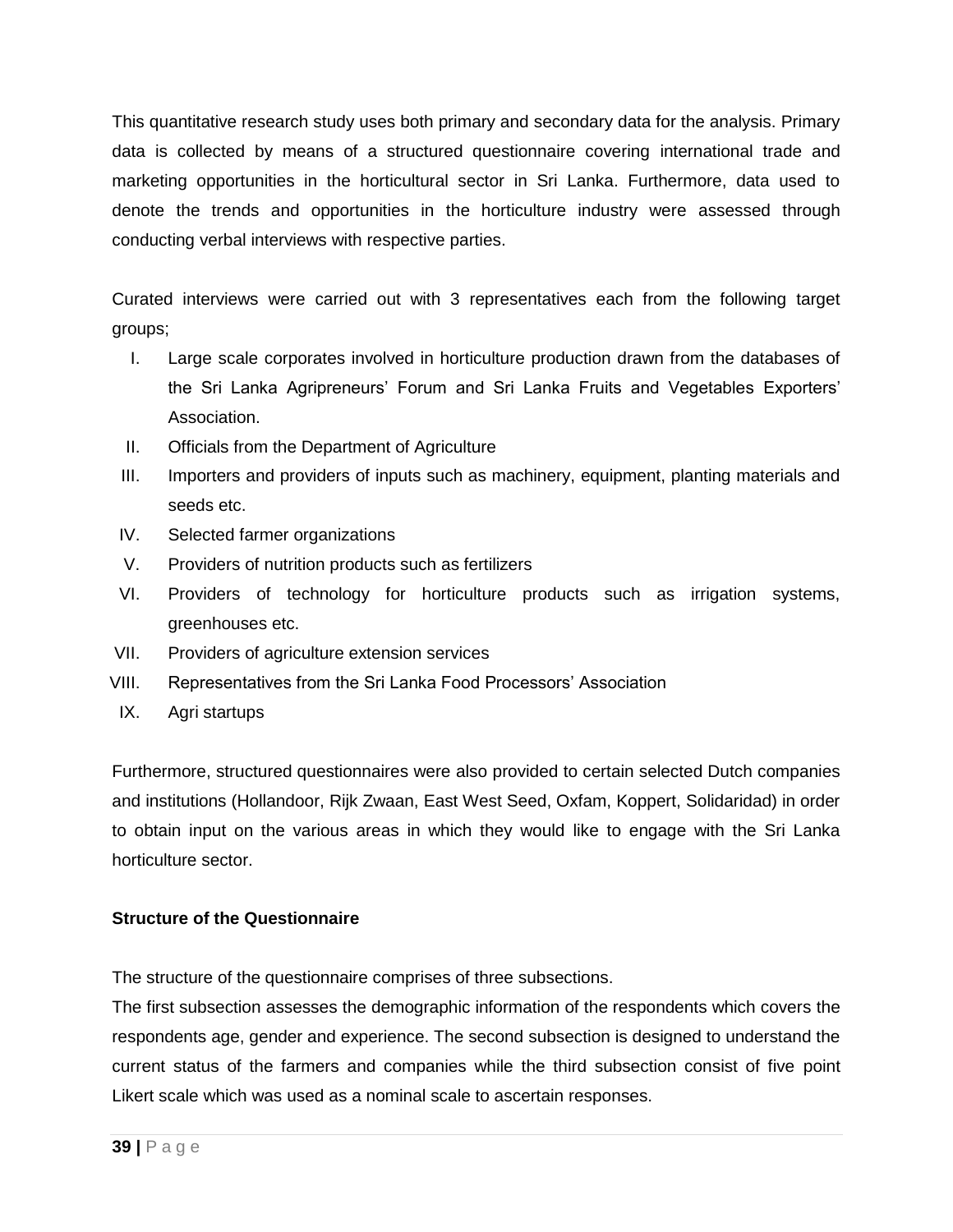This quantitative research study uses both primary and secondary data for the analysis. Primary data is collected by means of a structured questionnaire covering international trade and marketing opportunities in the horticultural sector in Sri Lanka. Furthermore, data used to denote the trends and opportunities in the horticulture industry were assessed through conducting verbal interviews with respective parties.

Curated interviews were carried out with 3 representatives each from the following target groups;

I. Large scale corporates involved in horticulture production drawn from the databases of the Sri Lanka Agripreneurs' Forum and Sri Lanka Fruits and Vegetables Exporters' Association.
II. Officials from the Department of Agriculture
III. Importers and providers of inputs such as machinery, equipment, planting materials and seeds etc.
IV. Selected farmer organizations
V. Providers of nutrition products such as fertilizers
VI. Providers of technology for horticulture products such as irrigation systems, greenhouses etc.
VII. Providers of agriculture extension services
VIII. Representatives from the Sri Lanka Food Processors' Association
IX. Agri startups

Furthermore, structured questionnaires were also provided to certain selected Dutch companies and institutions (Hollandoor, Rijk Zwaan, East West Seed, Oxfam, Koppert, Solidaridad) in order to obtain input on the various areas in which they would like to engage with the Sri Lanka horticulture sector.

**Structure of the Questionnaire**

The structure of the questionnaire comprises of three subsections.
The first subsection assesses the demographic information of the respondents which covers the respondents age, gender and experience. The second subsection is designed to understand the current status of the farmers and companies while the third subsection consist of five point Likert scale which was used as a nominal scale to ascertain responses.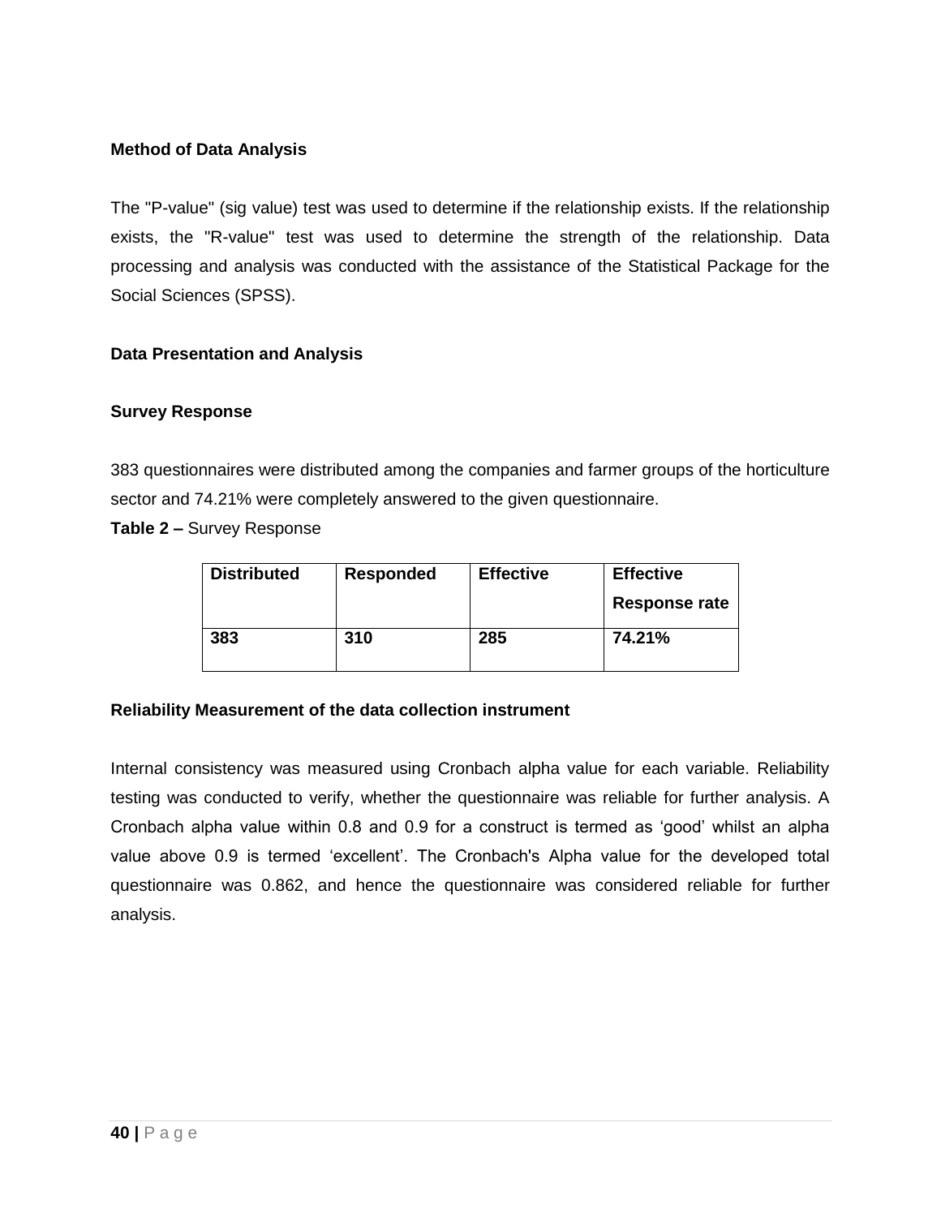**Method of Data Analysis**

The "P-value" (sig value) test was used to determine if the relationship exists. If the relationship exists, the "R-value" test was used to determine the strength of the relationship. Data processing and analysis was conducted with the assistance of the Statistical Package for the Social Sciences (SPSS).

**Data Presentation and Analysis**

**Survey Response**

383 questionnaires were distributed among the companies and farmer groups of the horticulture sector and 74.21% were completely answered to the given questionnaire.

**Table 2 –** Survey Response

| Distributed | Responded | Effective | Effective Response rate |
|---|---|---|---|
| **383** | **310** | **285** | **74.21%** |

**Reliability Measurement of the data collection instrument**

Internal consistency was measured using Cronbach alpha value for each variable. Reliability testing was conducted to verify, whether the questionnaire was reliable for further analysis. A Cronbach alpha value within 0.8 and 0.9 for a construct is termed as 'good' whilst an alpha value above 0.9 is termed 'excellent'. The Cronbach's Alpha value for the developed total questionnaire was 0.862, and hence the questionnaire was considered reliable for further analysis.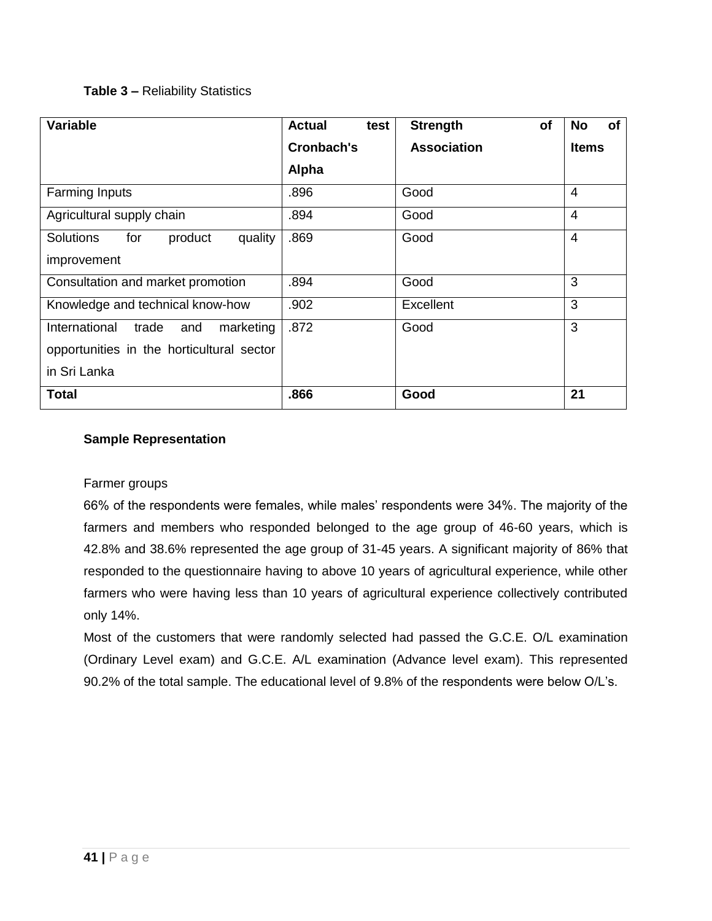**Table 3 –** Reliability Statistics

| Variable | Actual test Cronbach's Alpha | Strength of Association | No of Items |
|---|---|---|---|
| Farming Inputs | .896 | Good | 4 |
| Agricultural supply chain | .894 | Good | 4 |
| Solutions for product quality improvement | .869 | Good | 4 |
| Consultation and market promotion | .894 | Good | 3 |
| Knowledge and technical know-how | .902 | Excellent | 3 |
| International trade and marketing opportunities in the horticultural sector in Sri Lanka | .872 | Good | 3 |
| **Total** | **.866** | **Good** | **21** |

**Sample Representation**

Farmer groups

66% of the respondents were females, while males' respondents were 34%. The majority of the farmers and members who responded belonged to the age group of 46-60 years, which is 42.8% and 38.6% represented the age group of 31-45 years. A significant majority of 86% that responded to the questionnaire having to above 10 years of agricultural experience, while other farmers who were having less than 10 years of agricultural experience collectively contributed only 14%.

Most of the customers that were randomly selected had passed the G.C.E. O/L examination (Ordinary Level exam) and G.C.E. A/L examination (Advance level exam). This represented 90.2% of the total sample. The educational level of 9.8% of the respondents were below O/L's.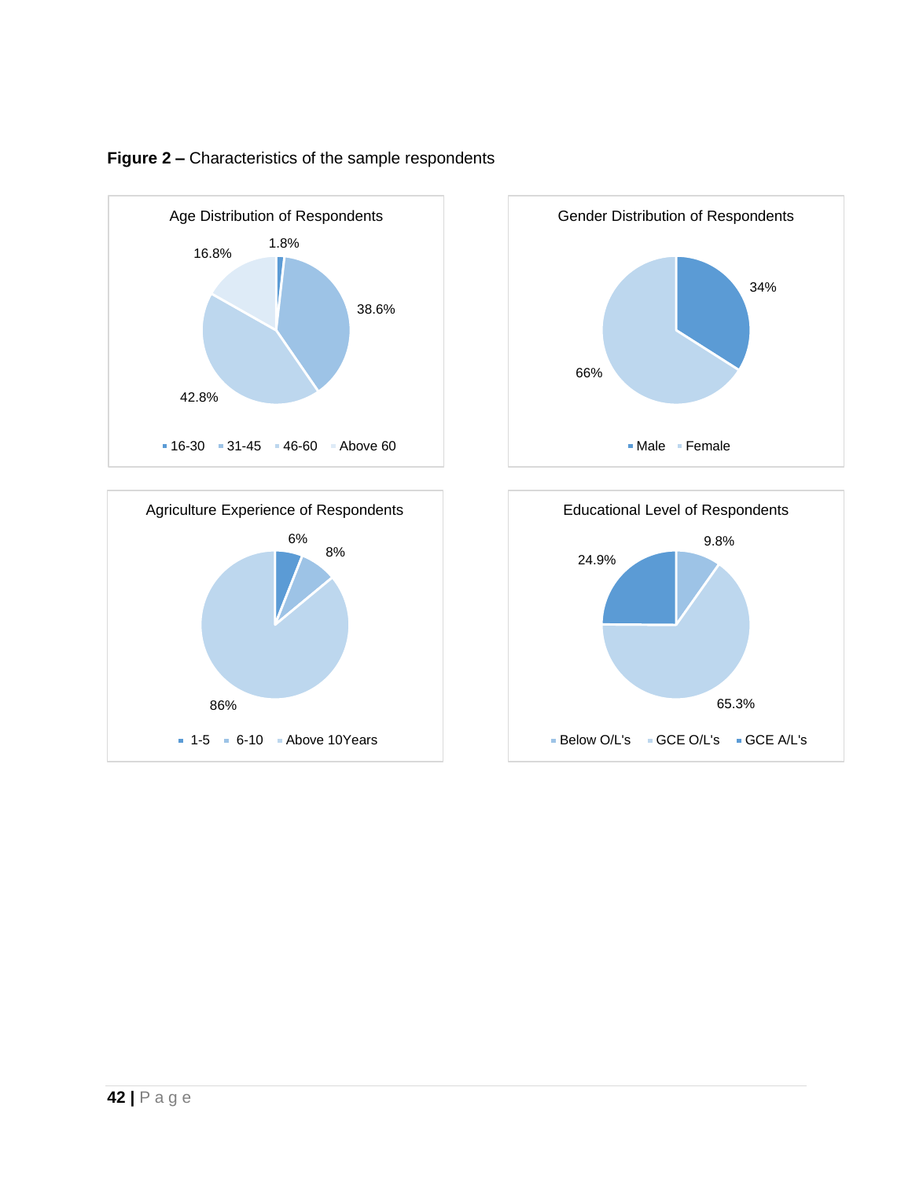**Figure 2 –** Characteristics of the sample respondents

Age Distribution of Respondents

16.8% | 1.8% | 38.6% | 42.8%

16-30 | 31-45 | 46-60 | Above 60

Gender Distribution of Respondents

34% | 66%

Male | Female

Agriculture Experience of Respondents

6% | 8% | 86%

1-5 | 6-10 | Above 10Years

Educational Level of Respondents

9.8% | 24.9% | 65.3%

Below O/L's | GCE O/L's | GCE A/L's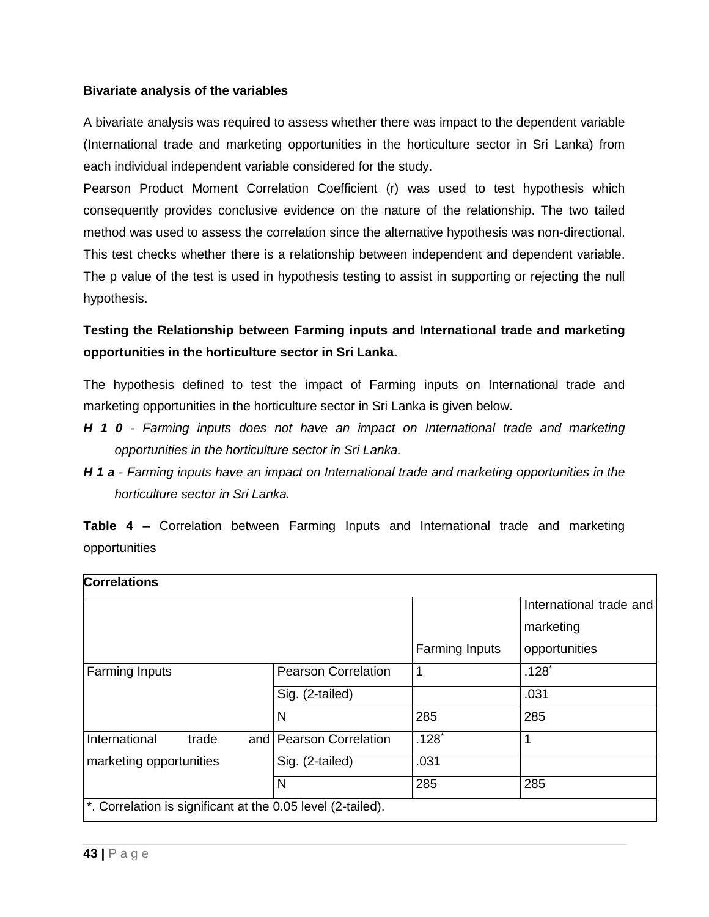**Bivariate analysis of the variables**

A bivariate analysis was required to assess whether there was impact to the dependent variable (International trade and marketing opportunities in the horticulture sector in Sri Lanka) from each individual independent variable considered for the study.

Pearson Product Moment Correlation Coefficient (r) was used to test hypothesis which consequently provides conclusive evidence on the nature of the relationship. The two tailed method was used to assess the correlation since the alternative hypothesis was non-directional. This test checks whether there is a relationship between independent and dependent variable. The p value of the test is used in hypothesis testing to assist in supporting or rejecting the null hypothesis.

**Testing the Relationship between Farming inputs and International trade and marketing opportunities in the horticulture sector in Sri Lanka.**

The hypothesis defined to test the impact of Farming inputs on International trade and marketing opportunities in the horticulture sector in Sri Lanka is given below.

- ***H 1 0*** *- Farming inputs does not have an impact on International trade and marketing opportunities in the horticulture sector in Sri Lanka.*
- ***H 1 a*** *- Farming inputs have an impact on International trade and marketing opportunities in the horticulture sector in Sri Lanka.*

**Table 4 –** Correlation between Farming Inputs and International trade and marketing opportunities

| **Correlations** | | | |
|---|---|---|---|
| | | Farming Inputs | International trade and marketing opportunities |
| Farming Inputs | Pearson Correlation | 1 | .128* |
| | Sig. (2-tailed) | | .031 |
| | N | 285 | 285 |
| International trade and marketing opportunities | Pearson Correlation | .128* | 1 |
| | Sig. (2-tailed) | .031 | |
| | N | 285 | 285 |
| *. Correlation is significant at the 0.05 level (2-tailed). | | | |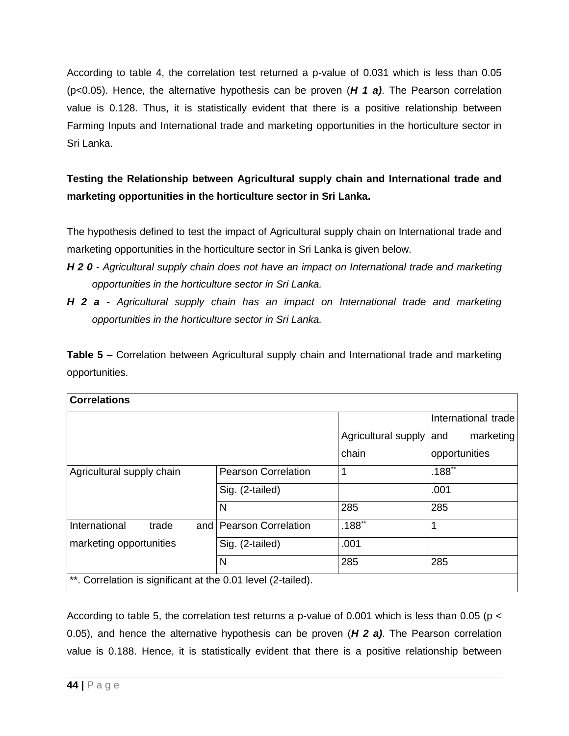According to table 4, the correlation test returned a p-value of 0.031 which is less than 0.05 ($p<0.05$). Hence, the alternative hypothesis can be proven (***H 1 a)***. The Pearson correlation value is 0.128. Thus, it is statistically evident that there is a positive relationship between Farming Inputs and International trade and marketing opportunities in the horticulture sector in Sri Lanka.

**Testing the Relationship between Agricultural supply chain and International trade and marketing opportunities in the horticulture sector in Sri Lanka.**

The hypothesis defined to test the impact of Agricultural supply chain on International trade and marketing opportunities in the horticulture sector in Sri Lanka is given below.

***H 2 0*** *- Agricultural supply chain does not have an impact on International trade and marketing opportunities in the horticulture sector in Sri Lanka.*

***H 2 a*** *- Agricultural supply chain has an impact on International trade and marketing opportunities in the horticulture sector in Sri Lanka.*

**Table 5 –** Correlation between Agricultural supply chain and International trade and marketing opportunities.

| **Correlations** | | | |
|---|---|---|---|
| | | Agricultural supply chain | International trade and marketing opportunities |
| Agricultural supply chain | Pearson Correlation | 1 | .188** |
| | Sig. (2-tailed) | | .001 |
| | N | 285 | 285 |
| International trade and marketing opportunities | Pearson Correlation | .188** | 1 |
| | Sig. (2-tailed) | .001 | |
| | N | 285 | 285 |
| **. Correlation is significant at the 0.01 level (2-tailed). | | | |

According to table 5, the correlation test returns a p-value of 0.001 which is less than 0.05 ($p < 0.05$), and hence the alternative hypothesis can be proven (***H 2 a)***. The Pearson correlation value is 0.188. Hence, it is statistically evident that there is a positive relationship between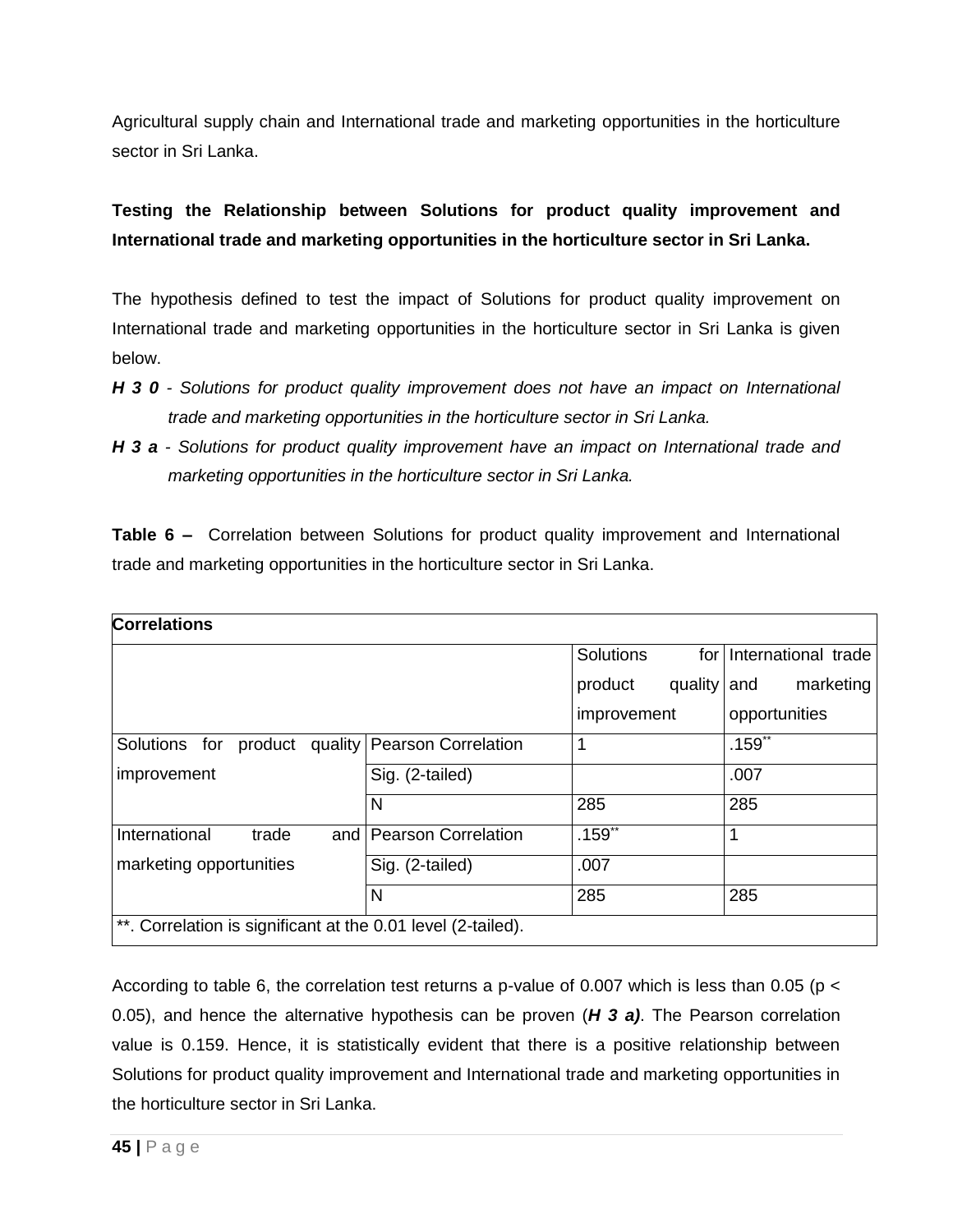Agricultural supply chain and International trade and marketing opportunities in the horticulture sector in Sri Lanka.

**Testing the Relationship between Solutions for product quality improvement and International trade and marketing opportunities in the horticulture sector in Sri Lanka.**

The hypothesis defined to test the impact of Solutions for product quality improvement on International trade and marketing opportunities in the horticulture sector in Sri Lanka is given below.

***H 3 0*** *- Solutions for product quality improvement does not have an impact on International trade and marketing opportunities in the horticulture sector in Sri Lanka.*

***H 3 a*** *- Solutions for product quality improvement have an impact on International trade and marketing opportunities in the horticulture sector in Sri Lanka.*

**Table 6 –** Correlation between Solutions for product quality improvement and International trade and marketing opportunities in the horticulture sector in Sri Lanka.

| **Correlations** | | | |
|---|---|---|---|
| | | Solutions for product quality improvement | International trade and marketing opportunities |
| Solutions for product quality improvement | Pearson Correlation | 1 | .159** |
| | Sig. (2-tailed) | | .007 |
| | N | 285 | 285 |
| International trade and marketing opportunities | Pearson Correlation | .159** | 1 |
| | Sig. (2-tailed) | .007 | |
| | N | 285 | 285 |
| **. Correlation is significant at the 0.01 level (2-tailed). | | | |

According to table 6, the correlation test returns a p-value of 0.007 which is less than 0.05 ($p < 0.05$), and hence the alternative hypothesis can be proven (***H 3 a)***. The Pearson correlation value is 0.159. Hence, it is statistically evident that there is a positive relationship between Solutions for product quality improvement and International trade and marketing opportunities in the horticulture sector in Sri Lanka.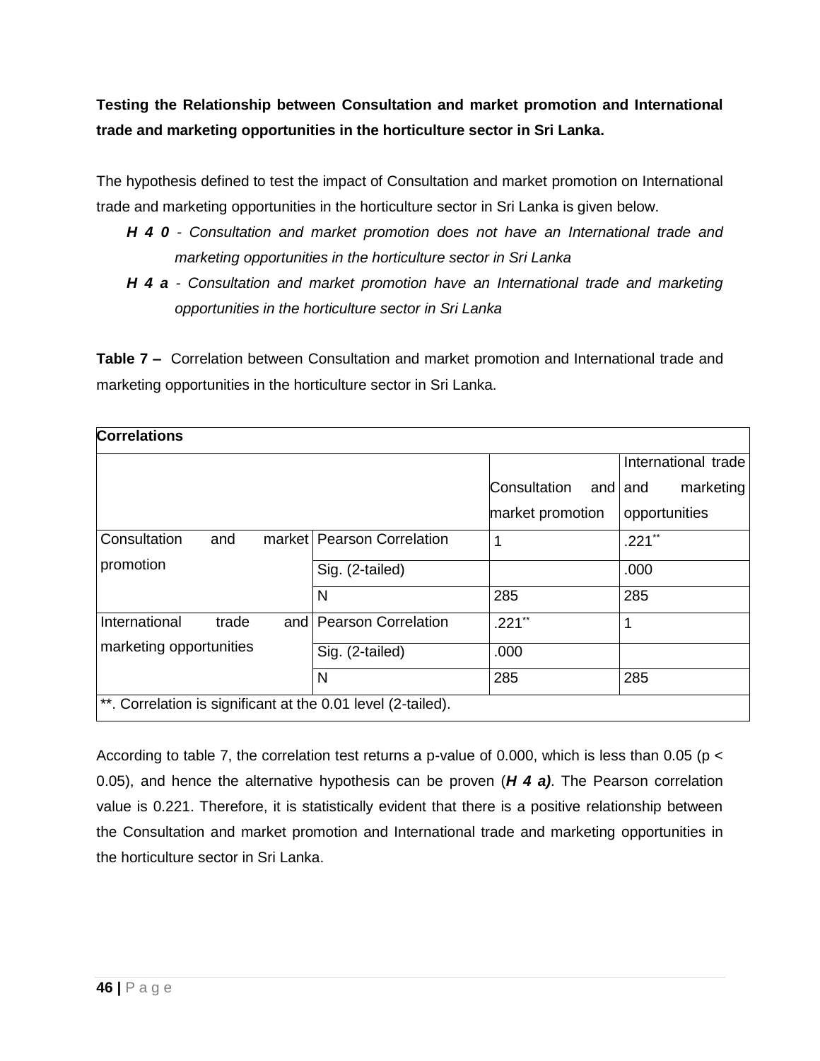**Testing the Relationship between Consultation and market promotion and International trade and marketing opportunities in the horticulture sector in Sri Lanka.**

The hypothesis defined to test the impact of Consultation and market promotion on International trade and marketing opportunities in the horticulture sector in Sri Lanka is given below.

- ***H 4 0*** - *Consultation and market promotion does not have an International trade and marketing opportunities in the horticulture sector in Sri Lanka*
- ***H 4 a*** - *Consultation and market promotion have an International trade and marketing opportunities in the horticulture sector in Sri Lanka*

**Table 7 –** Correlation between Consultation and market promotion and International trade and marketing opportunities in the horticulture sector in Sri Lanka.

| **Correlations** | | | |
|---|---|---|---|
| | | Consultation and market promotion | International trade and marketing opportunities |
| Consultation and market promotion | Pearson Correlation | 1 | .221** |
| | Sig. (2-tailed) | | .000 |
| | N | 285 | 285 |
| International trade and marketing opportunities | Pearson Correlation | .221** | 1 |
| | Sig. (2-tailed) | .000 | |
| | N | 285 | 285 |
| **. Correlation is significant at the 0.01 level (2-tailed). | | | |

According to table 7, the correlation test returns a p-value of 0.000, which is less than 0.05 ($p < 0.05$), and hence the alternative hypothesis can be proven (***H 4 a)***. The Pearson correlation value is 0.221. Therefore, it is statistically evident that there is a positive relationship between the Consultation and market promotion and International trade and marketing opportunities in the horticulture sector in Sri Lanka.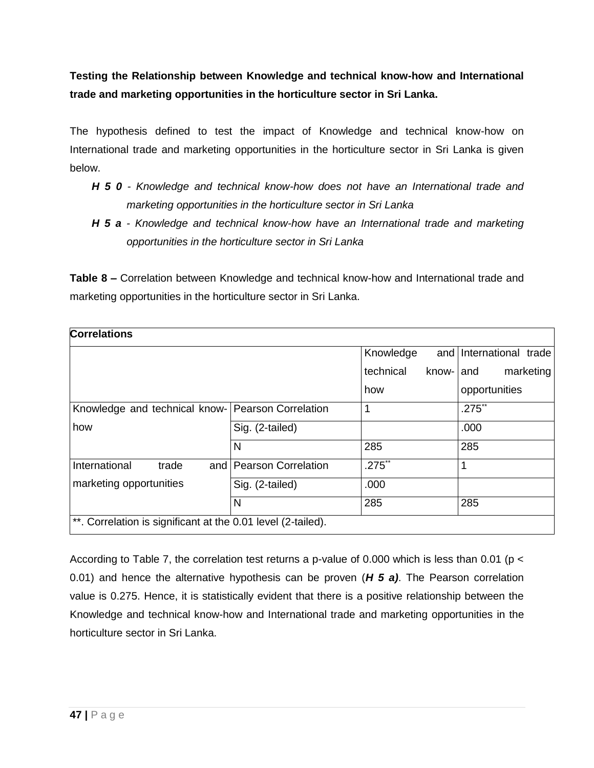**Testing the Relationship between Knowledge and technical know-how and International trade and marketing opportunities in the horticulture sector in Sri Lanka.**

The hypothesis defined to test the impact of Knowledge and technical know-how on International trade and marketing opportunities in the horticulture sector in Sri Lanka is given below.

- ***H 5 0*** *- Knowledge and technical know-how does not have an International trade and marketing opportunities in the horticulture sector in Sri Lanka*
- ***H 5 a*** *- Knowledge and technical know-how have an International trade and marketing opportunities in the horticulture sector in Sri Lanka*

**Table 8 –** Correlation between Knowledge and technical know-how and International trade and marketing opportunities in the horticulture sector in Sri Lanka.

| **Correlations** | | | |
|---|---|---|---|
| | | Knowledge and technical know-how | International trade and marketing opportunities |
| Knowledge and technical know-how | Pearson Correlation | 1 | .275** |
| | Sig. (2-tailed) | | .000 |
| | N | 285 | 285 |
| International trade and marketing opportunities | Pearson Correlation | .275** | 1 |
| | Sig. (2-tailed) | .000 | |
| | N | 285 | 285 |
| **. Correlation is significant at the 0.01 level (2-tailed). | | | |

According to Table 7, the correlation test returns a p-value of 0.000 which is less than 0.01 ($p < 0.01$) and hence the alternative hypothesis can be proven (***H 5 a)***. The Pearson correlation value is 0.275. Hence, it is statistically evident that there is a positive relationship between the Knowledge and technical know-how and International trade and marketing opportunities in the horticulture sector in Sri Lanka.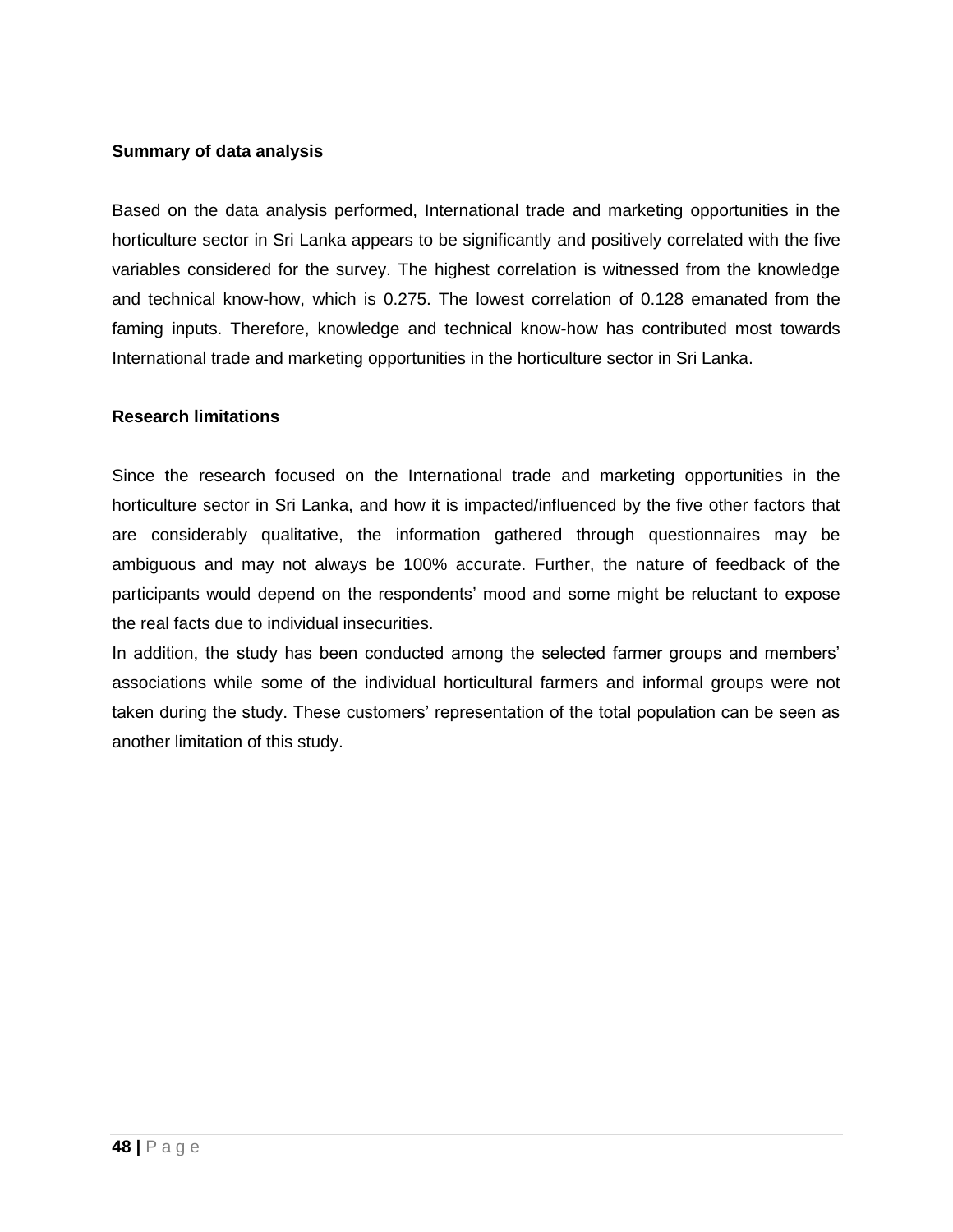**Summary of data analysis**

Based on the data analysis performed, International trade and marketing opportunities in the horticulture sector in Sri Lanka appears to be significantly and positively correlated with the five variables considered for the survey. The highest correlation is witnessed from the knowledge and technical know-how, which is 0.275. The lowest correlation of 0.128 emanated from the faming inputs. Therefore, knowledge and technical know-how has contributed most towards International trade and marketing opportunities in the horticulture sector in Sri Lanka.

**Research limitations**

Since the research focused on the International trade and marketing opportunities in the horticulture sector in Sri Lanka, and how it is impacted/influenced by the five other factors that are considerably qualitative, the information gathered through questionnaires may be ambiguous and may not always be 100% accurate. Further, the nature of feedback of the participants would depend on the respondents' mood and some might be reluctant to expose the real facts due to individual insecurities.

In addition, the study has been conducted among the selected farmer groups and members' associations while some of the individual horticultural farmers and informal groups were not taken during the study. These customers' representation of the total population can be seen as another limitation of this study.